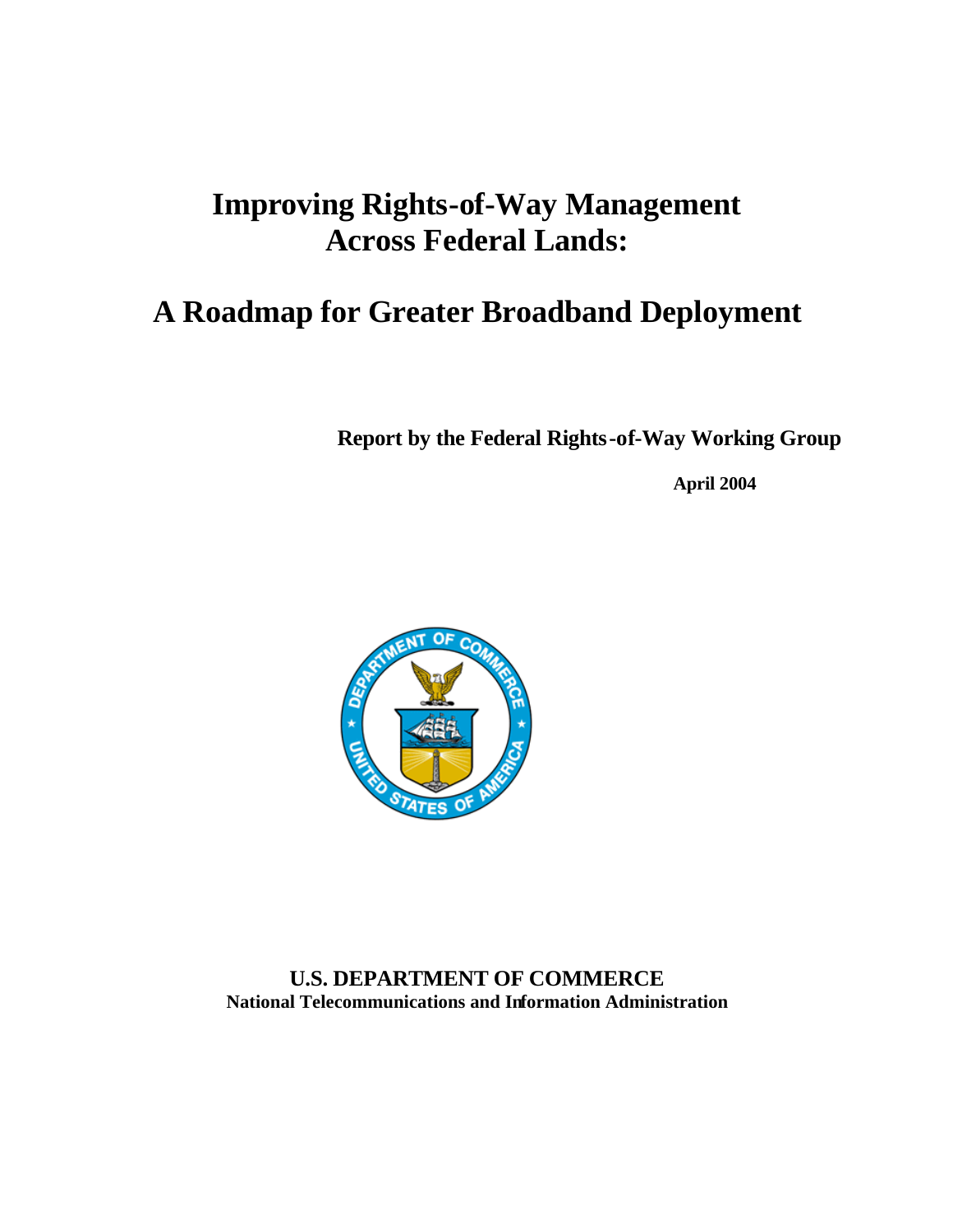# Improving Rights-of-Way Management Across Federal Lands:

# A Roadmap for Greater Broadband Deployment

**Report by the Federal Rights-of-Way Working Group**

**April 2004**

**U.S. DEPARTMENT OF COMMERCE**
**National Telecommunications and Information Administration**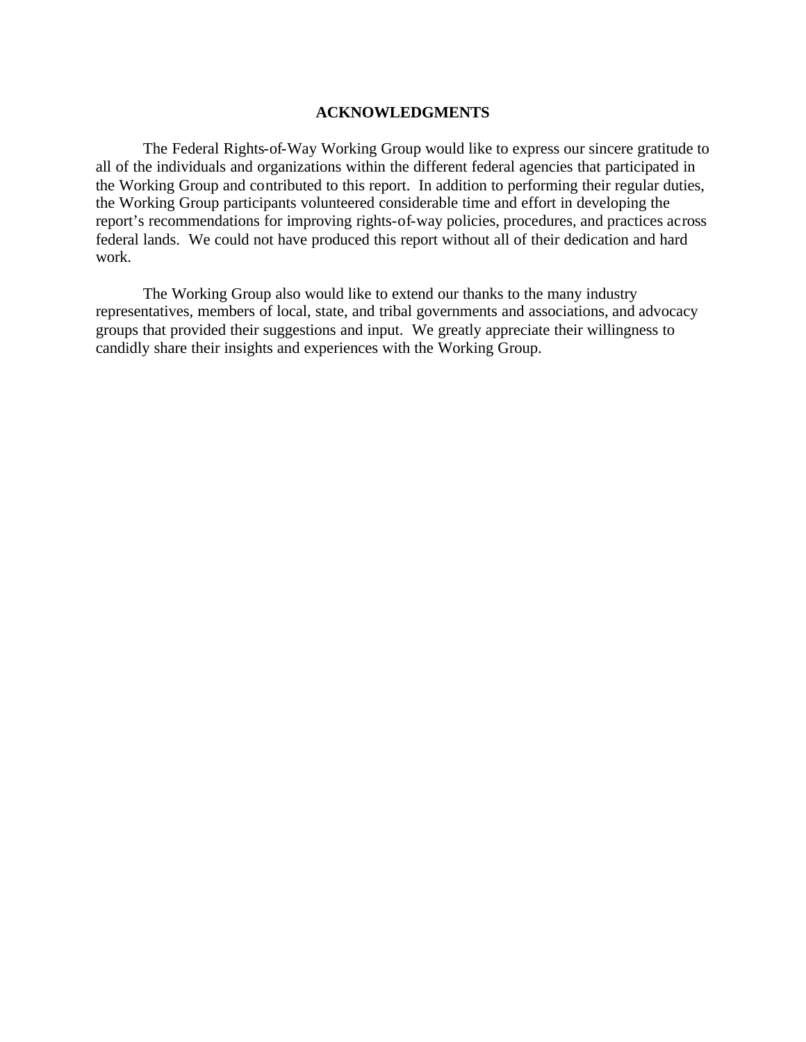## ACKNOWLEDGMENTS

The Federal Rights-of-Way Working Group would like to express our sincere gratitude to all of the individuals and organizations within the different federal agencies that participated in the Working Group and contributed to this report. In addition to performing their regular duties, the Working Group participants volunteered considerable time and effort in developing the report's recommendations for improving rights-of-way policies, procedures, and practices across federal lands. We could not have produced this report without all of their dedication and hard work.

The Working Group also would like to extend our thanks to the many industry representatives, members of local, state, and tribal governments and associations, and advocacy groups that provided their suggestions and input. We greatly appreciate their willingness to candidly share their insights and experiences with the Working Group.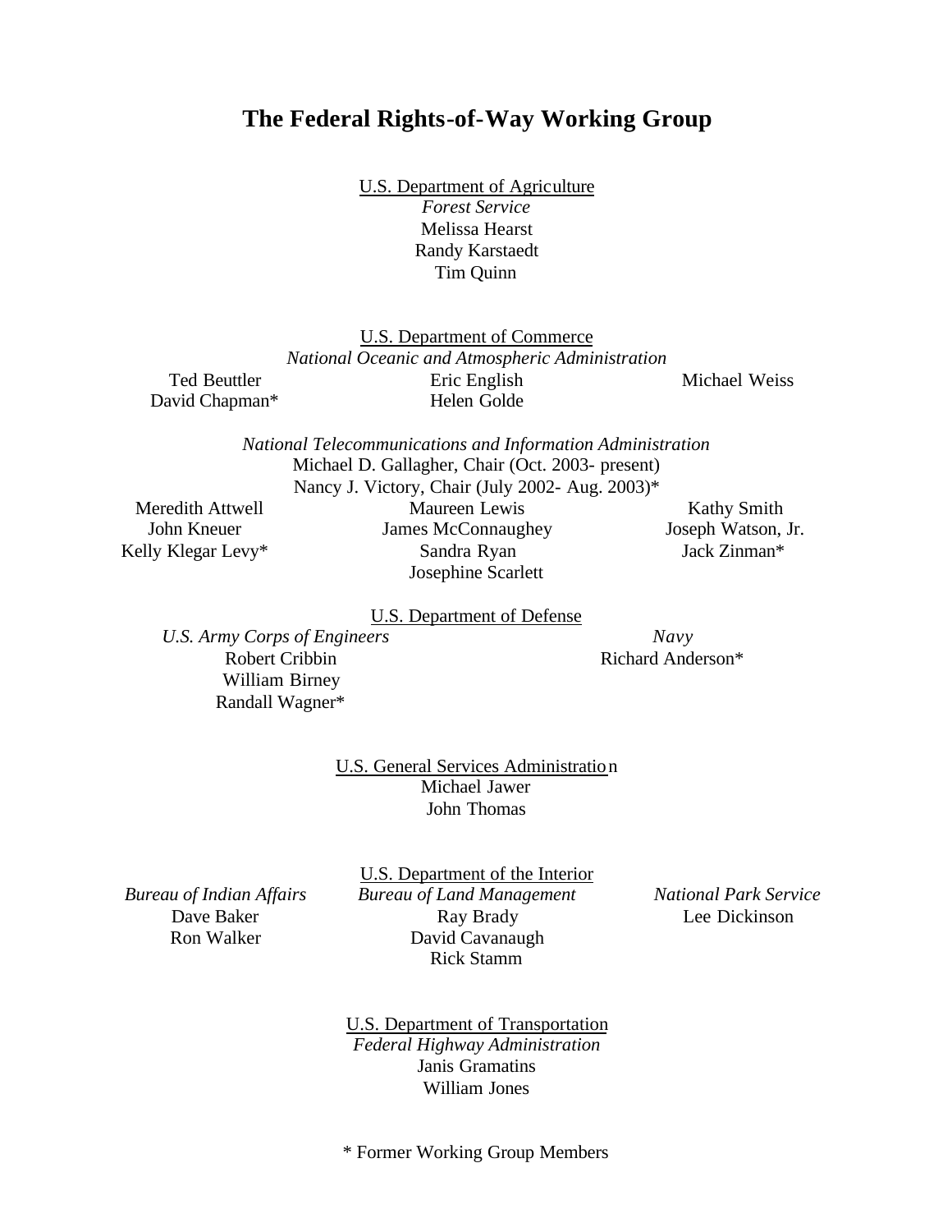# The Federal Rights-of-Way Working Group

U.S. Department of Agriculture

*Forest Service*

Melissa Hearst
Randy Karstaedt
Tim Quinn

U.S. Department of Commerce

*National Oceanic and Atmospheric Administration*

Ted Beuttler
David Chapman*
Eric English
Helen Golde
Michael Weiss

*National Telecommunications and Information Administration*

Michael D. Gallagher, Chair (Oct. 2003- present)
Nancy J. Victory, Chair (July 2002- Aug. 2003)*

Meredith Attwell
John Kneuer
Kelly Klegar Levy*
Maureen Lewis
James McConnaughey
Sandra Ryan
Josephine Scarlett
Kathy Smith
Joseph Watson, Jr.
Jack Zinman*

U.S. Department of Defense

*U.S. Army Corps of Engineers*

Robert Cribbin
William Birney
Randall Wagner*

*Navy*

Richard Anderson*

U.S. General Services Administration

Michael Jawer
John Thomas

U.S. Department of the Interior

*Bureau of Indian Affairs*

Dave Baker
Ron Walker

*Bureau of Land Management*

Ray Brady
David Cavanaugh
Rick Stamm

*National Park Service*

Lee Dickinson

U.S. Department of Transportation

*Federal Highway Administration*

Janis Gramatins
William Jones

\* Former Working Group Members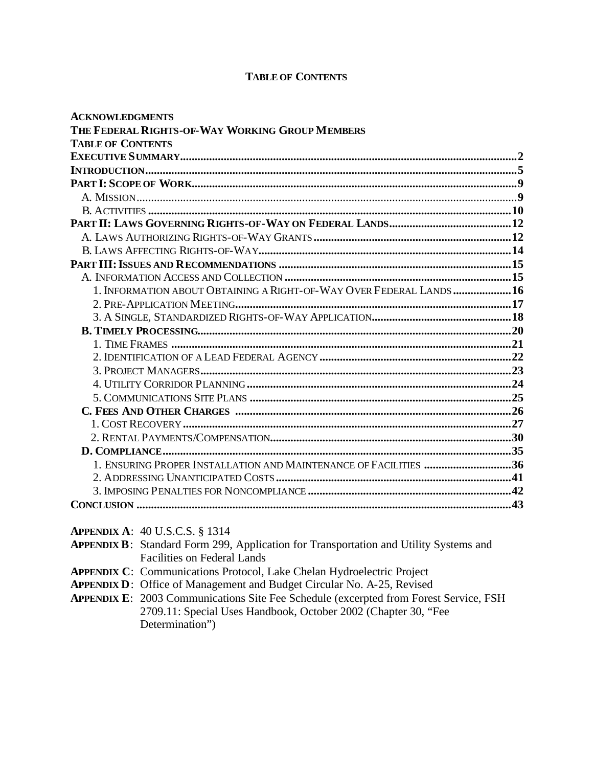# TABLE OF CONTENTS

**ACKNOWLEDGMENTS**
**THE FEDERAL RIGHTS-OF-WAY WORKING GROUP MEMBERS**
**TABLE OF CONTENTS**
**EXECUTIVE SUMMARY** .......... **2**
**INTRODUCTION** .......... **5**
**PART I: SCOPE OF WORK** .......... **9**
- A. MISSION .......... 9
- B. ACTIVITIES .......... 10

**PART II: LAWS GOVERNING RIGHTS-OF-WAY ON FEDERAL LANDS** .......... **12**
- A. LAWS AUTHORIZING RIGHTS-OF-WAY GRANTS .......... 12
- B. LAWS AFFECTING RIGHTS-OF-WAY .......... 14

**PART III: ISSUES AND RECOMMENDATIONS** .......... **15**
- A. INFORMATION ACCESS AND COLLECTION .......... 15
  - 1. INFORMATION ABOUT OBTAINING A RIGHT-OF-WAY OVER FEDERAL LANDS .......... 16
  - 2. PRE-APPLICATION MEETING .......... 17
  - 3. A SINGLE, STANDARDIZED RIGHTS-OF-WAY APPLICATION .......... 18
- **B. TIMELY PROCESSING** .......... **20**
  - 1. TIME FRAMES .......... 21
  - 2. IDENTIFICATION OF A LEAD FEDERAL AGENCY .......... 22
  - 3. PROJECT MANAGERS .......... 23
  - 4. UTILITY CORRIDOR PLANNING .......... 24
  - 5. COMMUNICATIONS SITE PLANS .......... 25
- **C. FEES AND OTHER CHARGES** .......... **26**
  - 1. COST RECOVERY .......... 27
  - 2. RENTAL PAYMENTS/COMPENSATION .......... 30
- **D. COMPLIANCE** .......... **35**
  - 1. ENSURING PROPER INSTALLATION AND MAINTENANCE OF FACILITIES .......... 36
  - 2. ADDRESSING UNANTICIPATED COSTS .......... 41
  - 3. IMPOSING PENALTIES FOR NONCOMPLIANCE .......... 42

**CONCLUSION** .......... **43**

**APPENDIX A**: 40 U.S.C.S. § 1314
**APPENDIX B**: Standard Form 299, Application for Transportation and Utility Systems and Facilities on Federal Lands
**APPENDIX C**: Communications Protocol, Lake Chelan Hydroelectric Project
**APPENDIX D**: Office of Management and Budget Circular No. A-25, Revised
**APPENDIX E**: 2003 Communications Site Fee Schedule (excerpted from Forest Service, FSH 2709.11: Special Uses Handbook, October 2002 (Chapter 30, "Fee Determination")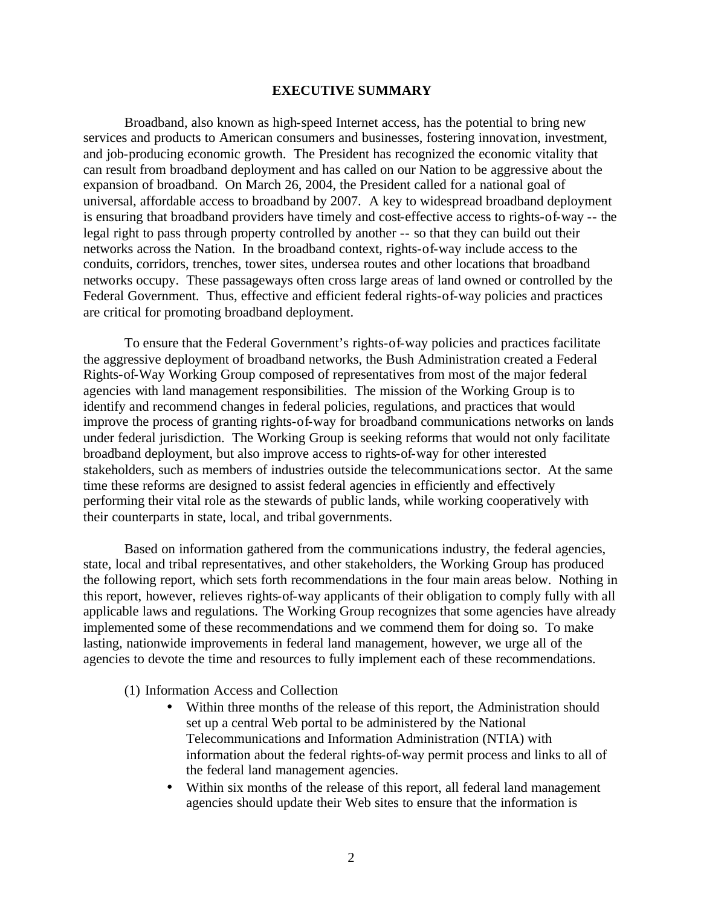## EXECUTIVE SUMMARY

Broadband, also known as high-speed Internet access, has the potential to bring new services and products to American consumers and businesses, fostering innovation, investment, and job-producing economic growth. The President has recognized the economic vitality that can result from broadband deployment and has called on our Nation to be aggressive about the expansion of broadband. On March 26, 2004, the President called for a national goal of universal, affordable access to broadband by 2007. A key to widespread broadband deployment is ensuring that broadband providers have timely and cost-effective access to rights-of-way -- the legal right to pass through property controlled by another -- so that they can build out their networks across the Nation. In the broadband context, rights-of-way include access to the conduits, corridors, trenches, tower sites, undersea routes and other locations that broadband networks occupy. These passageways often cross large areas of land owned or controlled by the Federal Government. Thus, effective and efficient federal rights-of-way policies and practices are critical for promoting broadband deployment.

To ensure that the Federal Government's rights-of-way policies and practices facilitate the aggressive deployment of broadband networks, the Bush Administration created a Federal Rights-of-Way Working Group composed of representatives from most of the major federal agencies with land management responsibilities. The mission of the Working Group is to identify and recommend changes in federal policies, regulations, and practices that would improve the process of granting rights-of-way for broadband communications networks on lands under federal jurisdiction. The Working Group is seeking reforms that would not only facilitate broadband deployment, but also improve access to rights-of-way for other interested stakeholders, such as members of industries outside the telecommunications sector. At the same time these reforms are designed to assist federal agencies in efficiently and effectively performing their vital role as the stewards of public lands, while working cooperatively with their counterparts in state, local, and tribal governments.

Based on information gathered from the communications industry, the federal agencies, state, local and tribal representatives, and other stakeholders, the Working Group has produced the following report, which sets forth recommendations in the four main areas below. Nothing in this report, however, relieves rights-of-way applicants of their obligation to comply fully with all applicable laws and regulations. The Working Group recognizes that some agencies have already implemented some of these recommendations and we commend them for doing so. To make lasting, nationwide improvements in federal land management, however, we urge all of the agencies to devote the time and resources to fully implement each of these recommendations.

(1) Information Access and Collection

- Within three months of the release of this report, the Administration should set up a central Web portal to be administered by the National Telecommunications and Information Administration (NTIA) with information about the federal rights-of-way permit process and links to all of the federal land management agencies.
- Within six months of the release of this report, all federal land management agencies should update their Web sites to ensure that the information is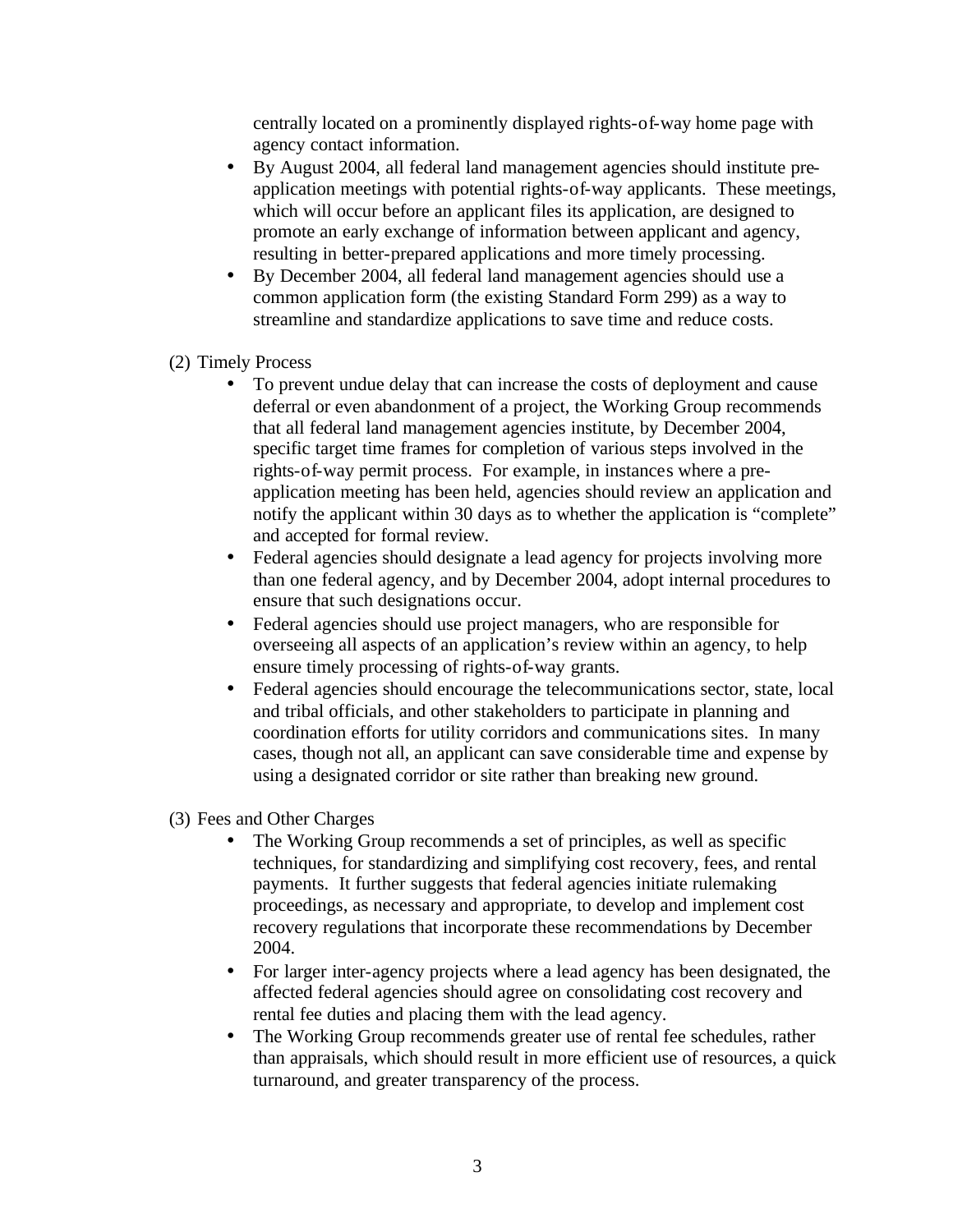centrally located on a prominently displayed rights-of-way home page with agency contact information.

- By August 2004, all federal land management agencies should institute pre-application meetings with potential rights-of-way applicants. These meetings, which will occur before an applicant files its application, are designed to promote an early exchange of information between applicant and agency, resulting in better-prepared applications and more timely processing.
- By December 2004, all federal land management agencies should use a common application form (the existing Standard Form 299) as a way to streamline and standardize applications to save time and reduce costs.

(2) Timely Process

- To prevent undue delay that can increase the costs of deployment and cause deferral or even abandonment of a project, the Working Group recommends that all federal land management agencies institute, by December 2004, specific target time frames for completion of various steps involved in the rights-of-way permit process. For example, in instances where a pre-application meeting has been held, agencies should review an application and notify the applicant within 30 days as to whether the application is "complete" and accepted for formal review.
- Federal agencies should designate a lead agency for projects involving more than one federal agency, and by December 2004, adopt internal procedures to ensure that such designations occur.
- Federal agencies should use project managers, who are responsible for overseeing all aspects of an application's review within an agency, to help ensure timely processing of rights-of-way grants.
- Federal agencies should encourage the telecommunications sector, state, local and tribal officials, and other stakeholders to participate in planning and coordination efforts for utility corridors and communications sites. In many cases, though not all, an applicant can save considerable time and expense by using a designated corridor or site rather than breaking new ground.

(3) Fees and Other Charges

- The Working Group recommends a set of principles, as well as specific techniques, for standardizing and simplifying cost recovery, fees, and rental payments. It further suggests that federal agencies initiate rulemaking proceedings, as necessary and appropriate, to develop and implement cost recovery regulations that incorporate these recommendations by December 2004.
- For larger inter-agency projects where a lead agency has been designated, the affected federal agencies should agree on consolidating cost recovery and rental fee duties and placing them with the lead agency.
- The Working Group recommends greater use of rental fee schedules, rather than appraisals, which should result in more efficient use of resources, a quick turnaround, and greater transparency of the process.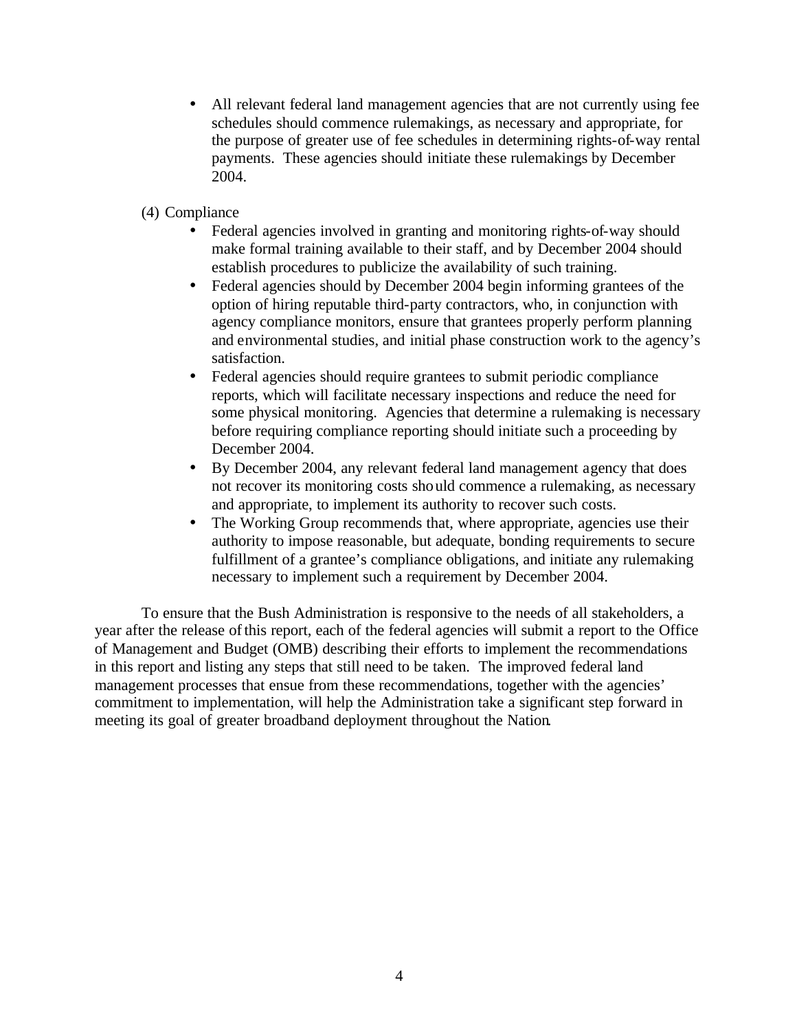- All relevant federal land management agencies that are not currently using fee schedules should commence rulemakings, as necessary and appropriate, for the purpose of greater use of fee schedules in determining rights-of-way rental payments. These agencies should initiate these rulemakings by December 2004.

(4) Compliance

- Federal agencies involved in granting and monitoring rights-of-way should make formal training available to their staff, and by December 2004 should establish procedures to publicize the availability of such training.
- Federal agencies should by December 2004 begin informing grantees of the option of hiring reputable third-party contractors, who, in conjunction with agency compliance monitors, ensure that grantees properly perform planning and environmental studies, and initial phase construction work to the agency's satisfaction.
- Federal agencies should require grantees to submit periodic compliance reports, which will facilitate necessary inspections and reduce the need for some physical monitoring. Agencies that determine a rulemaking is necessary before requiring compliance reporting should initiate such a proceeding by December 2004.
- By December 2004, any relevant federal land management agency that does not recover its monitoring costs should commence a rulemaking, as necessary and appropriate, to implement its authority to recover such costs.
- The Working Group recommends that, where appropriate, agencies use their authority to impose reasonable, but adequate, bonding requirements to secure fulfillment of a grantee's compliance obligations, and initiate any rulemaking necessary to implement such a requirement by December 2004.

To ensure that the Bush Administration is responsive to the needs of all stakeholders, a year after the release of this report, each of the federal agencies will submit a report to the Office of Management and Budget (OMB) describing their efforts to implement the recommendations in this report and listing any steps that still need to be taken. The improved federal land management processes that ensue from these recommendations, together with the agencies' commitment to implementation, will help the Administration take a significant step forward in meeting its goal of greater broadband deployment throughout the Nation.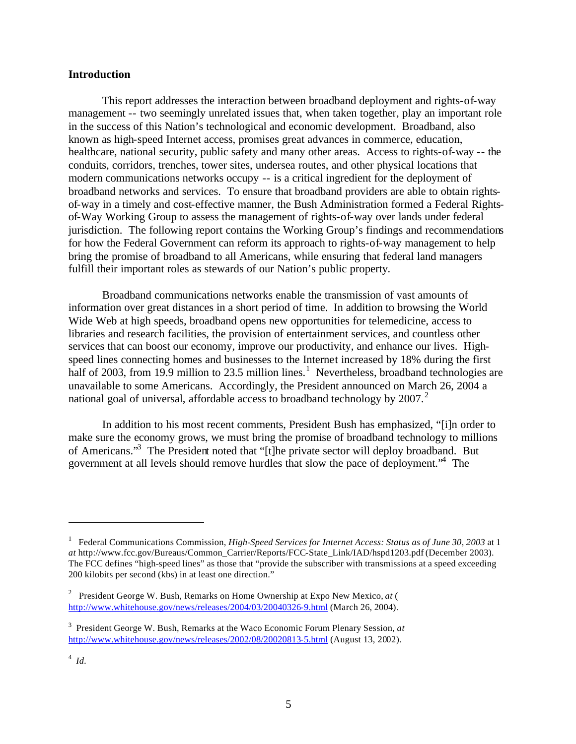**Introduction**

This report addresses the interaction between broadband deployment and rights-of-way management -- two seemingly unrelated issues that, when taken together, play an important role in the success of this Nation's technological and economic development. Broadband, also known as high-speed Internet access, promises great advances in commerce, education, healthcare, national security, public safety and many other areas. Access to rights-of-way -- the conduits, corridors, trenches, tower sites, undersea routes, and other physical locations that modern communications networks occupy -- is a critical ingredient for the deployment of broadband networks and services. To ensure that broadband providers are able to obtain rights-of-way in a timely and cost-effective manner, the Bush Administration formed a Federal Rights-of-Way Working Group to assess the management of rights-of-way over lands under federal jurisdiction. The following report contains the Working Group's findings and recommendations for how the Federal Government can reform its approach to rights-of-way management to help bring the promise of broadband to all Americans, while ensuring that federal land managers fulfill their important roles as stewards of our Nation's public property.

Broadband communications networks enable the transmission of vast amounts of information over great distances in a short period of time. In addition to browsing the World Wide Web at high speeds, broadband opens new opportunities for telemedicine, access to libraries and research facilities, the provision of entertainment services, and countless other services that can boost our economy, improve our productivity, and enhance our lives. High-speed lines connecting homes and businesses to the Internet increased by 18% during the first half of 2003, from 19.9 million to 23.5 million lines.[1] Nevertheless, broadband technologies are unavailable to some Americans. Accordingly, the President announced on March 26, 2004 a national goal of universal, affordable access to broadband technology by 2007.[2]

In addition to his most recent comments, President Bush has emphasized, "[i]n order to make sure the economy grows, we must bring the promise of broadband technology to millions of Americans."[3] The President noted that "[t]he private sector will deploy broadband. But government at all levels should remove hurdles that slow the pace of deployment."[4] The

---

[1] Federal Communications Commission, *High-Speed Services for Internet Access: Status as of June 30, 2003* at 1 *at* http://www.fcc.gov/Bureaus/Common_Carrier/Reports/FCC-State_Link/IAD/hspd1203.pdf (December 2003). The FCC defines "high-speed lines" as those that "provide the subscriber with transmissions at a speed exceeding 200 kilobits per second (kbs) in at least one direction."

[2] President George W. Bush, Remarks on Home Ownership at Expo New Mexico, *at* ( http://www.whitehouse.gov/news/releases/2004/03/20040326-9.html (March 26, 2004).

[3] President George W. Bush, Remarks at the Waco Economic Forum Plenary Session, *at* http://www.whitehouse.gov/news/releases/2002/08/20020813-5.html (August 13, 2002).

[4] *Id.*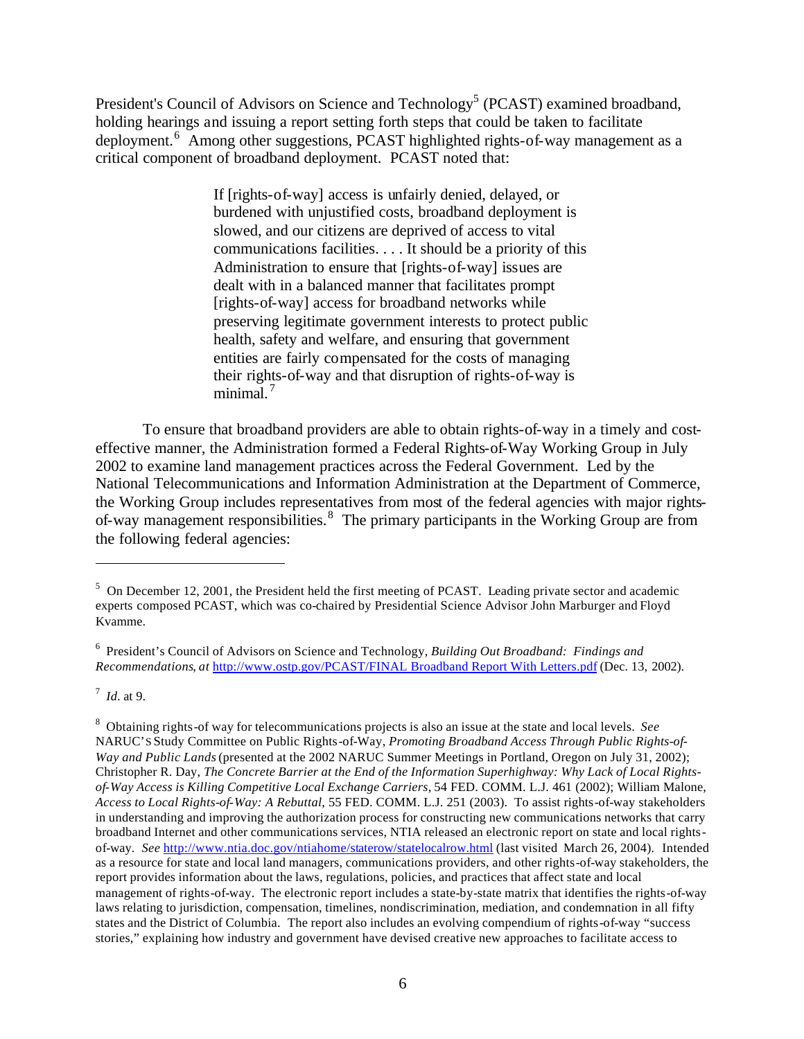President's Council of Advisors on Science and Technology[5] (PCAST) examined broadband, holding hearings and issuing a report setting forth steps that could be taken to facilitate deployment.[6] Among other suggestions, PCAST highlighted rights-of-way management as a critical component of broadband deployment. PCAST noted that:

> If [rights-of-way] access is unfairly denied, delayed, or burdened with unjustified costs, broadband deployment is slowed, and our citizens are deprived of access to vital communications facilities. . . . It should be a priority of this Administration to ensure that [rights-of-way] issues are dealt with in a balanced manner that facilitates prompt [rights-of-way] access for broadband networks while preserving legitimate government interests to protect public health, safety and welfare, and ensuring that government entities are fairly compensated for the costs of managing their rights-of-way and that disruption of rights-of-way is minimal.[7]

To ensure that broadband providers are able to obtain rights-of-way in a timely and cost-effective manner, the Administration formed a Federal Rights-of-Way Working Group in July 2002 to examine land management practices across the Federal Government. Led by the National Telecommunications and Information Administration at the Department of Commerce, the Working Group includes representatives from most of the federal agencies with major rights-of-way management responsibilities.[8] The primary participants in the Working Group are from the following federal agencies:

---

[5] On December 12, 2001, the President held the first meeting of PCAST. Leading private sector and academic experts composed PCAST, which was co-chaired by Presidential Science Advisor John Marburger and Floyd Kvamme.

[6] President's Council of Advisors on Science and Technology, *Building Out Broadband: Findings and Recommendations*, *at* http://www.ostp.gov/PCAST/FINAL Broadband Report With Letters.pdf (Dec. 13, 2002).

[7] *Id.* at 9.

[8] Obtaining rights-of way for telecommunications projects is also an issue at the state and local levels. *See* NARUC'S Study Committee on Public Rights-of-Way, *Promoting Broadband Access Through Public Rights-of-Way and Public Lands* (presented at the 2002 NARUC Summer Meetings in Portland, Oregon on July 31, 2002); Christopher R. Day, *The Concrete Barrier at the End of the Information Superhighway: Why Lack of Local Rights-of-Way Access is Killing Competitive Local Exchange Carriers*, 54 FED. COMM. L.J. 461 (2002); William Malone, *Access to Local Rights-of-Way: A Rebuttal*, 55 FED. COMM. L.J. 251 (2003). To assist rights-of-way stakeholders in understanding and improving the authorization process for constructing new communications networks that carry broadband Internet and other communications services, NTIA released an electronic report on state and local rights-of-way. *See* http://www.ntia.doc.gov/ntiahome/staterow/statelocalrow.html (last visited March 26, 2004). Intended as a resource for state and local land managers, communications providers, and other rights-of-way stakeholders, the report provides information about the laws, regulations, policies, and practices that affect state and local management of rights-of-way. The electronic report includes a state-by-state matrix that identifies the rights-of-way laws relating to jurisdiction, compensation, timelines, nondiscrimination, mediation, and condemnation in all fifty states and the District of Columbia. The report also includes an evolving compendium of rights-of-way "success stories," explaining how industry and government have devised creative new approaches to facilitate access to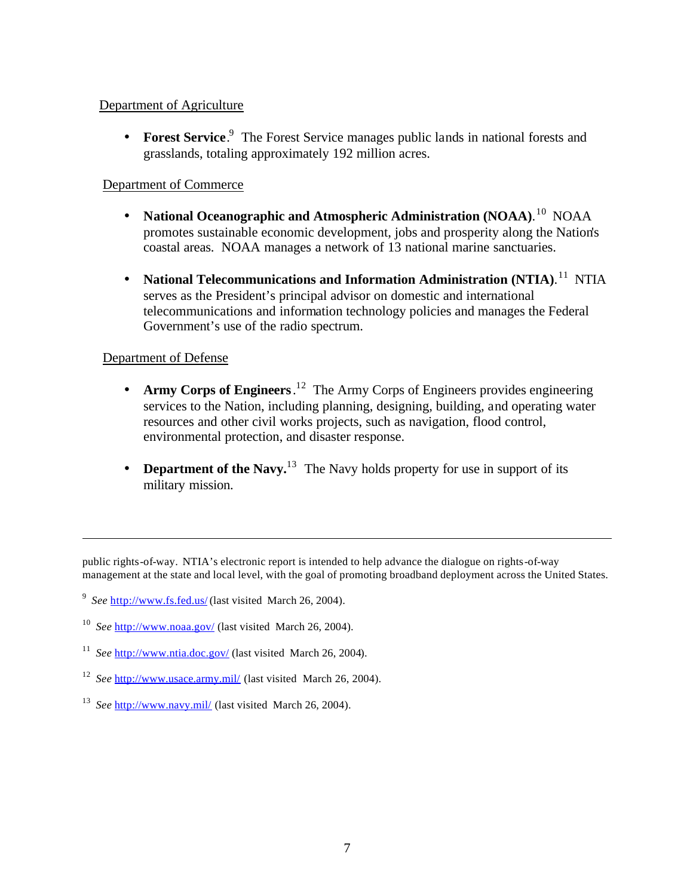Department of Agriculture

- **Forest Service**.[9] The Forest Service manages public lands in national forests and grasslands, totaling approximately 192 million acres.

Department of Commerce

- **National Oceanographic and Atmospheric Administration (NOAA)**.[10] NOAA promotes sustainable economic development, jobs and prosperity along the Nation's coastal areas. NOAA manages a network of 13 national marine sanctuaries.

- **National Telecommunications and Information Administration (NTIA)**.[11] NTIA serves as the President's principal advisor on domestic and international telecommunications and information technology policies and manages the Federal Government's use of the radio spectrum.

Department of Defense

- **Army Corps of Engineers**.[12] The Army Corps of Engineers provides engineering services to the Nation, including planning, designing, building, and operating water resources and other civil works projects, such as navigation, flood control, environmental protection, and disaster response.

- **Department of the Navy.**[13] The Navy holds property for use in support of its military mission.

---

public rights-of-way. NTIA's electronic report is intended to help advance the dialogue on rights-of-way management at the state and local level, with the goal of promoting broadband deployment across the United States.

[9] *See* http://www.fs.fed.us/ (last visited March 26, 2004).

[10] *See* http://www.noaa.gov/ (last visited March 26, 2004).

[11] *See* http://www.ntia.doc.gov/ (last visited March 26, 2004).

[12] *See* http://www.usace.army.mil/ (last visited March 26, 2004).

[13] *See* http://www.navy.mil/ (last visited March 26, 2004).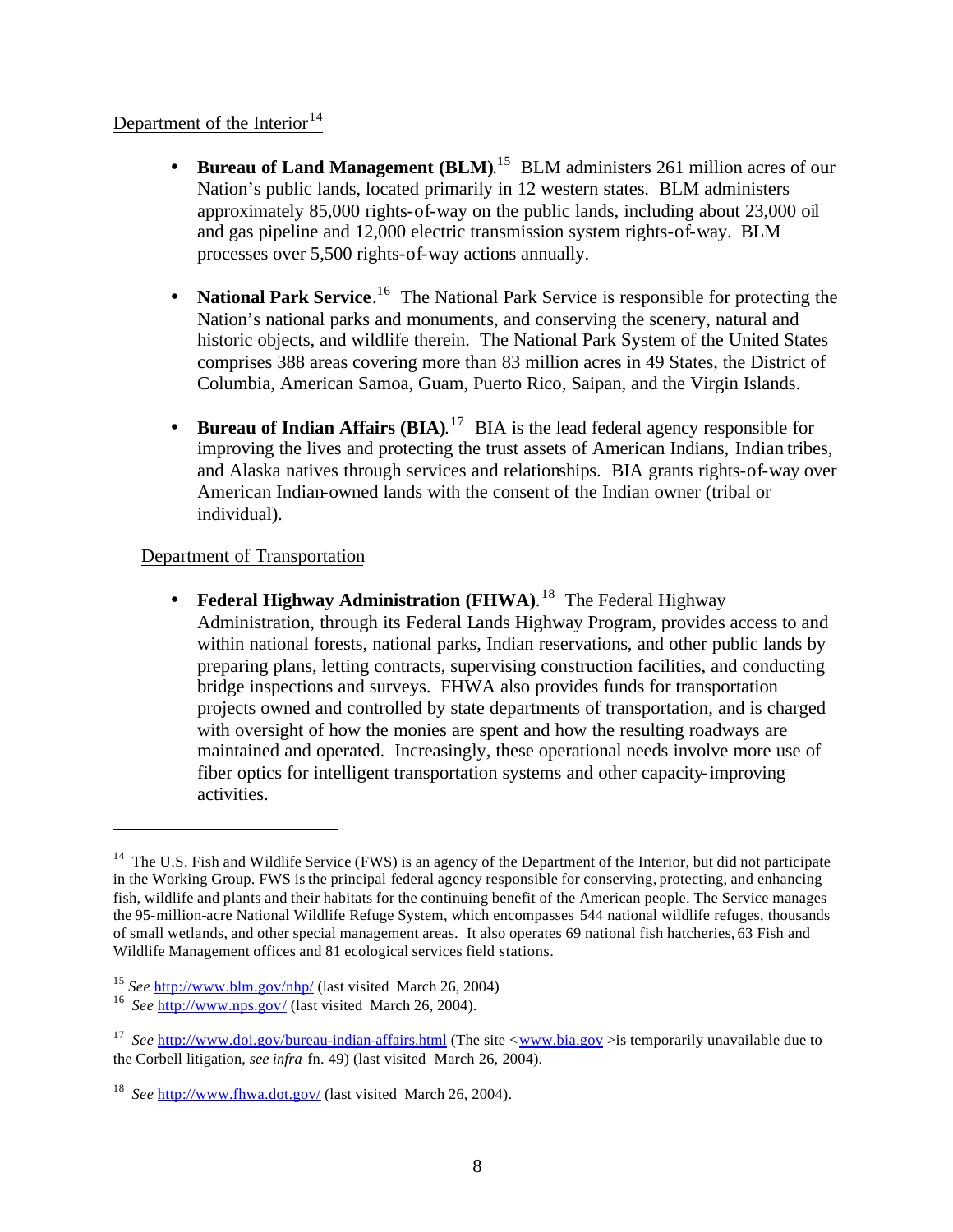Department of the Interior[14]

- **Bureau of Land Management (BLM)**.[15] BLM administers 261 million acres of our Nation's public lands, located primarily in 12 western states. BLM administers approximately 85,000 rights-of-way on the public lands, including about 23,000 oil and gas pipeline and 12,000 electric transmission system rights-of-way. BLM processes over 5,500 rights-of-way actions annually.

- **National Park Service**.[16] The National Park Service is responsible for protecting the Nation's national parks and monuments, and conserving the scenery, natural and historic objects, and wildlife therein. The National Park System of the United States comprises 388 areas covering more than 83 million acres in 49 States, the District of Columbia, American Samoa, Guam, Puerto Rico, Saipan, and the Virgin Islands.

- **Bureau of Indian Affairs (BIA)**.[17] BIA is the lead federal agency responsible for improving the lives and protecting the trust assets of American Indians, Indian tribes, and Alaska natives through services and relationships. BIA grants rights-of-way over American Indian-owned lands with the consent of the Indian owner (tribal or individual).

Department of Transportation

- **Federal Highway Administration (FHWA)**.[18] The Federal Highway Administration, through its Federal Lands Highway Program, provides access to and within national forests, national parks, Indian reservations, and other public lands by preparing plans, letting contracts, supervising construction facilities, and conducting bridge inspections and surveys. FHWA also provides funds for transportation projects owned and controlled by state departments of transportation, and is charged with oversight of how the monies are spent and how the resulting roadways are maintained and operated. Increasingly, these operational needs involve more use of fiber optics for intelligent transportation systems and other capacity-improving activities.

---

[14] The U.S. Fish and Wildlife Service (FWS) is an agency of the Department of the Interior, but did not participate in the Working Group. FWS is the principal federal agency responsible for conserving, protecting, and enhancing fish, wildlife and plants and their habitats for the continuing benefit of the American people. The Service manages the 95-million-acre National Wildlife Refuge System, which encompasses 544 national wildlife refuges, thousands of small wetlands, and other special management areas. It also operates 69 national fish hatcheries, 63 Fish and Wildlife Management offices and 81 ecological services field stations.

[15] *See* http://www.blm.gov/nhp/ (last visited March 26, 2004)

[16] *See* http://www.nps.gov/ (last visited March 26, 2004).

[17] *See* http://www.doi.gov/bureau-indian-affairs.html (The site <www.bia.gov >is temporarily unavailable due to the Corbell litigation, *see infra* fn. 49) (last visited March 26, 2004).

[18] *See* http://www.fhwa.dot.gov/ (last visited March 26, 2004).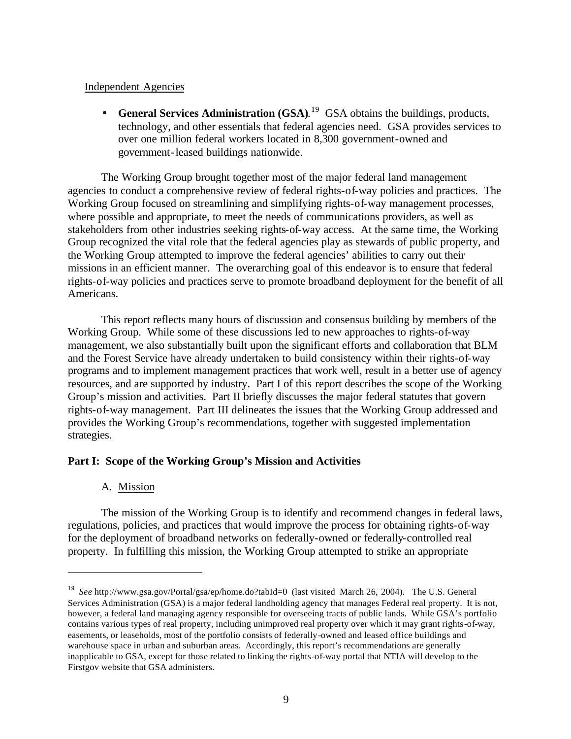Independent Agencies

- **General Services Administration (GSA)**.[19] GSA obtains the buildings, products, technology, and other essentials that federal agencies need. GSA provides services to over one million federal workers located in 8,300 government-owned and government-leased buildings nationwide.

The Working Group brought together most of the major federal land management agencies to conduct a comprehensive review of federal rights-of-way policies and practices. The Working Group focused on streamlining and simplifying rights-of-way management processes, where possible and appropriate, to meet the needs of communications providers, as well as stakeholders from other industries seeking rights-of-way access. At the same time, the Working Group recognized the vital role that the federal agencies play as stewards of public property, and the Working Group attempted to improve the federal agencies' abilities to carry out their missions in an efficient manner. The overarching goal of this endeavor is to ensure that federal rights-of-way policies and practices serve to promote broadband deployment for the benefit of all Americans.

This report reflects many hours of discussion and consensus building by members of the Working Group. While some of these discussions led to new approaches to rights-of-way management, we also substantially built upon the significant efforts and collaboration that BLM and the Forest Service have already undertaken to build consistency within their rights-of-way programs and to implement management practices that work well, result in a better use of agency resources, and are supported by industry. Part I of this report describes the scope of the Working Group's mission and activities. Part II briefly discusses the major federal statutes that govern rights-of-way management. Part III delineates the issues that the Working Group addressed and provides the Working Group's recommendations, together with suggested implementation strategies.

## Part I: Scope of the Working Group's Mission and Activities

### A. Mission

The mission of the Working Group is to identify and recommend changes in federal laws, regulations, policies, and practices that would improve the process for obtaining rights-of-way for the deployment of broadband networks on federally-owned or federally-controlled real property. In fulfilling this mission, the Working Group attempted to strike an appropriate

---

[19] *See* http://www.gsa.gov/Portal/gsa/ep/home.do?tabId=0 (last visited March 26, 2004). The U.S. General Services Administration (GSA) is a major federal landholding agency that manages Federal real property. It is not, however, a federal land managing agency responsible for overseeing tracts of public lands. While GSA's portfolio contains various types of real property, including unimproved real property over which it may grant rights-of-way, easements, or leaseholds, most of the portfolio consists of federally-owned and leased office buildings and warehouse space in urban and suburban areas. Accordingly, this report's recommendations are generally inapplicable to GSA, except for those related to linking the rights-of-way portal that NTIA will develop to the Firstgov website that GSA administers.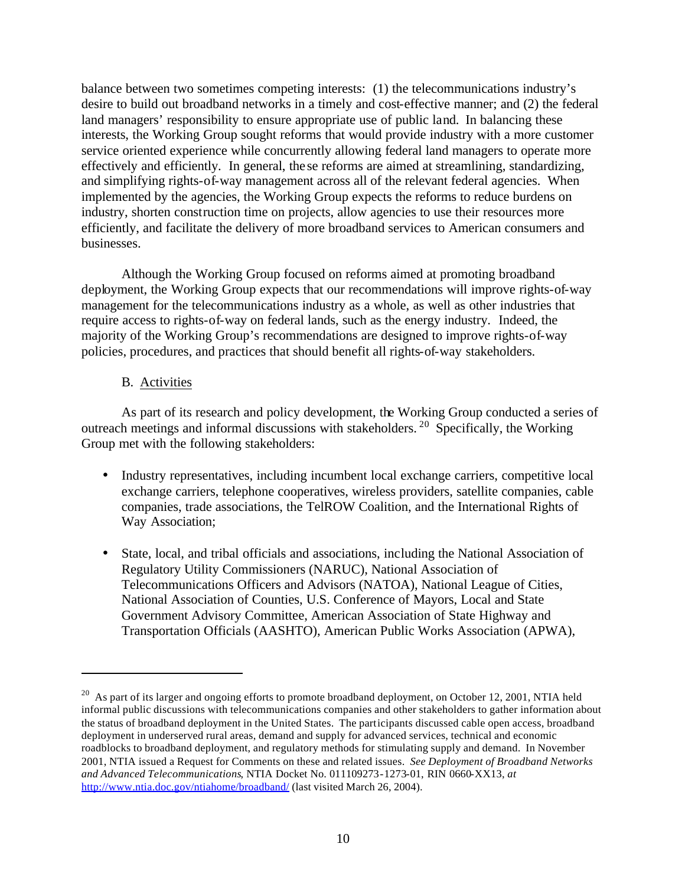balance between two sometimes competing interests: (1) the telecommunications industry's desire to build out broadband networks in a timely and cost-effective manner; and (2) the federal land managers' responsibility to ensure appropriate use of public land. In balancing these interests, the Working Group sought reforms that would provide industry with a more customer service oriented experience while concurrently allowing federal land managers to operate more effectively and efficiently. In general, these reforms are aimed at streamlining, standardizing, and simplifying rights-of-way management across all of the relevant federal agencies. When implemented by the agencies, the Working Group expects the reforms to reduce burdens on industry, shorten construction time on projects, allow agencies to use their resources more efficiently, and facilitate the delivery of more broadband services to American consumers and businesses.

Although the Working Group focused on reforms aimed at promoting broadband deployment, the Working Group expects that our recommendations will improve rights-of-way management for the telecommunications industry as a whole, as well as other industries that require access to rights-of-way on federal lands, such as the energy industry. Indeed, the majority of the Working Group's recommendations are designed to improve rights-of-way policies, procedures, and practices that should benefit all rights-of-way stakeholders.

### B. Activities

As part of its research and policy development, the Working Group conducted a series of outreach meetings and informal discussions with stakeholders.[20] Specifically, the Working Group met with the following stakeholders:

- Industry representatives, including incumbent local exchange carriers, competitive local exchange carriers, telephone cooperatives, wireless providers, satellite companies, cable companies, trade associations, the TelROW Coalition, and the International Rights of Way Association;

- State, local, and tribal officials and associations, including the National Association of Regulatory Utility Commissioners (NARUC), National Association of Telecommunications Officers and Advisors (NATOA), National League of Cities, National Association of Counties, U.S. Conference of Mayors, Local and State Government Advisory Committee, American Association of State Highway and Transportation Officials (AASHTO), American Public Works Association (APWA),

---

[20] As part of its larger and ongoing efforts to promote broadband deployment, on October 12, 2001, NTIA held informal public discussions with telecommunications companies and other stakeholders to gather information about the status of broadband deployment in the United States. The participants discussed cable open access, broadband deployment in underserved rural areas, demand and supply for advanced services, technical and economic roadblocks to broadband deployment, and regulatory methods for stimulating supply and demand. In November 2001, NTIA issued a Request for Comments on these and related issues. *See Deployment of Broadband Networks and Advanced Telecommunications*, NTIA Docket No. 011109273-1273-01, RIN 0660-XX13, *at* http://www.ntia.doc.gov/ntiahome/broadband/ (last visited March 26, 2004).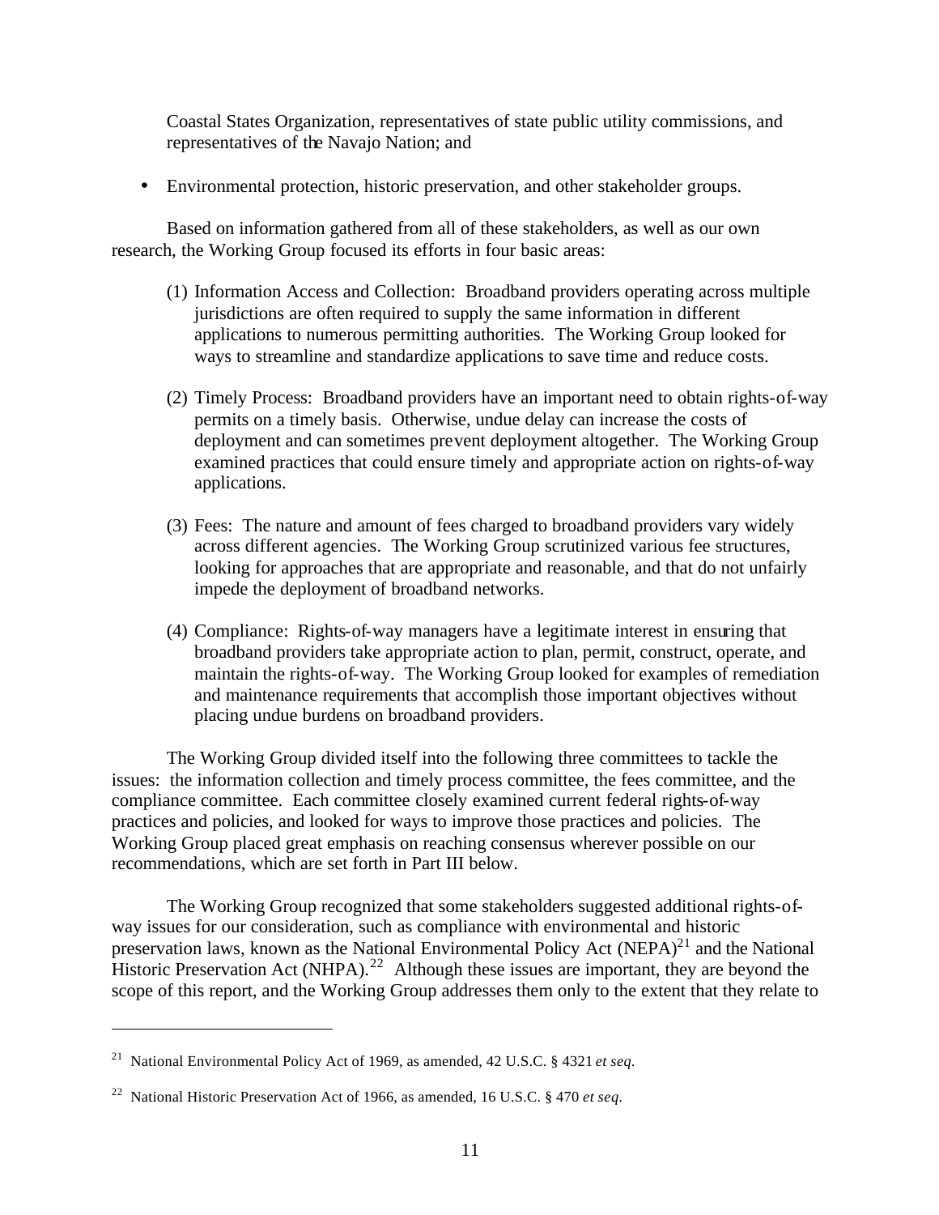Coastal States Organization, representatives of state public utility commissions, and representatives of the Navajo Nation; and

- Environmental protection, historic preservation, and other stakeholder groups.

Based on information gathered from all of these stakeholders, as well as our own research, the Working Group focused its efforts in four basic areas:

(1) Information Access and Collection: Broadband providers operating across multiple jurisdictions are often required to supply the same information in different applications to numerous permitting authorities. The Working Group looked for ways to streamline and standardize applications to save time and reduce costs.

(2) Timely Process: Broadband providers have an important need to obtain rights-of-way permits on a timely basis. Otherwise, undue delay can increase the costs of deployment and can sometimes prevent deployment altogether. The Working Group examined practices that could ensure timely and appropriate action on rights-of-way applications.

(3) Fees: The nature and amount of fees charged to broadband providers vary widely across different agencies. The Working Group scrutinized various fee structures, looking for approaches that are appropriate and reasonable, and that do not unfairly impede the deployment of broadband networks.

(4) Compliance: Rights-of-way managers have a legitimate interest in ensuring that broadband providers take appropriate action to plan, permit, construct, operate, and maintain the rights-of-way. The Working Group looked for examples of remediation and maintenance requirements that accomplish those important objectives without placing undue burdens on broadband providers.

The Working Group divided itself into the following three committees to tackle the issues: the information collection and timely process committee, the fees committee, and the compliance committee. Each committee closely examined current federal rights-of-way practices and policies, and looked for ways to improve those practices and policies. The Working Group placed great emphasis on reaching consensus wherever possible on our recommendations, which are set forth in Part III below.

The Working Group recognized that some stakeholders suggested additional rights-of-way issues for our consideration, such as compliance with environmental and historic preservation laws, known as the National Environmental Policy Act (NEPA)[21] and the National Historic Preservation Act (NHPA).[22] Although these issues are important, they are beyond the scope of this report, and the Working Group addresses them only to the extent that they relate to

---

[21] National Environmental Policy Act of 1969, as amended, 42 U.S.C. § 4321 *et seq*.

[22] National Historic Preservation Act of 1966, as amended, 16 U.S.C. § 470 *et seq*.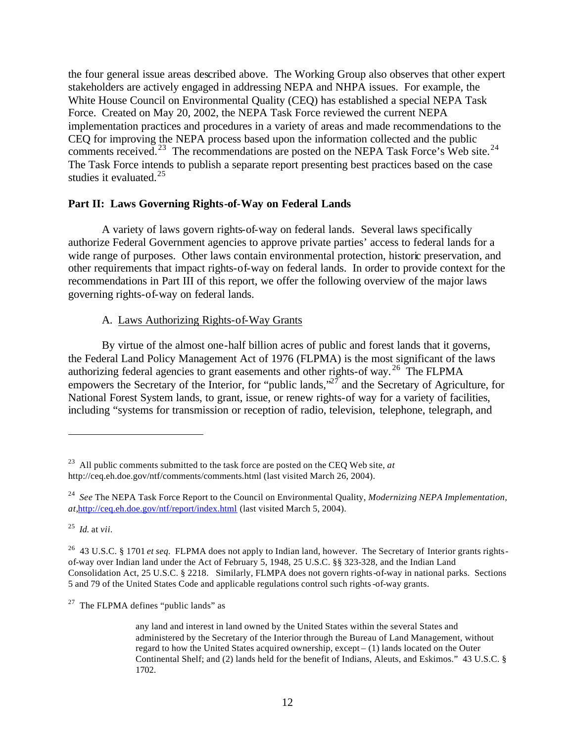the four general issue areas described above. The Working Group also observes that other expert stakeholders are actively engaged in addressing NEPA and NHPA issues. For example, the White House Council on Environmental Quality (CEQ) has established a special NEPA Task Force. Created on May 20, 2002, the NEPA Task Force reviewed the current NEPA implementation practices and procedures in a variety of areas and made recommendations to the CEQ for improving the NEPA process based upon the information collected and the public comments received.[23] The recommendations are posted on the NEPA Task Force's Web site.[24] The Task Force intends to publish a separate report presenting best practices based on the case studies it evaluated.[25]

**Part II: Laws Governing Rights-of-Way on Federal Lands**

A variety of laws govern rights-of-way on federal lands. Several laws specifically authorize Federal Government agencies to approve private parties' access to federal lands for a wide range of purposes. Other laws contain environmental protection, historic preservation, and other requirements that impact rights-of-way on federal lands. In order to provide context for the recommendations in Part III of this report, we offer the following overview of the major laws governing rights-of-way on federal lands.

A. <u>Laws Authorizing Rights-of-Way Grants</u>

By virtue of the almost one-half billion acres of public and forest lands that it governs, the Federal Land Policy Management Act of 1976 (FLPMA) is the most significant of the laws authorizing federal agencies to grant easements and other rights-of way.[26] The FLPMA empowers the Secretary of the Interior, for "public lands,"[27] and the Secretary of Agriculture, for National Forest System lands, to grant, issue, or renew rights-of way for a variety of facilities, including "systems for transmission or reception of radio, television, telephone, telegraph, and

---

[23] All public comments submitted to the task force are posted on the CEQ Web site, *at* http://ceq.eh.doe.gov/ntf/comments/comments.html (last visited March 26, 2004).

[24] *See* The NEPA Task Force Report to the Council on Environmental Quality, *Modernizing NEPA Implementation, at*,http://ceq.eh.doe.gov/ntf/report/index.html (last visited March 5, 2004).

[25] *Id.* at *vii*.

[26] 43 U.S.C. § 1701 *et seq.* FLPMA does not apply to Indian land, however. The Secretary of Interior grants rights-of-way over Indian land under the Act of February 5, 1948, 25 U.S.C. §§ 323-328, and the Indian Land Consolidation Act, 25 U.S.C. § 2218. Similarly, FLMPA does not govern rights-of-way in national parks. Sections 5 and 79 of the United States Code and applicable regulations control such rights-of-way grants.

[27] The FLPMA defines "public lands" as

> any land and interest in land owned by the United States within the several States and administered by the Secretary of the Interior through the Bureau of Land Management, without regard to how the United States acquired ownership, except – (1) lands located on the Outer Continental Shelf; and (2) lands held for the benefit of Indians, Aleuts, and Eskimos." 43 U.S.C. § 1702.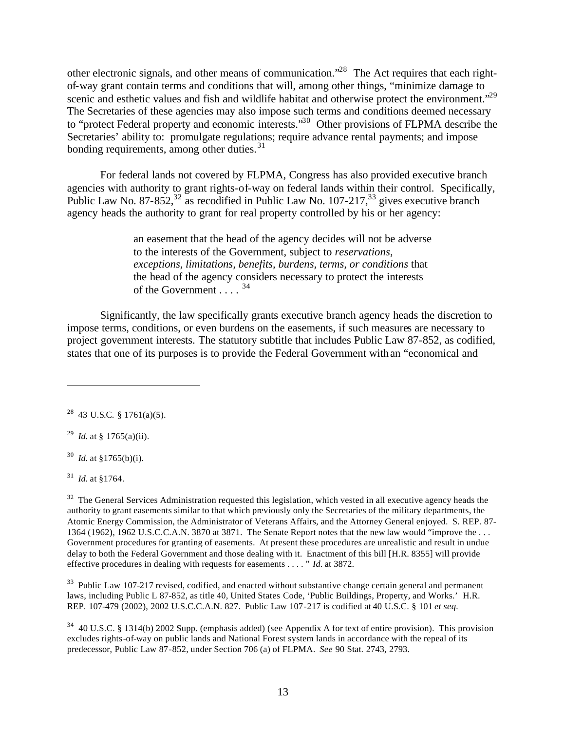other electronic signals, and other means of communication."[28] The Act requires that each right-of-way grant contain terms and conditions that will, among other things, "minimize damage to scenic and esthetic values and fish and wildlife habitat and otherwise protect the environment."[29] The Secretaries of these agencies may also impose such terms and conditions deemed necessary to "protect Federal property and economic interests."[30] Other provisions of FLPMA describe the Secretaries' ability to: promulgate regulations; require advance rental payments; and impose bonding requirements, among other duties.[31]

For federal lands not covered by FLPMA, Congress has also provided executive branch agencies with authority to grant rights-of-way on federal lands within their control. Specifically, Public Law No. 87-852,[32] as recodified in Public Law No. 107-217,[33] gives executive branch agency heads the authority to grant for real property controlled by his or her agency:

> an easement that the head of the agency decides will not be adverse to the interests of the Government, subject to *reservations, exceptions, limitations, benefits, burdens, terms, or conditions* that the head of the agency considers necessary to protect the interests of the Government . . . . [34]

Significantly, the law specifically grants executive branch agency heads the discretion to impose terms, conditions, or even burdens on the easements, if such measures are necessary to project government interests. The statutory subtitle that includes Public Law 87-852, as codified, states that one of its purposes is to provide the Federal Government with an "economical and

---

[28] 43 U.S.C. § 1761(a)(5).

[29] *Id.* at § 1765(a)(ii).

[30] *Id.* at §1765(b)(i).

[31] *Id.* at §1764.

[32] The General Services Administration requested this legislation, which vested in all executive agency heads the authority to grant easements similar to that which previously only the Secretaries of the military departments, the Atomic Energy Commission, the Administrator of Veterans Affairs, and the Attorney General enjoyed. S. REP. 87-1364 (1962), 1962 U.S.C.C.A.N. 3870 at 3871. The Senate Report notes that the new law would "improve the . . . Government procedures for granting of easements. At present these procedures are unrealistic and result in undue delay to both the Federal Government and those dealing with it. Enactment of this bill [H.R. 8355] will provide effective procedures in dealing with requests for easements . . . . " *Id.* at 3872.

[33] Public Law 107-217 revised, codified, and enacted without substantive change certain general and permanent laws, including Public L 87-852, as title 40, United States Code, 'Public Buildings, Property, and Works.' H.R. REP. 107-479 (2002), 2002 U.S.C.C.A.N. 827. Public Law 107-217 is codified at 40 U.S.C. § 101 *et seq*.

[34] 40 U.S.C. § 1314(b) 2002 Supp. (emphasis added) (see Appendix A for text of entire provision). This provision excludes rights-of-way on public lands and National Forest system lands in accordance with the repeal of its predecessor, Public Law 87-852, under Section 706 (a) of FLPMA. *See* 90 Stat. 2743, 2793.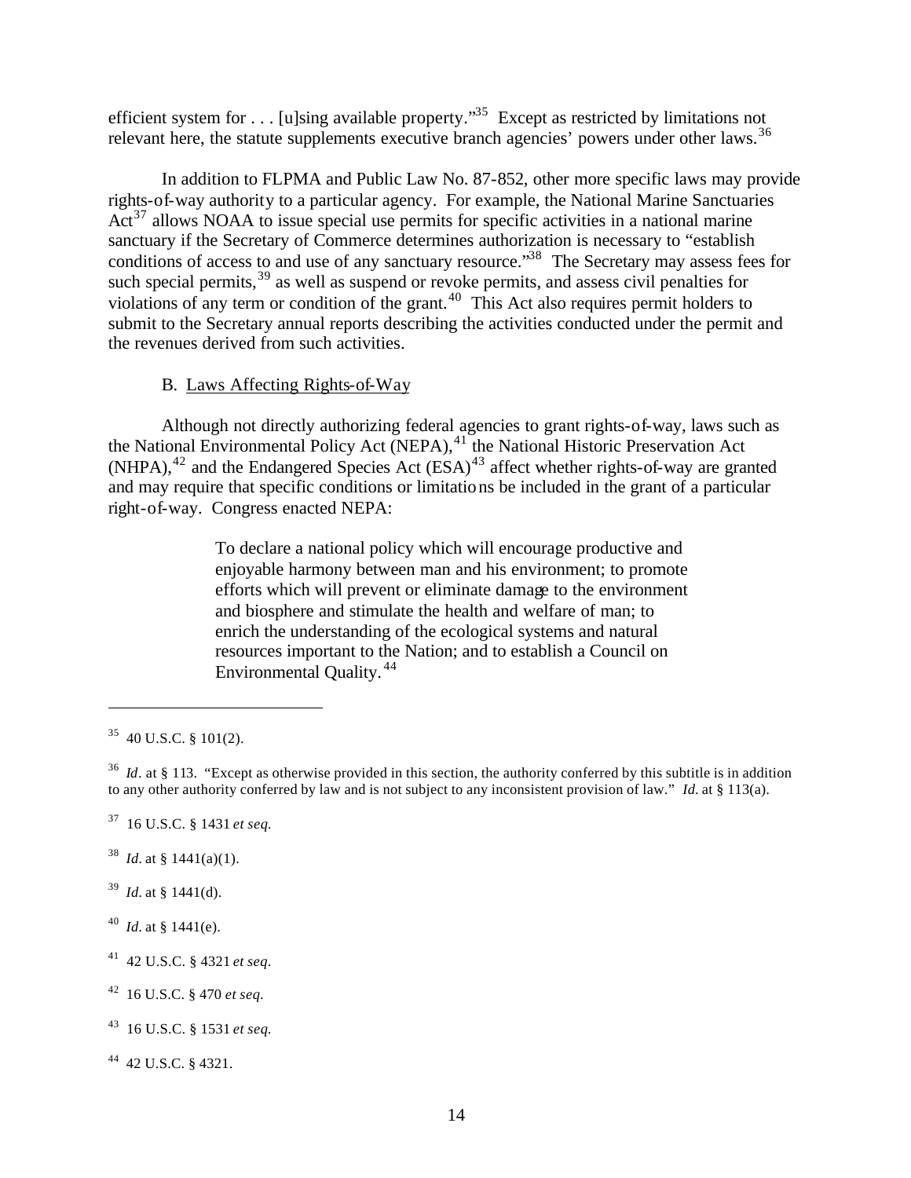efficient system for . . . [u]sing available property."[35] Except as restricted by limitations not relevant here, the statute supplements executive branch agencies' powers under other laws.[36]

In addition to FLPMA and Public Law No. 87-852, other more specific laws may provide rights-of-way authority to a particular agency. For example, the National Marine Sanctuaries Act[37] allows NOAA to issue special use permits for specific activities in a national marine sanctuary if the Secretary of Commerce determines authorization is necessary to "establish conditions of access to and use of any sanctuary resource."[38] The Secretary may assess fees for such special permits,[39] as well as suspend or revoke permits, and assess civil penalties for violations of any term or condition of the grant.[40] This Act also requires permit holders to submit to the Secretary annual reports describing the activities conducted under the permit and the revenues derived from such activities.

### B. Laws Affecting Rights-of-Way

Although not directly authorizing federal agencies to grant rights-of-way, laws such as the National Environmental Policy Act (NEPA),[41] the National Historic Preservation Act (NHPA),[42] and the Endangered Species Act (ESA)[43] affect whether rights-of-way are granted and may require that specific conditions or limitations be included in the grant of a particular right-of-way. Congress enacted NEPA:

> To declare a national policy which will encourage productive and enjoyable harmony between man and his environment; to promote efforts which will prevent or eliminate damage to the environment and biosphere and stimulate the health and welfare of man; to enrich the understanding of the ecological systems and natural resources important to the Nation; and to establish a Council on Environmental Quality.[44]

---

[35] 40 U.S.C. § 101(2).

[36] *Id*. at § 113. "Except as otherwise provided in this section, the authority conferred by this subtitle is in addition to any other authority conferred by law and is not subject to any inconsistent provision of law." *Id*. at § 113(a).

[37] 16 U.S.C. § 1431 *et seq.*

[38] *Id*. at § 1441(a)(1).

[39] *Id*. at § 1441(d).

[40] *Id*. at § 1441(e).

[41] 42 U.S.C. § 4321 *et seq*.

[42] 16 U.S.C. § 470 *et seq*.

[43] 16 U.S.C. § 1531 *et seq.*

[44] 42 U.S.C. § 4321.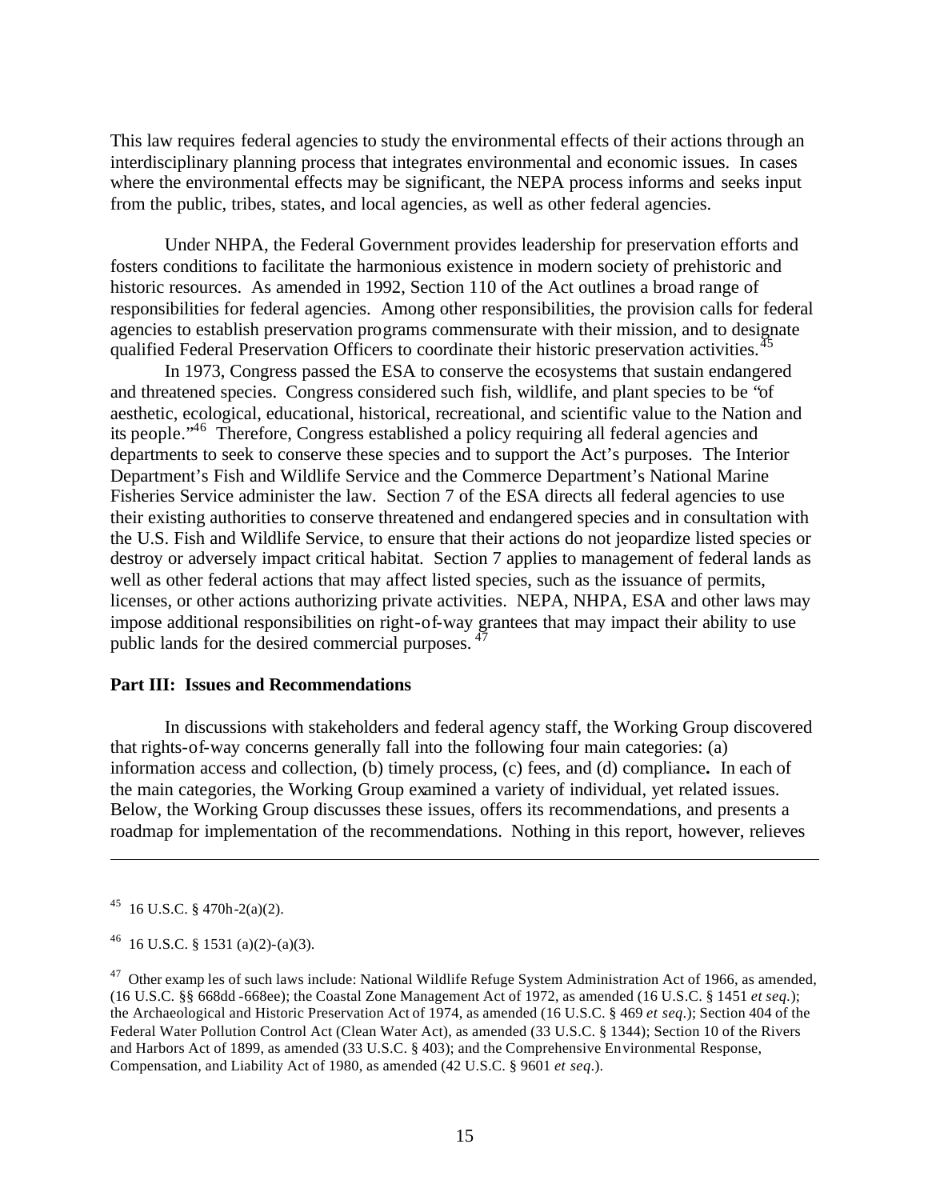This law requires federal agencies to study the environmental effects of their actions through an interdisciplinary planning process that integrates environmental and economic issues. In cases where the environmental effects may be significant, the NEPA process informs and seeks input from the public, tribes, states, and local agencies, as well as other federal agencies.

Under NHPA, the Federal Government provides leadership for preservation efforts and fosters conditions to facilitate the harmonious existence in modern society of prehistoric and historic resources. As amended in 1992, Section 110 of the Act outlines a broad range of responsibilities for federal agencies. Among other responsibilities, the provision calls for federal agencies to establish preservation programs commensurate with their mission, and to designate qualified Federal Preservation Officers to coordinate their historic preservation activities.[45]

In 1973, Congress passed the ESA to conserve the ecosystems that sustain endangered and threatened species. Congress considered such fish, wildlife, and plant species to be "of aesthetic, ecological, educational, historical, recreational, and scientific value to the Nation and its people."[46] Therefore, Congress established a policy requiring all federal agencies and departments to seek to conserve these species and to support the Act's purposes. The Interior Department's Fish and Wildlife Service and the Commerce Department's National Marine Fisheries Service administer the law. Section 7 of the ESA directs all federal agencies to use their existing authorities to conserve threatened and endangered species and in consultation with the U.S. Fish and Wildlife Service, to ensure that their actions do not jeopardize listed species or destroy or adversely impact critical habitat. Section 7 applies to management of federal lands as well as other federal actions that may affect listed species, such as the issuance of permits, licenses, or other actions authorizing private activities. NEPA, NHPA, ESA and other laws may impose additional responsibilities on right-of-way grantees that may impact their ability to use public lands for the desired commercial purposes.[47]

**Part III: Issues and Recommendations**

In discussions with stakeholders and federal agency staff, the Working Group discovered that rights-of-way concerns generally fall into the following four main categories: (a) information access and collection, (b) timely process, (c) fees, and (d) compliance**.** In each of the main categories, the Working Group examined a variety of individual, yet related issues. Below, the Working Group discusses these issues, offers its recommendations, and presents a roadmap for implementation of the recommendations. Nothing in this report, however, relieves

---

[45] 16 U.S.C. § 470h-2(a)(2).

[46] 16 U.S.C. § 1531 (a)(2)-(a)(3).

[47] Other examples of such laws include: National Wildlife Refuge System Administration Act of 1966, as amended, (16 U.S.C. §§ 668dd-668ee); the Coastal Zone Management Act of 1972, as amended (16 U.S.C. § 1451 *et seq.*); the Archaeological and Historic Preservation Act of 1974, as amended (16 U.S.C. § 469 *et seq.*); Section 404 of the Federal Water Pollution Control Act (Clean Water Act), as amended (33 U.S.C. § 1344); Section 10 of the Rivers and Harbors Act of 1899, as amended (33 U.S.C. § 403); and the Comprehensive Environmental Response, Compensation, and Liability Act of 1980, as amended (42 U.S.C. § 9601 *et seq.*).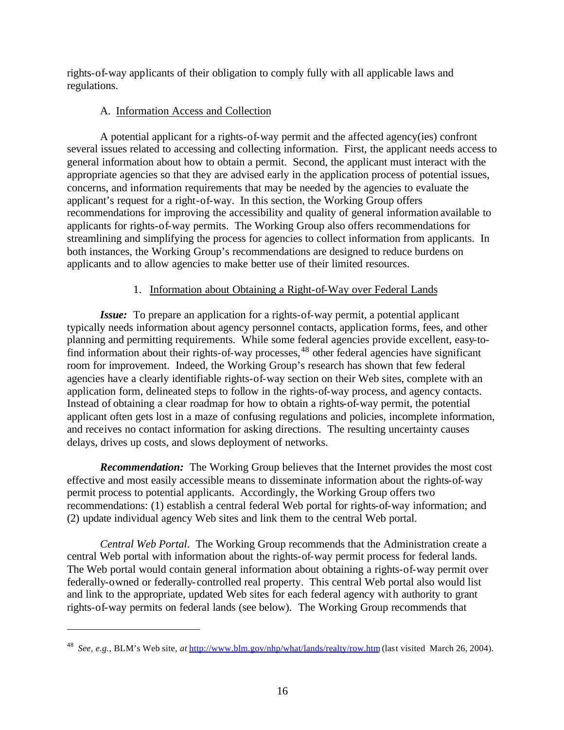rights-of-way applicants of their obligation to comply fully with all applicable laws and regulations.

### A. Information Access and Collection

A potential applicant for a rights-of-way permit and the affected agency(ies) confront several issues related to accessing and collecting information. First, the applicant needs access to general information about how to obtain a permit. Second, the applicant must interact with the appropriate agencies so that they are advised early in the application process of potential issues, concerns, and information requirements that may be needed by the agencies to evaluate the applicant's request for a right-of-way. In this section, the Working Group offers recommendations for improving the accessibility and quality of general information available to applicants for rights-of-way permits. The Working Group also offers recommendations for streamlining and simplifying the process for agencies to collect information from applicants. In both instances, the Working Group's recommendations are designed to reduce burdens on applicants and to allow agencies to make better use of their limited resources.

#### 1. Information about Obtaining a Right-of-Way over Federal Lands

***Issue:*** To prepare an application for a rights-of-way permit, a potential applicant typically needs information about agency personnel contacts, application forms, fees, and other planning and permitting requirements. While some federal agencies provide excellent, easy-to-find information about their rights-of-way processes,[48] other federal agencies have significant room for improvement. Indeed, the Working Group's research has shown that few federal agencies have a clearly identifiable rights-of-way section on their Web sites, complete with an application form, delineated steps to follow in the rights-of-way process, and agency contacts. Instead of obtaining a clear roadmap for how to obtain a rights-of-way permit, the potential applicant often gets lost in a maze of confusing regulations and policies, incomplete information, and receives no contact information for asking directions. The resulting uncertainty causes delays, drives up costs, and slows deployment of networks.

***Recommendation:*** The Working Group believes that the Internet provides the most cost effective and most easily accessible means to disseminate information about the rights-of-way permit process to potential applicants. Accordingly, the Working Group offers two recommendations: (1) establish a central federal Web portal for rights-of-way information; and (2) update individual agency Web sites and link them to the central Web portal.

*Central Web Portal*. The Working Group recommends that the Administration create a central Web portal with information about the rights-of-way permit process for federal lands. The Web portal would contain general information about obtaining a rights-of-way permit over federally-owned or federally-controlled real property. This central Web portal also would list and link to the appropriate, updated Web sites for each federal agency with authority to grant rights-of-way permits on federal lands (see below). The Working Group recommends that

---

[48] *See, e.g.,* BLM's Web site, *at* http://www.blm.gov/nhp/what/lands/realty/row.htm (last visited March 26, 2004).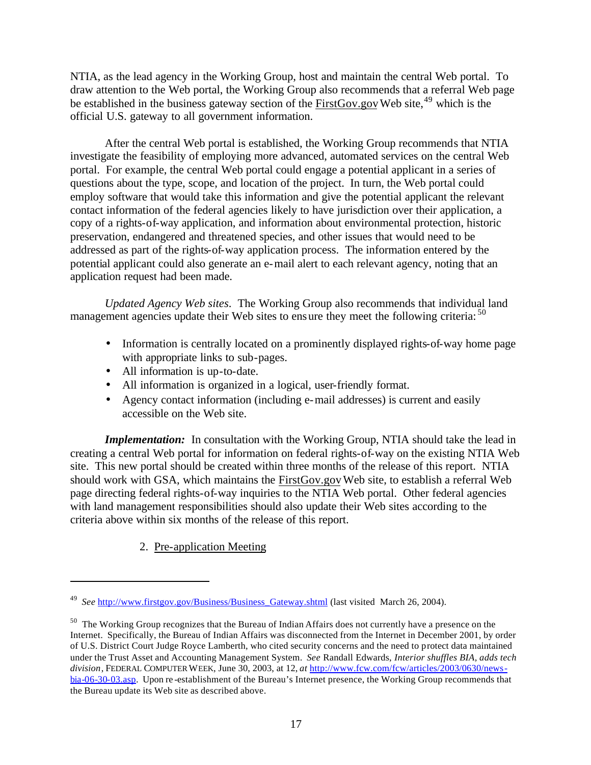NTIA, as the lead agency in the Working Group, host and maintain the central Web portal. To draw attention to the Web portal, the Working Group also recommends that a referral Web page be established in the business gateway section of the FirstGov.gov Web site,[49] which is the official U.S. gateway to all government information.

After the central Web portal is established, the Working Group recommends that NTIA investigate the feasibility of employing more advanced, automated services on the central Web portal. For example, the central Web portal could engage a potential applicant in a series of questions about the type, scope, and location of the project. In turn, the Web portal could employ software that would take this information and give the potential applicant the relevant contact information of the federal agencies likely to have jurisdiction over their application, a copy of a rights-of-way application, and information about environmental protection, historic preservation, endangered and threatened species, and other issues that would need to be addressed as part of the rights-of-way application process. The information entered by the potential applicant could also generate an e-mail alert to each relevant agency, noting that an application request had been made.

*Updated Agency Web sites.* The Working Group also recommends that individual land management agencies update their Web sites to ensure they meet the following criteria:[50]

- Information is centrally located on a prominently displayed rights-of-way home page with appropriate links to sub-pages.
- All information is up-to-date.
- All information is organized in a logical, user-friendly format.
- Agency contact information (including e-mail addresses) is current and easily accessible on the Web site.

***Implementation:*** In consultation with the Working Group, NTIA should take the lead in creating a central Web portal for information on federal rights-of-way on the existing NTIA Web site. This new portal should be created within three months of the release of this report. NTIA should work with GSA, which maintains the FirstGov.gov Web site, to establish a referral Web page directing federal rights-of-way inquiries to the NTIA Web portal. Other federal agencies with land management responsibilities should also update their Web sites according to the criteria above within six months of the release of this report.

2. Pre-application Meeting

---

[49] *See* http://www.firstgov.gov/Business/Business_Gateway.shtml (last visited March 26, 2004).

[50] The Working Group recognizes that the Bureau of Indian Affairs does not currently have a presence on the Internet. Specifically, the Bureau of Indian Affairs was disconnected from the Internet in December 2001, by order of U.S. District Court Judge Royce Lamberth, who cited security concerns and the need to protect data maintained under the Trust Asset and Accounting Management System. *See* Randall Edwards, *Interior shuffles BIA, adds tech division*, FEDERAL COMPUTER WEEK, June 30, 2003, at 12, *at* http://www.fcw.com/fcw/articles/2003/0630/news-bia-06-30-03.asp. Upon re-establishment of the Bureau's Internet presence, the Working Group recommends that the Bureau update its Web site as described above.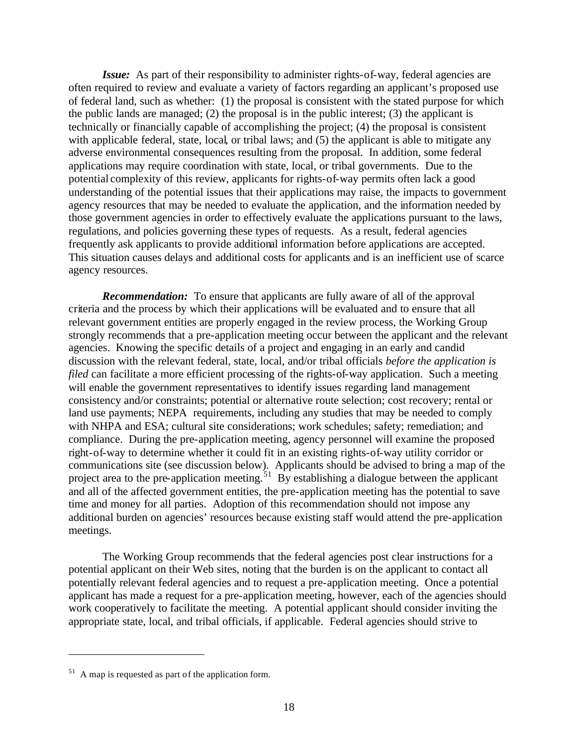***Issue:*** As part of their responsibility to administer rights-of-way, federal agencies are often required to review and evaluate a variety of factors regarding an applicant's proposed use of federal land, such as whether: (1) the proposal is consistent with the stated purpose for which the public lands are managed; (2) the proposal is in the public interest; (3) the applicant is technically or financially capable of accomplishing the project; (4) the proposal is consistent with applicable federal, state, local, or tribal laws; and (5) the applicant is able to mitigate any adverse environmental consequences resulting from the proposal. In addition, some federal applications may require coordination with state, local, or tribal governments. Due to the potential complexity of this review, applicants for rights-of-way permits often lack a good understanding of the potential issues that their applications may raise, the impacts to government agency resources that may be needed to evaluate the application, and the information needed by those government agencies in order to effectively evaluate the applications pursuant to the laws, regulations, and policies governing these types of requests. As a result, federal agencies frequently ask applicants to provide additional information before applications are accepted. This situation causes delays and additional costs for applicants and is an inefficient use of scarce agency resources.

***Recommendation:*** To ensure that applicants are fully aware of all of the approval criteria and the process by which their applications will be evaluated and to ensure that all relevant government entities are properly engaged in the review process, the Working Group strongly recommends that a pre-application meeting occur between the applicant and the relevant agencies. Knowing the specific details of a project and engaging in an early and candid discussion with the relevant federal, state, local, and/or tribal officials *before the application is filed* can facilitate a more efficient processing of the rights-of-way application. Such a meeting will enable the government representatives to identify issues regarding land management consistency and/or constraints; potential or alternative route selection; cost recovery; rental or land use payments; NEPA requirements, including any studies that may be needed to comply with NHPA and ESA; cultural site considerations; work schedules; safety; remediation; and compliance. During the pre-application meeting, agency personnel will examine the proposed right-of-way to determine whether it could fit in an existing rights-of-way utility corridor or communications site (see discussion below). Applicants should be advised to bring a map of the project area to the pre-application meeting.[51] By establishing a dialogue between the applicant and all of the affected government entities, the pre-application meeting has the potential to save time and money for all parties. Adoption of this recommendation should not impose any additional burden on agencies' resources because existing staff would attend the pre-application meetings.

The Working Group recommends that the federal agencies post clear instructions for a potential applicant on their Web sites, noting that the burden is on the applicant to contact all potentially relevant federal agencies and to request a pre-application meeting. Once a potential applicant has made a request for a pre-application meeting, however, each of the agencies should work cooperatively to facilitate the meeting. A potential applicant should consider inviting the appropriate state, local, and tribal officials, if applicable. Federal agencies should strive to

---

[51] A map is requested as part of the application form.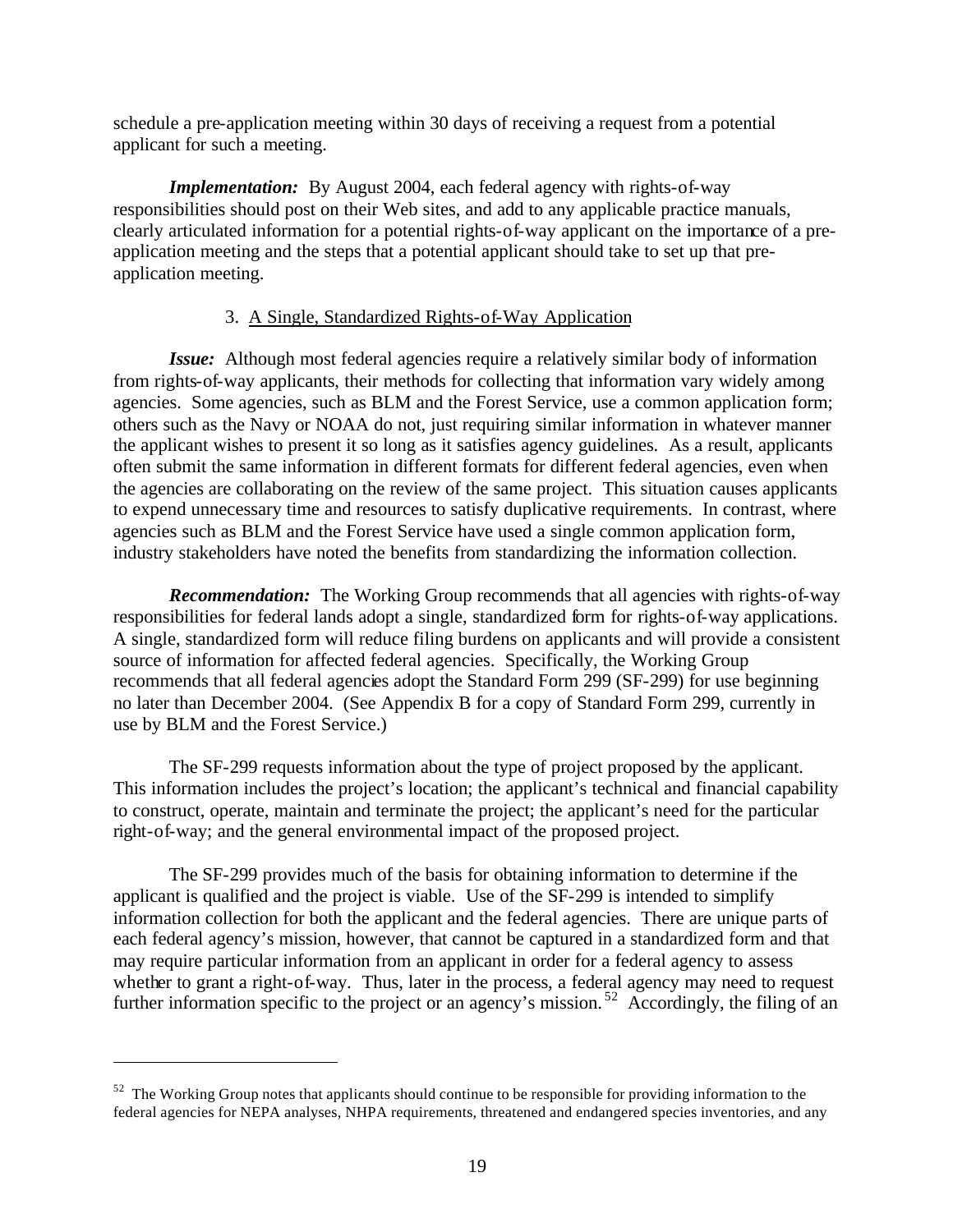schedule a pre-application meeting within 30 days of receiving a request from a potential applicant for such a meeting.

***Implementation:*** By August 2004, each federal agency with rights-of-way responsibilities should post on their Web sites, and add to any applicable practice manuals, clearly articulated information for a potential rights-of-way applicant on the importance of a pre-application meeting and the steps that a potential applicant should take to set up that pre-application meeting.

### 3. A Single, Standardized Rights-of-Way Application

***Issue:*** Although most federal agencies require a relatively similar body of information from rights-of-way applicants, their methods for collecting that information vary widely among agencies. Some agencies, such as BLM and the Forest Service, use a common application form; others such as the Navy or NOAA do not, just requiring similar information in whatever manner the applicant wishes to present it so long as it satisfies agency guidelines. As a result, applicants often submit the same information in different formats for different federal agencies, even when the agencies are collaborating on the review of the same project. This situation causes applicants to expend unnecessary time and resources to satisfy duplicative requirements. In contrast, where agencies such as BLM and the Forest Service have used a single common application form, industry stakeholders have noted the benefits from standardizing the information collection.

***Recommendation:*** The Working Group recommends that all agencies with rights-of-way responsibilities for federal lands adopt a single, standardized form for rights-of-way applications. A single, standardized form will reduce filing burdens on applicants and will provide a consistent source of information for affected federal agencies. Specifically, the Working Group recommends that all federal agencies adopt the Standard Form 299 (SF-299) for use beginning no later than December 2004. (See Appendix B for a copy of Standard Form 299, currently in use by BLM and the Forest Service.)

The SF-299 requests information about the type of project proposed by the applicant. This information includes the project's location; the applicant's technical and financial capability to construct, operate, maintain and terminate the project; the applicant's need for the particular right-of-way; and the general environmental impact of the proposed project.

The SF-299 provides much of the basis for obtaining information to determine if the applicant is qualified and the project is viable. Use of the SF-299 is intended to simplify information collection for both the applicant and the federal agencies. There are unique parts of each federal agency's mission, however, that cannot be captured in a standardized form and that may require particular information from an applicant in order for a federal agency to assess whether to grant a right-of-way. Thus, later in the process, a federal agency may need to request further information specific to the project or an agency's mission.[52] Accordingly, the filing of an

---

[52] The Working Group notes that applicants should continue to be responsible for providing information to the federal agencies for NEPA analyses, NHPA requirements, threatened and endangered species inventories, and any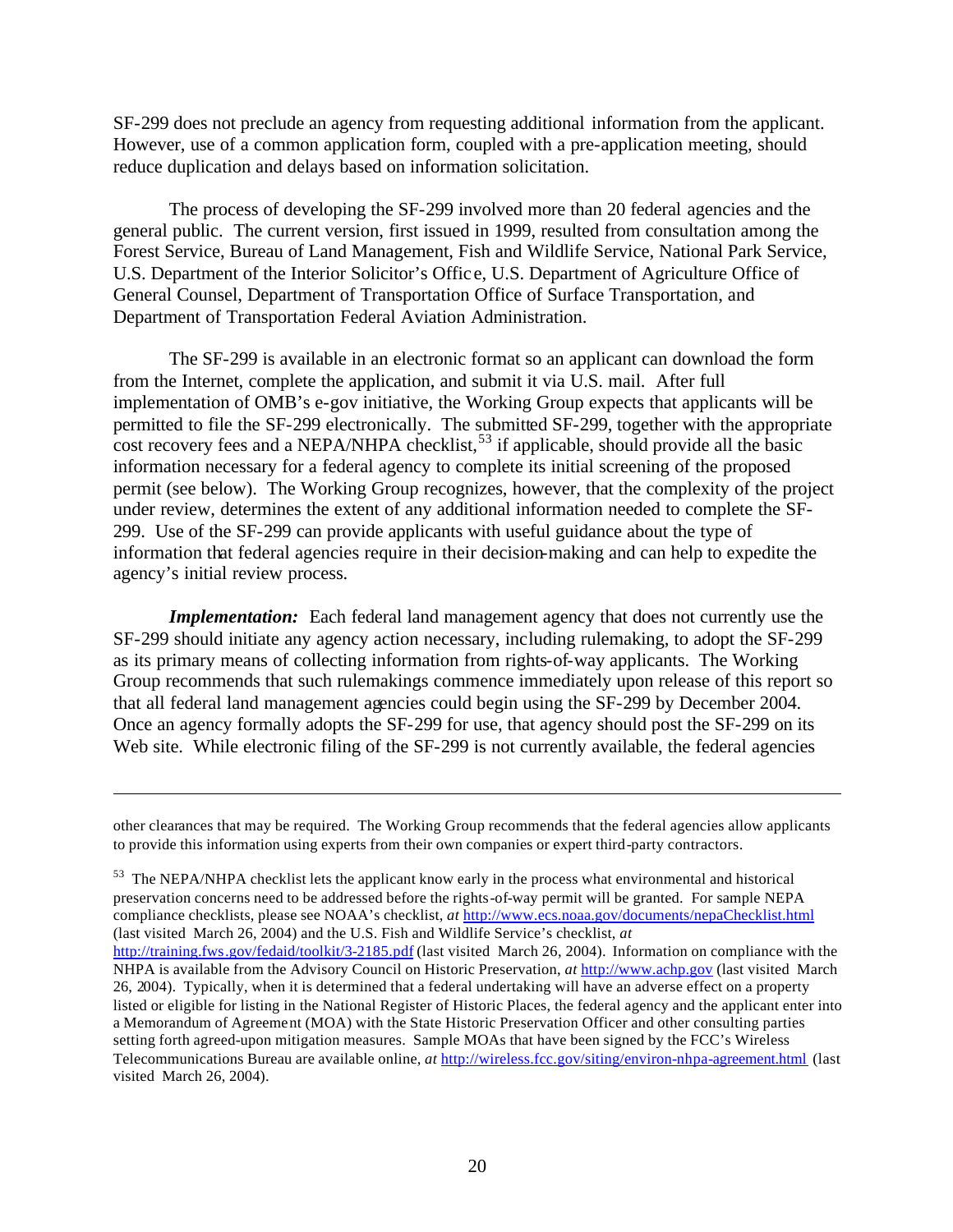SF-299 does not preclude an agency from requesting additional information from the applicant. However, use of a common application form, coupled with a pre-application meeting, should reduce duplication and delays based on information solicitation.

The process of developing the SF-299 involved more than 20 federal agencies and the general public. The current version, first issued in 1999, resulted from consultation among the Forest Service, Bureau of Land Management, Fish and Wildlife Service, National Park Service, U.S. Department of the Interior Solicitor's Office, U.S. Department of Agriculture Office of General Counsel, Department of Transportation Office of Surface Transportation, and Department of Transportation Federal Aviation Administration.

The SF-299 is available in an electronic format so an applicant can download the form from the Internet, complete the application, and submit it via U.S. mail. After full implementation of OMB's e-gov initiative, the Working Group expects that applicants will be permitted to file the SF-299 electronically. The submitted SF-299, together with the appropriate cost recovery fees and a NEPA/NHPA checklist,[53] if applicable, should provide all the basic information necessary for a federal agency to complete its initial screening of the proposed permit (see below). The Working Group recognizes, however, that the complexity of the project under review, determines the extent of any additional information needed to complete the SF-299. Use of the SF-299 can provide applicants with useful guidance about the type of information that federal agencies require in their decision-making and can help to expedite the agency's initial review process.

***Implementation:*** Each federal land management agency that does not currently use the SF-299 should initiate any agency action necessary, including rulemaking, to adopt the SF-299 as its primary means of collecting information from rights-of-way applicants. The Working Group recommends that such rulemakings commence immediately upon release of this report so that all federal land management agencies could begin using the SF-299 by December 2004. Once an agency formally adopts the SF-299 for use, that agency should post the SF-299 on its Web site. While electronic filing of the SF-299 is not currently available, the federal agencies

---

other clearances that may be required. The Working Group recommends that the federal agencies allow applicants to provide this information using experts from their own companies or expert third-party contractors.

[53] The NEPA/NHPA checklist lets the applicant know early in the process what environmental and historical preservation concerns need to be addressed before the rights-of-way permit will be granted. For sample NEPA compliance checklists, please see NOAA's checklist, *at* http://www.ecs.noaa.gov/documents/nepaChecklist.html (last visited March 26, 2004) and the U.S. Fish and Wildlife Service's checklist, *at* http://training.fws.gov/fedaid/toolkit/3-2185.pdf (last visited March 26, 2004). Information on compliance with the NHPA is available from the Advisory Council on Historic Preservation, *at* http://www.achp.gov (last visited March 26, 2004). Typically, when it is determined that a federal undertaking will have an adverse effect on a property listed or eligible for listing in the National Register of Historic Places, the federal agency and the applicant enter into a Memorandum of Agreement (MOA) with the State Historic Preservation Officer and other consulting parties setting forth agreed-upon mitigation measures. Sample MOAs that have been signed by the FCC's Wireless Telecommunications Bureau are available online, *at* http://wireless.fcc.gov/siting/environ-nhpa-agreement.html (last visited March 26, 2004).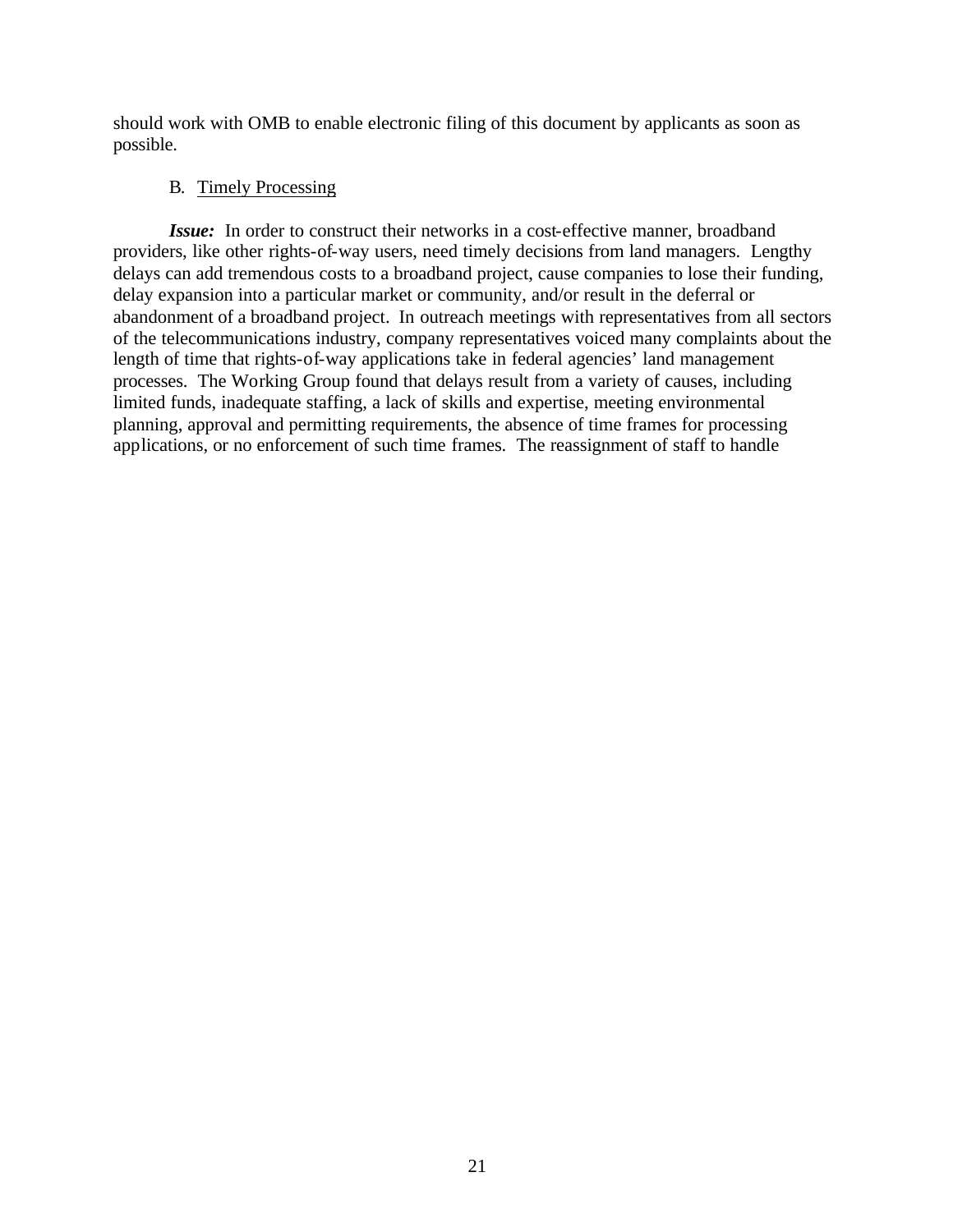should work with OMB to enable electronic filing of this document by applicants as soon as possible.

B. Timely Processing

***Issue:*** In order to construct their networks in a cost-effective manner, broadband providers, like other rights-of-way users, need timely decisions from land managers. Lengthy delays can add tremendous costs to a broadband project, cause companies to lose their funding, delay expansion into a particular market or community, and/or result in the deferral or abandonment of a broadband project. In outreach meetings with representatives from all sectors of the telecommunications industry, company representatives voiced many complaints about the length of time that rights-of-way applications take in federal agencies' land management processes. The Working Group found that delays result from a variety of causes, including limited funds, inadequate staffing, a lack of skills and expertise, meeting environmental planning, approval and permitting requirements, the absence of time frames for processing applications, or no enforcement of such time frames. The reassignment of staff to handle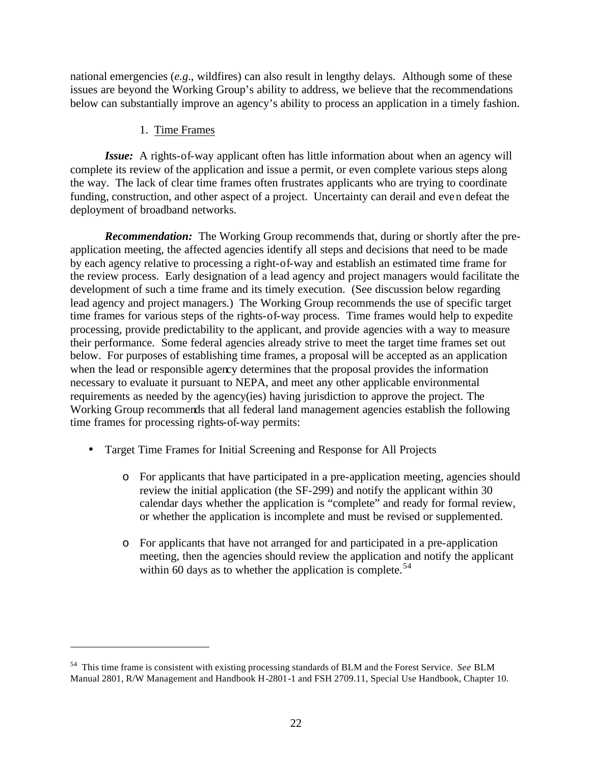national emergencies (*e.g*., wildfires) can also result in lengthy delays. Although some of these issues are beyond the Working Group's ability to address, we believe that the recommendations below can substantially improve an agency's ability to process an application in a timely fashion.

### 1. Time Frames

***Issue:*** A rights-of-way applicant often has little information about when an agency will complete its review of the application and issue a permit, or even complete various steps along the way. The lack of clear time frames often frustrates applicants who are trying to coordinate funding, construction, and other aspect of a project. Uncertainty can derail and even defeat the deployment of broadband networks.

***Recommendation:*** The Working Group recommends that, during or shortly after the pre-application meeting, the affected agencies identify all steps and decisions that need to be made by each agency relative to processing a right-of-way and establish an estimated time frame for the review process. Early designation of a lead agency and project managers would facilitate the development of such a time frame and its timely execution. (See discussion below regarding lead agency and project managers.) The Working Group recommends the use of specific target time frames for various steps of the rights-of-way process. Time frames would help to expedite processing, provide predictability to the applicant, and provide agencies with a way to measure their performance. Some federal agencies already strive to meet the target time frames set out below. For purposes of establishing time frames, a proposal will be accepted as an application when the lead or responsible agency determines that the proposal provides the information necessary to evaluate it pursuant to NEPA, and meet any other applicable environmental requirements as needed by the agency(ies) having jurisdiction to approve the project. The Working Group recommends that all federal land management agencies establish the following time frames for processing rights-of-way permits:

- Target Time Frames for Initial Screening and Response for All Projects
  - For applicants that have participated in a pre-application meeting, agencies should review the initial application (the SF-299) and notify the applicant within 30 calendar days whether the application is "complete" and ready for formal review, or whether the application is incomplete and must be revised or supplemented.
  - For applicants that have not arranged for and participated in a pre-application meeting, then the agencies should review the application and notify the applicant within 60 days as to whether the application is complete.[54]

---

[54] This time frame is consistent with existing processing standards of BLM and the Forest Service. *See* BLM Manual 2801, R/W Management and Handbook H-2801-1 and FSH 2709.11, Special Use Handbook, Chapter 10.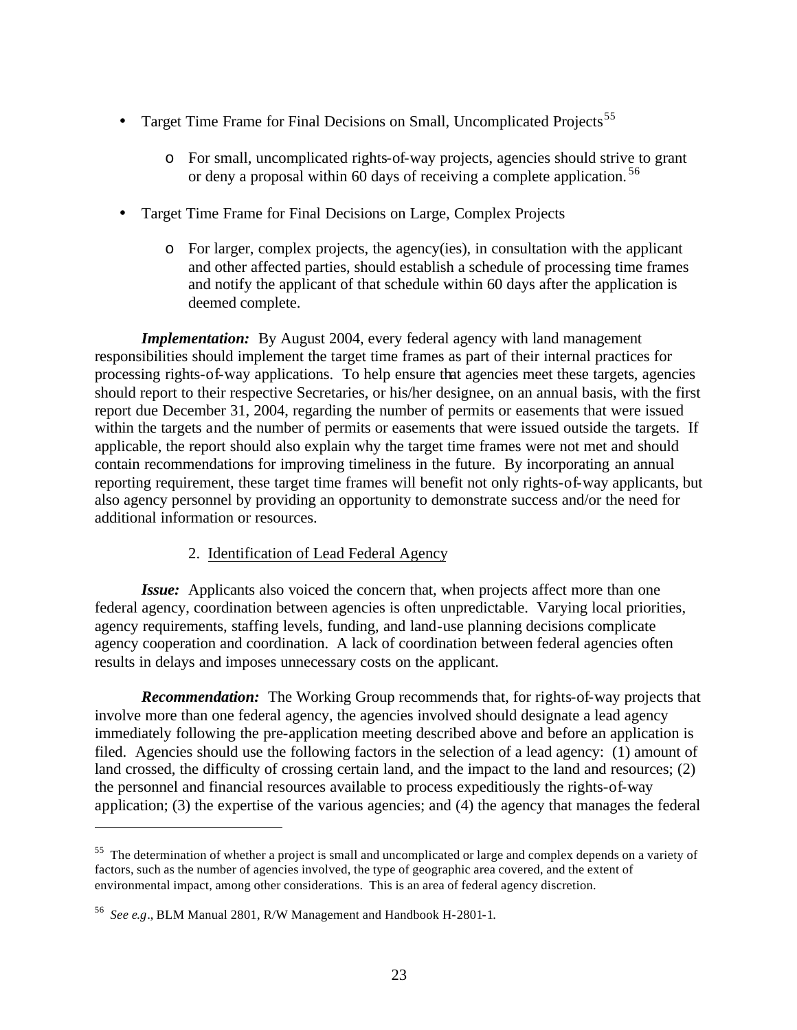- Target Time Frame for Final Decisions on Small, Uncomplicated Projects[55]
  - For small, uncomplicated rights-of-way projects, agencies should strive to grant or deny a proposal within 60 days of receiving a complete application.[56]
- Target Time Frame for Final Decisions on Large, Complex Projects
  - For larger, complex projects, the agency(ies), in consultation with the applicant and other affected parties, should establish a schedule of processing time frames and notify the applicant of that schedule within 60 days after the application is deemed complete.

***Implementation:*** By August 2004, every federal agency with land management responsibilities should implement the target time frames as part of their internal practices for processing rights-of-way applications. To help ensure that agencies meet these targets, agencies should report to their respective Secretaries, or his/her designee, on an annual basis, with the first report due December 31, 2004, regarding the number of permits or easements that were issued within the targets and the number of permits or easements that were issued outside the targets. If applicable, the report should also explain why the target time frames were not met and should contain recommendations for improving timeliness in the future. By incorporating an annual reporting requirement, these target time frames will benefit not only rights-of-way applicants, but also agency personnel by providing an opportunity to demonstrate success and/or the need for additional information or resources.

2. Identification of Lead Federal Agency

***Issue:*** Applicants also voiced the concern that, when projects affect more than one federal agency, coordination between agencies is often unpredictable. Varying local priorities, agency requirements, staffing levels, funding, and land-use planning decisions complicate agency cooperation and coordination. A lack of coordination between federal agencies often results in delays and imposes unnecessary costs on the applicant.

***Recommendation:*** The Working Group recommends that, for rights-of-way projects that involve more than one federal agency, the agencies involved should designate a lead agency immediately following the pre-application meeting described above and before an application is filed. Agencies should use the following factors in the selection of a lead agency: (1) amount of land crossed, the difficulty of crossing certain land, and the impact to the land and resources; (2) the personnel and financial resources available to process expeditiously the rights-of-way application; (3) the expertise of the various agencies; and (4) the agency that manages the federal

---

[55] The determination of whether a project is small and uncomplicated or large and complex depends on a variety of factors, such as the number of agencies involved, the type of geographic area covered, and the extent of environmental impact, among other considerations. This is an area of federal agency discretion.

[56] *See e.g*., BLM Manual 2801, R/W Management and Handbook H-2801-1.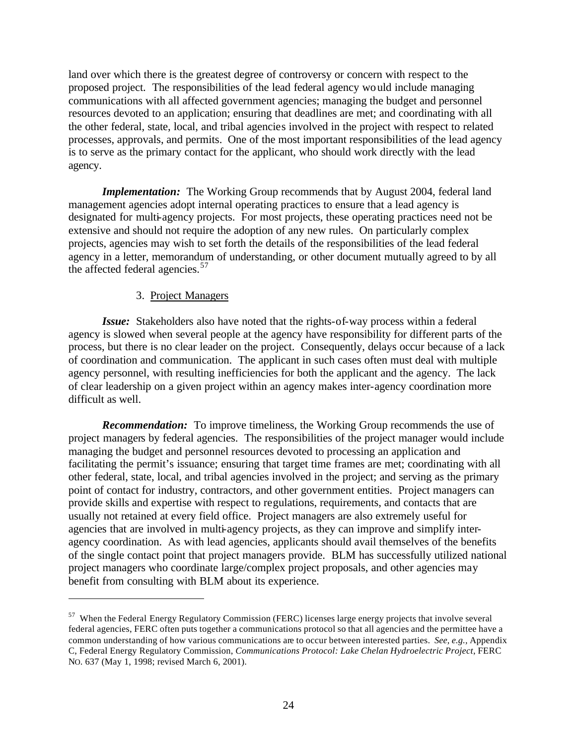land over which there is the greatest degree of controversy or concern with respect to the proposed project. The responsibilities of the lead federal agency would include managing communications with all affected government agencies; managing the budget and personnel resources devoted to an application; ensuring that deadlines are met; and coordinating with all the other federal, state, local, and tribal agencies involved in the project with respect to related processes, approvals, and permits. One of the most important responsibilities of the lead agency is to serve as the primary contact for the applicant, who should work directly with the lead agency.

***Implementation:*** The Working Group recommends that by August 2004, federal land management agencies adopt internal operating practices to ensure that a lead agency is designated for multi-agency projects. For most projects, these operating practices need not be extensive and should not require the adoption of any new rules. On particularly complex projects, agencies may wish to set forth the details of the responsibilities of the lead federal agency in a letter, memorandum of understanding, or other document mutually agreed to by all the affected federal agencies.[57]

3. <u>Project Managers</u>

***Issue:*** Stakeholders also have noted that the rights-of-way process within a federal agency is slowed when several people at the agency have responsibility for different parts of the process, but there is no clear leader on the project. Consequently, delays occur because of a lack of coordination and communication. The applicant in such cases often must deal with multiple agency personnel, with resulting inefficiencies for both the applicant and the agency. The lack of clear leadership on a given project within an agency makes inter-agency coordination more difficult as well.

***Recommendation:*** To improve timeliness, the Working Group recommends the use of project managers by federal agencies. The responsibilities of the project manager would include managing the budget and personnel resources devoted to processing an application and facilitating the permit's issuance; ensuring that target time frames are met; coordinating with all other federal, state, local, and tribal agencies involved in the project; and serving as the primary point of contact for industry, contractors, and other government entities. Project managers can provide skills and expertise with respect to regulations, requirements, and contacts that are usually not retained at every field office. Project managers are also extremely useful for agencies that are involved in multi-agency projects, as they can improve and simplify inter-agency coordination. As with lead agencies, applicants should avail themselves of the benefits of the single contact point that project managers provide. BLM has successfully utilized national project managers who coordinate large/complex project proposals, and other agencies may benefit from consulting with BLM about its experience.

---

[57] When the Federal Energy Regulatory Commission (FERC) licenses large energy projects that involve several federal agencies, FERC often puts together a communications protocol so that all agencies and the permittee have a common understanding of how various communications are to occur between interested parties. *See, e.g.,* Appendix C, Federal Energy Regulatory Commission, *Communications Protocol: Lake Chelan Hydroelectric Project*, FERC NO. 637 (May 1, 1998; revised March 6, 2001).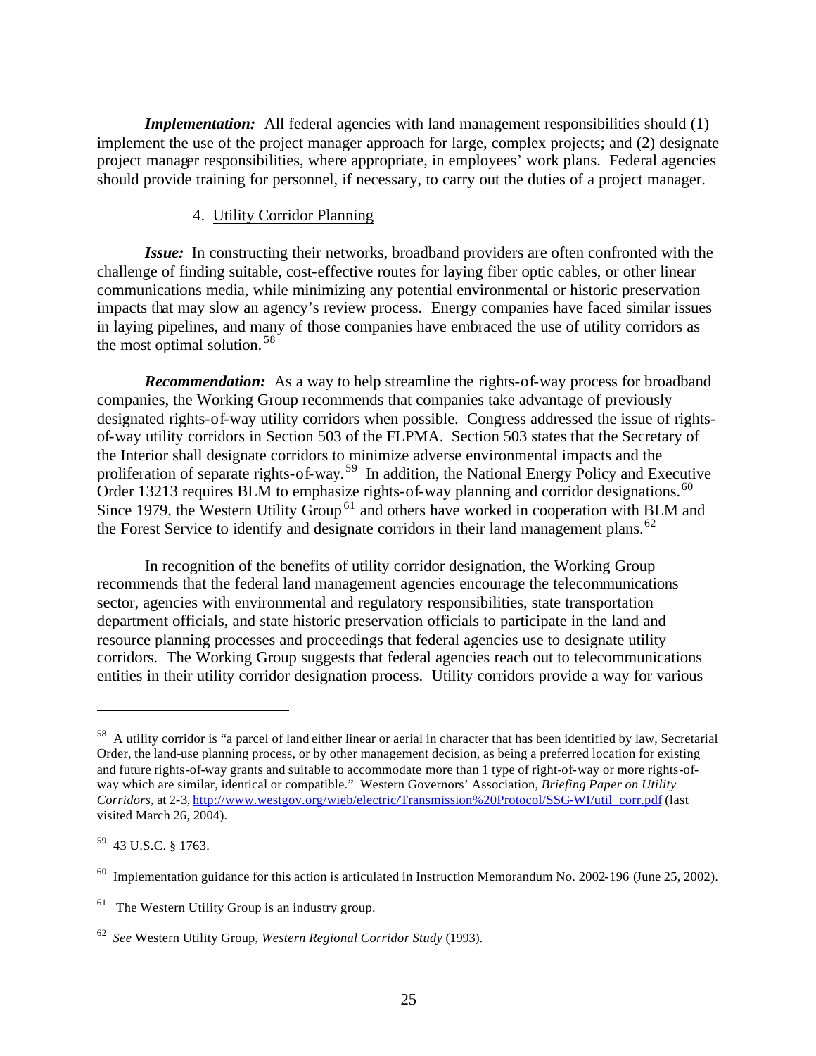***Implementation:*** All federal agencies with land management responsibilities should (1) implement the use of the project manager approach for large, complex projects; and (2) designate project manager responsibilities, where appropriate, in employees' work plans. Federal agencies should provide training for personnel, if necessary, to carry out the duties of a project manager.

4. Utility Corridor Planning

***Issue:*** In constructing their networks, broadband providers are often confronted with the challenge of finding suitable, cost-effective routes for laying fiber optic cables, or other linear communications media, while minimizing any potential environmental or historic preservation impacts that may slow an agency's review process. Energy companies have faced similar issues in laying pipelines, and many of those companies have embraced the use of utility corridors as the most optimal solution.[58]

***Recommendation:*** As a way to help streamline the rights-of-way process for broadband companies, the Working Group recommends that companies take advantage of previously designated rights-of-way utility corridors when possible. Congress addressed the issue of rights-of-way utility corridors in Section 503 of the FLPMA. Section 503 states that the Secretary of the Interior shall designate corridors to minimize adverse environmental impacts and the proliferation of separate rights-of-way.[59] In addition, the National Energy Policy and Executive Order 13213 requires BLM to emphasize rights-of-way planning and corridor designations.[60] Since 1979, the Western Utility Group[61] and others have worked in cooperation with BLM and the Forest Service to identify and designate corridors in their land management plans.[62]

In recognition of the benefits of utility corridor designation, the Working Group recommends that the federal land management agencies encourage the telecommunications sector, agencies with environmental and regulatory responsibilities, state transportation department officials, and state historic preservation officials to participate in the land and resource planning processes and proceedings that federal agencies use to designate utility corridors. The Working Group suggests that federal agencies reach out to telecommunications entities in their utility corridor designation process. Utility corridors provide a way for various

---

[58] A utility corridor is "a parcel of land either linear or aerial in character that has been identified by law, Secretarial Order, the land-use planning process, or by other management decision, as being a preferred location for existing and future rights-of-way grants and suitable to accommodate more than 1 type of right-of-way or more rights-of-way which are similar, identical or compatible." Western Governors' Association, *Briefing Paper on Utility Corridors*, at 2-3, http://www.westgov.org/wieb/electric/Transmission%20Protocol/SSG-WI/util_corr.pdf (last visited March 26, 2004).

[59] 43 U.S.C. § 1763.

[60] Implementation guidance for this action is articulated in Instruction Memorandum No. 2002-196 (June 25, 2002).

[61] The Western Utility Group is an industry group.

[62] *See* Western Utility Group, *Western Regional Corridor Study* (1993).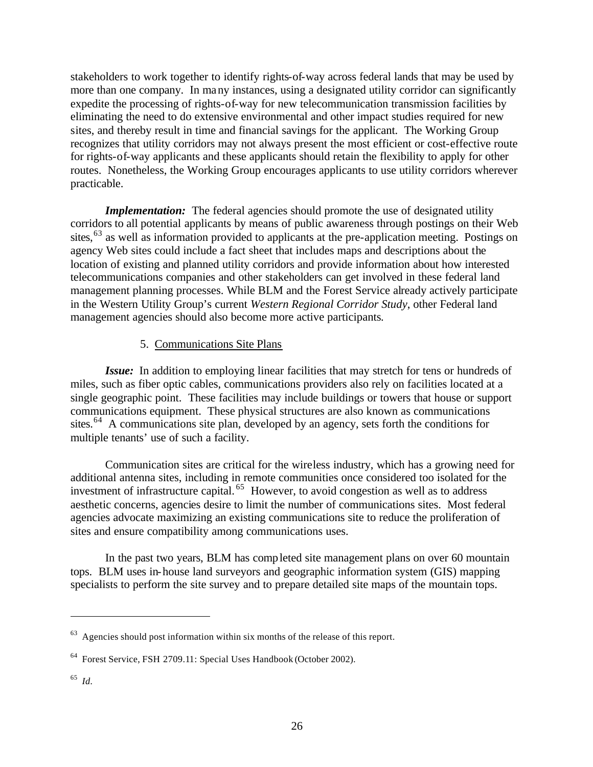stakeholders to work together to identify rights-of-way across federal lands that may be used by more than one company. In many instances, using a designated utility corridor can significantly expedite the processing of rights-of-way for new telecommunication transmission facilities by eliminating the need to do extensive environmental and other impact studies required for new sites, and thereby result in time and financial savings for the applicant. The Working Group recognizes that utility corridors may not always present the most efficient or cost-effective route for rights-of-way applicants and these applicants should retain the flexibility to apply for other routes. Nonetheless, the Working Group encourages applicants to use utility corridors wherever practicable.

***Implementation:*** The federal agencies should promote the use of designated utility corridors to all potential applicants by means of public awareness through postings on their Web sites,[63] as well as information provided to applicants at the pre-application meeting. Postings on agency Web sites could include a fact sheet that includes maps and descriptions about the location of existing and planned utility corridors and provide information about how interested telecommunications companies and other stakeholders can get involved in these federal land management planning processes. While BLM and the Forest Service already actively participate in the Western Utility Group's current *Western Regional Corridor Study*, other Federal land management agencies should also become more active participants.

5. Communications Site Plans

***Issue:*** In addition to employing linear facilities that may stretch for tens or hundreds of miles, such as fiber optic cables, communications providers also rely on facilities located at a single geographic point. These facilities may include buildings or towers that house or support communications equipment. These physical structures are also known as communications sites.[64] A communications site plan, developed by an agency, sets forth the conditions for multiple tenants' use of such a facility.

Communication sites are critical for the wireless industry, which has a growing need for additional antenna sites, including in remote communities once considered too isolated for the investment of infrastructure capital.[65] However, to avoid congestion as well as to address aesthetic concerns, agencies desire to limit the number of communications sites. Most federal agencies advocate maximizing an existing communications site to reduce the proliferation of sites and ensure compatibility among communications uses.

In the past two years, BLM has completed site management plans on over 60 mountain tops. BLM uses in-house land surveyors and geographic information system (GIS) mapping specialists to perform the site survey and to prepare detailed site maps of the mountain tops.

---

[63] Agencies should post information within six months of the release of this report.

[64] Forest Service, FSH 2709.11: Special Uses Handbook (October 2002).

[65] *Id.*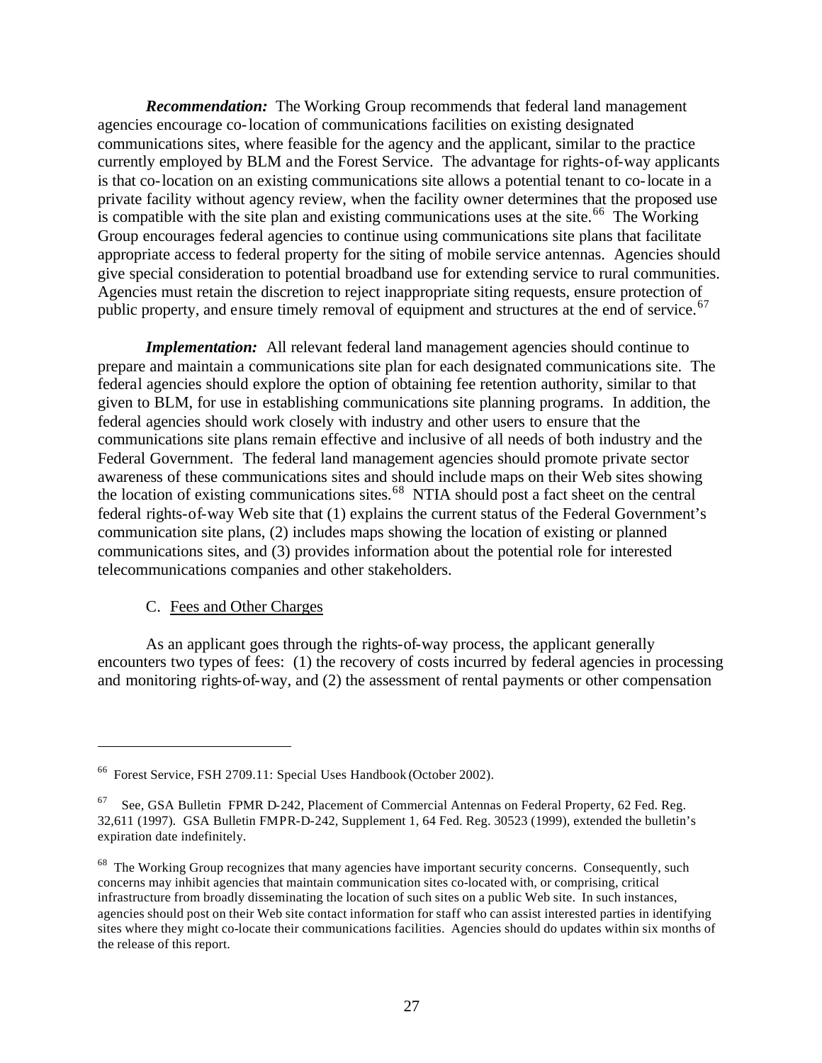***Recommendation:*** The Working Group recommends that federal land management agencies encourage co-location of communications facilities on existing designated communications sites, where feasible for the agency and the applicant, similar to the practice currently employed by BLM and the Forest Service. The advantage for rights-of-way applicants is that co-location on an existing communications site allows a potential tenant to co-locate in a private facility without agency review, when the facility owner determines that the proposed use is compatible with the site plan and existing communications uses at the site.[66] The Working Group encourages federal agencies to continue using communications site plans that facilitate appropriate access to federal property for the siting of mobile service antennas. Agencies should give special consideration to potential broadband use for extending service to rural communities. Agencies must retain the discretion to reject inappropriate siting requests, ensure protection of public property, and ensure timely removal of equipment and structures at the end of service.[67]

***Implementation:*** All relevant federal land management agencies should continue to prepare and maintain a communications site plan for each designated communications site. The federal agencies should explore the option of obtaining fee retention authority, similar to that given to BLM, for use in establishing communications site planning programs. In addition, the federal agencies should work closely with industry and other users to ensure that the communications site plans remain effective and inclusive of all needs of both industry and the Federal Government. The federal land management agencies should promote private sector awareness of these communications sites and should include maps on their Web sites showing the location of existing communications sites.[68] NTIA should post a fact sheet on the central federal rights-of-way Web site that (1) explains the current status of the Federal Government's communication site plans, (2) includes maps showing the location of existing or planned communications sites, and (3) provides information about the potential role for interested telecommunications companies and other stakeholders.

### C. Fees and Other Charges

As an applicant goes through the rights-of-way process, the applicant generally encounters two types of fees: (1) the recovery of costs incurred by federal agencies in processing and monitoring rights-of-way, and (2) the assessment of rental payments or other compensation

---

[66] Forest Service, FSH 2709.11: Special Uses Handbook (October 2002).

[67] See, GSA Bulletin FPMR D-242, Placement of Commercial Antennas on Federal Property, 62 Fed. Reg. 32,611 (1997). GSA Bulletin FMPR-D-242, Supplement 1, 64 Fed. Reg. 30523 (1999), extended the bulletin's expiration date indefinitely.

[68] The Working Group recognizes that many agencies have important security concerns. Consequently, such concerns may inhibit agencies that maintain communication sites co-located with, or comprising, critical infrastructure from broadly disseminating the location of such sites on a public Web site. In such instances, agencies should post on their Web site contact information for staff who can assist interested parties in identifying sites where they might co-locate their communications facilities. Agencies should do updates within six months of the release of this report.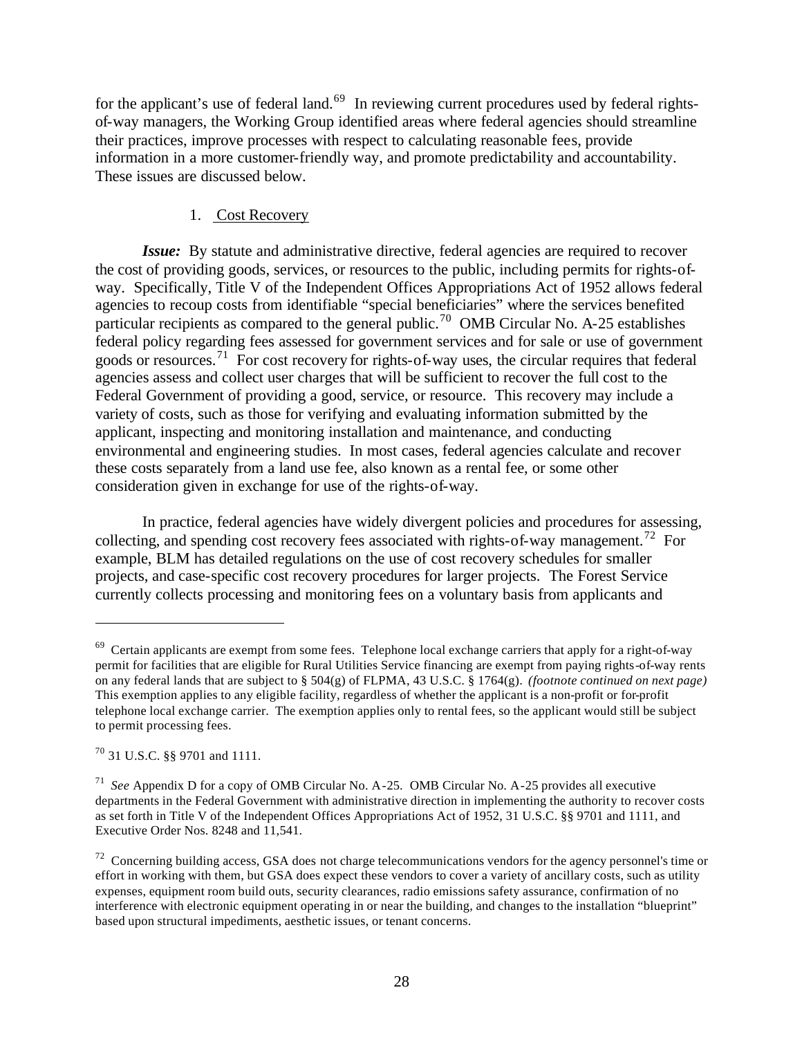for the applicant's use of federal land.[69] In reviewing current procedures used by federal rights-of-way managers, the Working Group identified areas where federal agencies should streamline their practices, improve processes with respect to calculating reasonable fees, provide information in a more customer-friendly way, and promote predictability and accountability. These issues are discussed below.

1. Cost Recovery

***Issue:*** By statute and administrative directive, federal agencies are required to recover the cost of providing goods, services, or resources to the public, including permits for rights-of-way. Specifically, Title V of the Independent Offices Appropriations Act of 1952 allows federal agencies to recoup costs from identifiable "special beneficiaries" where the services benefited particular recipients as compared to the general public.[70] OMB Circular No. A-25 establishes federal policy regarding fees assessed for government services and for sale or use of government goods or resources.[71] For cost recovery for rights-of-way uses, the circular requires that federal agencies assess and collect user charges that will be sufficient to recover the full cost to the Federal Government of providing a good, service, or resource. This recovery may include a variety of costs, such as those for verifying and evaluating information submitted by the applicant, inspecting and monitoring installation and maintenance, and conducting environmental and engineering studies. In most cases, federal agencies calculate and recover these costs separately from a land use fee, also known as a rental fee, or some other consideration given in exchange for use of the rights-of-way.

In practice, federal agencies have widely divergent policies and procedures for assessing, collecting, and spending cost recovery fees associated with rights-of-way management.[72] For example, BLM has detailed regulations on the use of cost recovery schedules for smaller projects, and case-specific cost recovery procedures for larger projects. The Forest Service currently collects processing and monitoring fees on a voluntary basis from applicants and

---

[69] Certain applicants are exempt from some fees. Telephone local exchange carriers that apply for a right-of-way permit for facilities that are eligible for Rural Utilities Service financing are exempt from paying rights-of-way rents on any federal lands that are subject to § 504(g) of FLPMA, 43 U.S.C. § 1764(g). *(footnote continued on next page)* This exemption applies to any eligible facility, regardless of whether the applicant is a non-profit or for-profit telephone local exchange carrier. The exemption applies only to rental fees, so the applicant would still be subject to permit processing fees.

[70] 31 U.S.C. §§ 9701 and 1111.

[71] *See* Appendix D for a copy of OMB Circular No. A-25. OMB Circular No. A-25 provides all executive departments in the Federal Government with administrative direction in implementing the authority to recover costs as set forth in Title V of the Independent Offices Appropriations Act of 1952, 31 U.S.C. §§ 9701 and 1111, and Executive Order Nos. 8248 and 11,541.

[72] Concerning building access, GSA does not charge telecommunications vendors for the agency personnel's time or effort in working with them, but GSA does expect these vendors to cover a variety of ancillary costs, such as utility expenses, equipment room build outs, security clearances, radio emissions safety assurance, confirmation of no interference with electronic equipment operating in or near the building, and changes to the installation "blueprint" based upon structural impediments, aesthetic issues, or tenant concerns.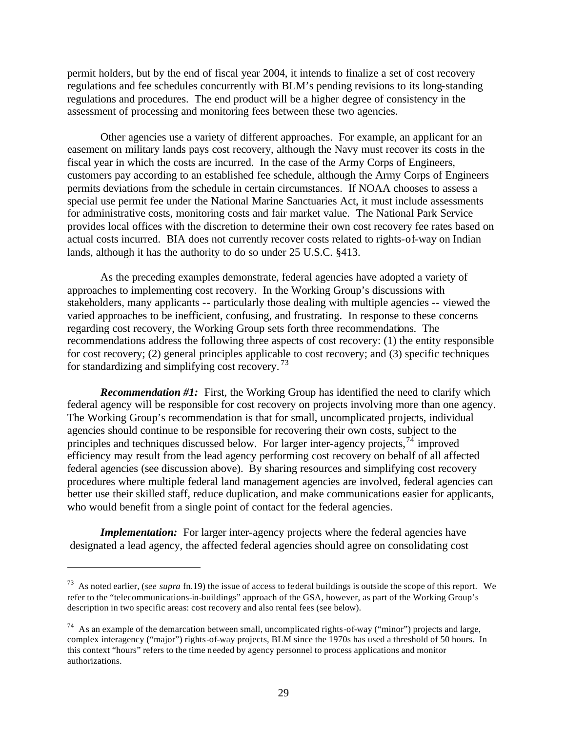permit holders, but by the end of fiscal year 2004, it intends to finalize a set of cost recovery regulations and fee schedules concurrently with BLM's pending revisions to its long-standing regulations and procedures. The end product will be a higher degree of consistency in the assessment of processing and monitoring fees between these two agencies.

Other agencies use a variety of different approaches. For example, an applicant for an easement on military lands pays cost recovery, although the Navy must recover its costs in the fiscal year in which the costs are incurred. In the case of the Army Corps of Engineers, customers pay according to an established fee schedule, although the Army Corps of Engineers permits deviations from the schedule in certain circumstances. If NOAA chooses to assess a special use permit fee under the National Marine Sanctuaries Act, it must include assessments for administrative costs, monitoring costs and fair market value. The National Park Service provides local offices with the discretion to determine their own cost recovery fee rates based on actual costs incurred. BIA does not currently recover costs related to rights-of-way on Indian lands, although it has the authority to do so under 25 U.S.C. §413.

As the preceding examples demonstrate, federal agencies have adopted a variety of approaches to implementing cost recovery. In the Working Group's discussions with stakeholders, many applicants -- particularly those dealing with multiple agencies -- viewed the varied approaches to be inefficient, confusing, and frustrating. In response to these concerns regarding cost recovery, the Working Group sets forth three recommendations. The recommendations address the following three aspects of cost recovery: (1) the entity responsible for cost recovery; (2) general principles applicable to cost recovery; and (3) specific techniques for standardizing and simplifying cost recovery.[73]

***Recommendation #1:*** First, the Working Group has identified the need to clarify which federal agency will be responsible for cost recovery on projects involving more than one agency. The Working Group's recommendation is that for small, uncomplicated projects, individual agencies should continue to be responsible for recovering their own costs, subject to the principles and techniques discussed below. For larger inter-agency projects,[74] improved efficiency may result from the lead agency performing cost recovery on behalf of all affected federal agencies (see discussion above). By sharing resources and simplifying cost recovery procedures where multiple federal land management agencies are involved, federal agencies can better use their skilled staff, reduce duplication, and make communications easier for applicants, who would benefit from a single point of contact for the federal agencies.

***Implementation:*** For larger inter-agency projects where the federal agencies have designated a lead agency, the affected federal agencies should agree on consolidating cost

---

[73] As noted earlier, (*see supra* fn.19) the issue of access to federal buildings is outside the scope of this report. We refer to the "telecommunications-in-buildings" approach of the GSA, however, as part of the Working Group's description in two specific areas: cost recovery and also rental fees (see below).

[74] As an example of the demarcation between small, uncomplicated rights-of-way ("minor") projects and large, complex interagency ("major") rights-of-way projects, BLM since the 1970s has used a threshold of 50 hours. In this context "hours" refers to the time needed by agency personnel to process applications and monitor authorizations.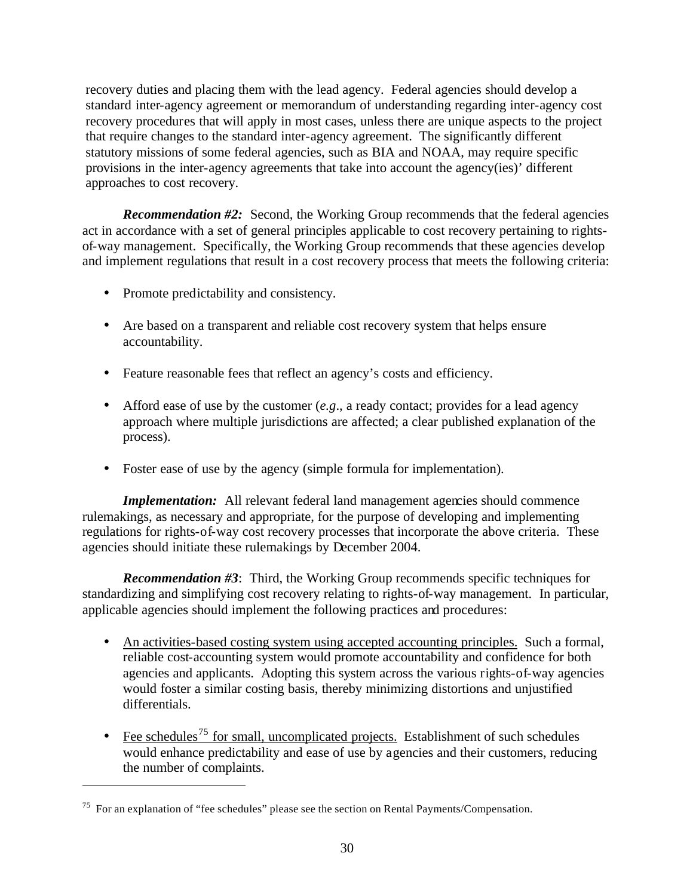recovery duties and placing them with the lead agency. Federal agencies should develop a standard inter-agency agreement or memorandum of understanding regarding inter-agency cost recovery procedures that will apply in most cases, unless there are unique aspects to the project that require changes to the standard inter-agency agreement. The significantly different statutory missions of some federal agencies, such as BIA and NOAA, may require specific provisions in the inter-agency agreements that take into account the agency(ies)' different approaches to cost recovery.

***Recommendation #2:*** Second, the Working Group recommends that the federal agencies act in accordance with a set of general principles applicable to cost recovery pertaining to rights-of-way management. Specifically, the Working Group recommends that these agencies develop and implement regulations that result in a cost recovery process that meets the following criteria:

- Promote predictability and consistency.
- Are based on a transparent and reliable cost recovery system that helps ensure accountability.
- Feature reasonable fees that reflect an agency's costs and efficiency.
- Afford ease of use by the customer (*e.g.*, a ready contact; provides for a lead agency approach where multiple jurisdictions are affected; a clear published explanation of the process).
- Foster ease of use by the agency (simple formula for implementation).

***Implementation:*** All relevant federal land management agencies should commence rulemakings, as necessary and appropriate, for the purpose of developing and implementing regulations for rights-of-way cost recovery processes that incorporate the above criteria. These agencies should initiate these rulemakings by December 2004.

***Recommendation #3***: Third, the Working Group recommends specific techniques for standardizing and simplifying cost recovery relating to rights-of-way management. In particular, applicable agencies should implement the following practices and procedures:

- <u>An activities-based costing system using accepted accounting principles.</u> Such a formal, reliable cost-accounting system would promote accountability and confidence for both agencies and applicants. Adopting this system across the various rights-of-way agencies would foster a similar costing basis, thereby minimizing distortions and unjustified differentials.
- <u>Fee schedules[75] for small, uncomplicated projects.</u> Establishment of such schedules would enhance predictability and ease of use by agencies and their customers, reducing the number of complaints.

---

[75] For an explanation of "fee schedules" please see the section on Rental Payments/Compensation.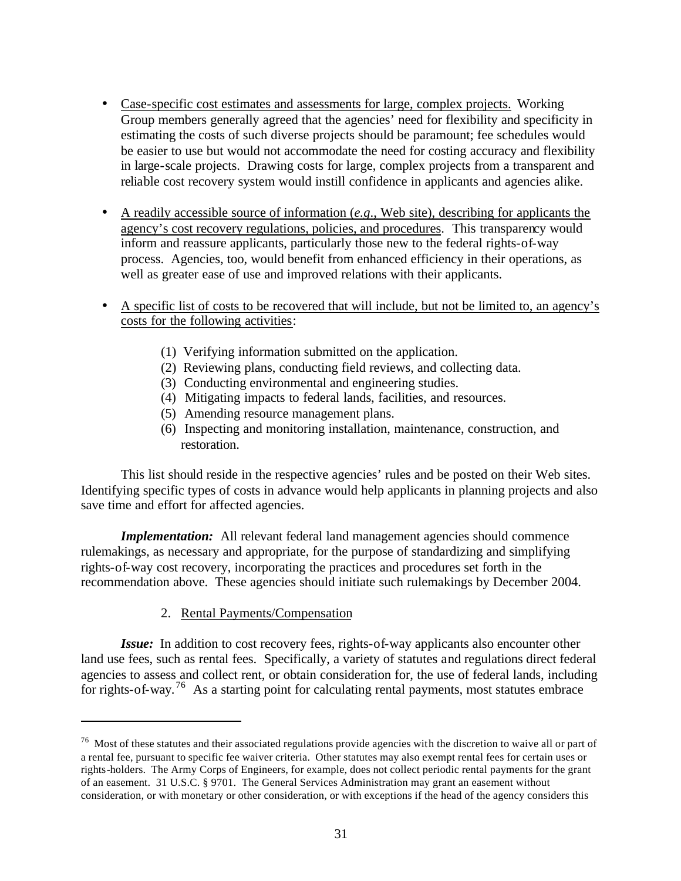- Case-specific cost estimates and assessments for large, complex projects. Working Group members generally agreed that the agencies' need for flexibility and specificity in estimating the costs of such diverse projects should be paramount; fee schedules would be easier to use but would not accommodate the need for costing accuracy and flexibility in large-scale projects. Drawing costs for large, complex projects from a transparent and reliable cost recovery system would instill confidence in applicants and agencies alike.

- A readily accessible source of information (*e.g.*, Web site), describing for applicants the agency's cost recovery regulations, policies, and procedures. This transparency would inform and reassure applicants, particularly those new to the federal rights-of-way process. Agencies, too, would benefit from enhanced efficiency in their operations, as well as greater ease of use and improved relations with their applicants.

- A specific list of costs to be recovered that will include, but not be limited to, an agency's costs for the following activities:

  (1) Verifying information submitted on the application.
  (2) Reviewing plans, conducting field reviews, and collecting data.
  (3) Conducting environmental and engineering studies.
  (4) Mitigating impacts to federal lands, facilities, and resources.
  (5) Amending resource management plans.
  (6) Inspecting and monitoring installation, maintenance, construction, and restoration.

This list should reside in the respective agencies' rules and be posted on their Web sites. Identifying specific types of costs in advance would help applicants in planning projects and also save time and effort for affected agencies.

***Implementation:*** All relevant federal land management agencies should commence rulemakings, as necessary and appropriate, for the purpose of standardizing and simplifying rights-of-way cost recovery, incorporating the practices and procedures set forth in the recommendation above. These agencies should initiate such rulemakings by December 2004.

### 2. Rental Payments/Compensation

***Issue:*** In addition to cost recovery fees, rights-of-way applicants also encounter other land use fees, such as rental fees. Specifically, a variety of statutes and regulations direct federal agencies to assess and collect rent, or obtain consideration for, the use of federal lands, including for rights-of-way.[76] As a starting point for calculating rental payments, most statutes embrace

---

[76] Most of these statutes and their associated regulations provide agencies with the discretion to waive all or part of a rental fee, pursuant to specific fee waiver criteria. Other statutes may also exempt rental fees for certain uses or rights-holders. The Army Corps of Engineers, for example, does not collect periodic rental payments for the grant of an easement. 31 U.S.C. § 9701. The General Services Administration may grant an easement without consideration, or with monetary or other consideration, or with exceptions if the head of the agency considers this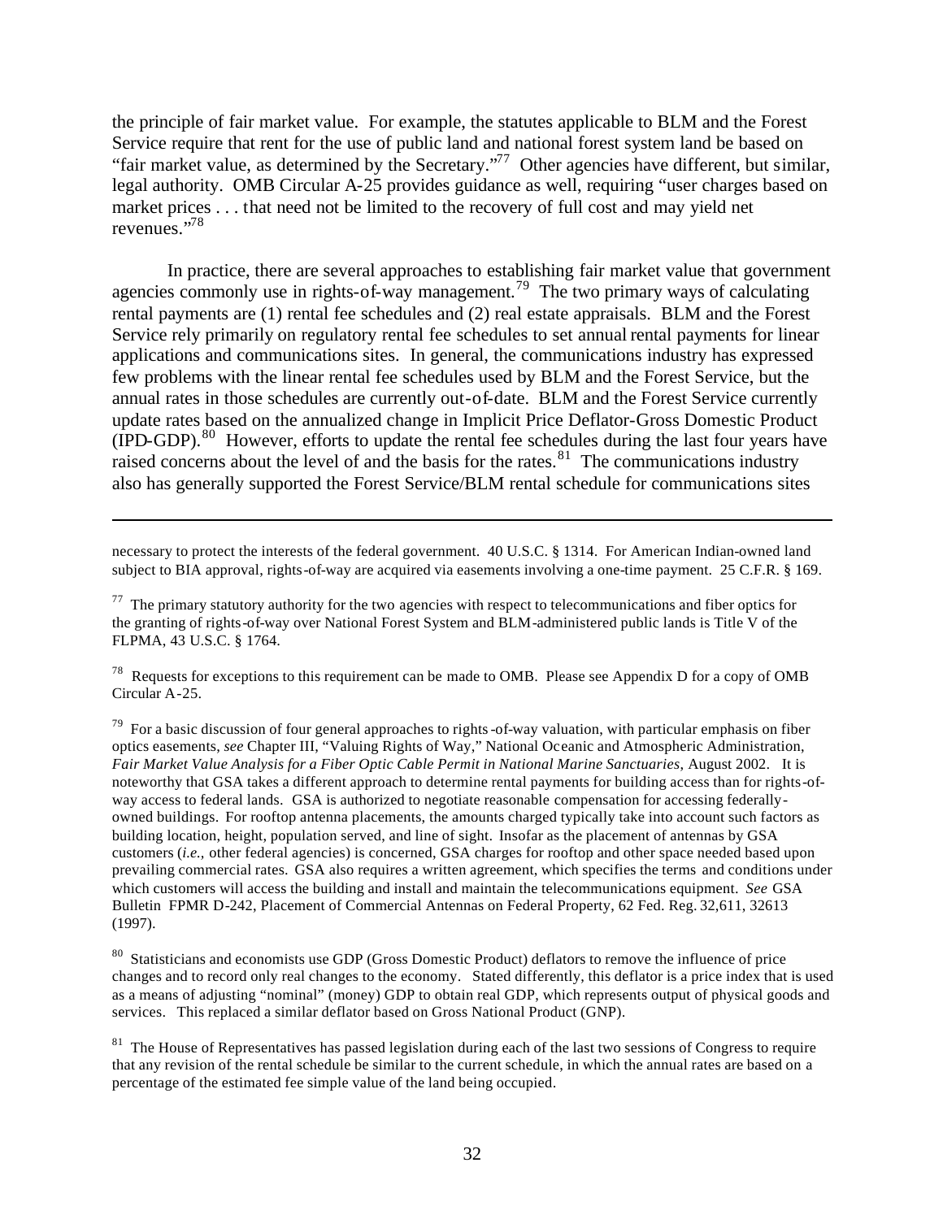the principle of fair market value. For example, the statutes applicable to BLM and the Forest Service require that rent for the use of public land and national forest system land be based on "fair market value, as determined by the Secretary."[77] Other agencies have different, but similar, legal authority. OMB Circular A-25 provides guidance as well, requiring "user charges based on market prices . . . that need not be limited to the recovery of full cost and may yield net revenues."[78]

In practice, there are several approaches to establishing fair market value that government agencies commonly use in rights-of-way management.[79] The two primary ways of calculating rental payments are (1) rental fee schedules and (2) real estate appraisals. BLM and the Forest Service rely primarily on regulatory rental fee schedules to set annual rental payments for linear applications and communications sites. In general, the communications industry has expressed few problems with the linear rental fee schedules used by BLM and the Forest Service, but the annual rates in those schedules are currently out-of-date. BLM and the Forest Service currently update rates based on the annualized change in Implicit Price Deflator-Gross Domestic Product (IPD-GDP).[80] However, efforts to update the rental fee schedules during the last four years have raised concerns about the level of and the basis for the rates.[81] The communications industry also has generally supported the Forest Service/BLM rental schedule for communications sites

---

necessary to protect the interests of the federal government. 40 U.S.C. § 1314. For American Indian-owned land subject to BIA approval, rights-of-way are acquired via easements involving a one-time payment. 25 C.F.R. § 169.

[77] The primary statutory authority for the two agencies with respect to telecommunications and fiber optics for the granting of rights-of-way over National Forest System and BLM-administered public lands is Title V of the FLPMA, 43 U.S.C. § 1764.

[78] Requests for exceptions to this requirement can be made to OMB. Please see Appendix D for a copy of OMB Circular A-25.

[79] For a basic discussion of four general approaches to rights-of-way valuation, with particular emphasis on fiber optics easements, *see* Chapter III, "Valuing Rights of Way," National Oceanic and Atmospheric Administration, *Fair Market Value Analysis for a Fiber Optic Cable Permit in National Marine Sanctuaries*, August 2002. It is noteworthy that GSA takes a different approach to determine rental payments for building access than for rights-of-way access to federal lands. GSA is authorized to negotiate reasonable compensation for accessing federally-owned buildings. For rooftop antenna placements, the amounts charged typically take into account such factors as building location, height, population served, and line of sight. Insofar as the placement of antennas by GSA customers (*i.e.,* other federal agencies) is concerned, GSA charges for rooftop and other space needed based upon prevailing commercial rates. GSA also requires a written agreement, which specifies the terms and conditions under which customers will access the building and install and maintain the telecommunications equipment. *See* GSA Bulletin FPMR D-242, Placement of Commercial Antennas on Federal Property, 62 Fed. Reg. 32,611, 32613 (1997).

[80] Statisticians and economists use GDP (Gross Domestic Product) deflators to remove the influence of price changes and to record only real changes to the economy. Stated differently, this deflator is a price index that is used as a means of adjusting "nominal" (money) GDP to obtain real GDP, which represents output of physical goods and services. This replaced a similar deflator based on Gross National Product (GNP).

[81] The House of Representatives has passed legislation during each of the last two sessions of Congress to require that any revision of the rental schedule be similar to the current schedule, in which the annual rates are based on a percentage of the estimated fee simple value of the land being occupied.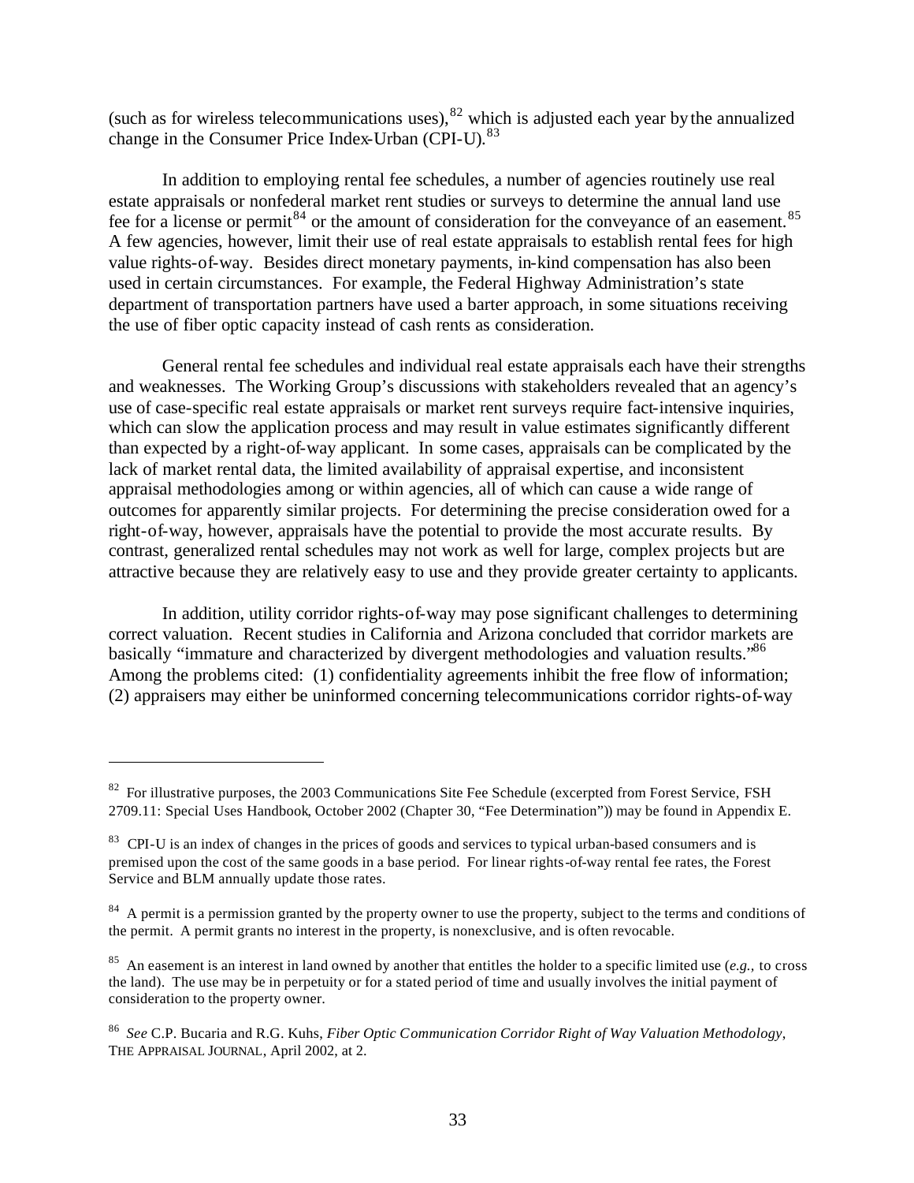(such as for wireless telecommunications uses),[82] which is adjusted each year by the annualized change in the Consumer Price Index-Urban (CPI-U).[83]

In addition to employing rental fee schedules, a number of agencies routinely use real estate appraisals or nonfederal market rent studies or surveys to determine the annual land use fee for a license or permit[84] or the amount of consideration for the conveyance of an easement.[85] A few agencies, however, limit their use of real estate appraisals to establish rental fees for high value rights-of-way. Besides direct monetary payments, in-kind compensation has also been used in certain circumstances. For example, the Federal Highway Administration's state department of transportation partners have used a barter approach, in some situations receiving the use of fiber optic capacity instead of cash rents as consideration.

General rental fee schedules and individual real estate appraisals each have their strengths and weaknesses. The Working Group's discussions with stakeholders revealed that an agency's use of case-specific real estate appraisals or market rent surveys require fact-intensive inquiries, which can slow the application process and may result in value estimates significantly different than expected by a right-of-way applicant. In some cases, appraisals can be complicated by the lack of market rental data, the limited availability of appraisal expertise, and inconsistent appraisal methodologies among or within agencies, all of which can cause a wide range of outcomes for apparently similar projects. For determining the precise consideration owed for a right-of-way, however, appraisals have the potential to provide the most accurate results. By contrast, generalized rental schedules may not work as well for large, complex projects but are attractive because they are relatively easy to use and they provide greater certainty to applicants.

In addition, utility corridor rights-of-way may pose significant challenges to determining correct valuation. Recent studies in California and Arizona concluded that corridor markets are basically "immature and characterized by divergent methodologies and valuation results."[86] Among the problems cited: (1) confidentiality agreements inhibit the free flow of information; (2) appraisers may either be uninformed concerning telecommunications corridor rights-of-way

---

[82] For illustrative purposes, the 2003 Communications Site Fee Schedule (excerpted from Forest Service, FSH 2709.11: Special Uses Handbook, October 2002 (Chapter 30, "Fee Determination")) may be found in Appendix E.

[83] CPI-U is an index of changes in the prices of goods and services to typical urban-based consumers and is premised upon the cost of the same goods in a base period. For linear rights-of-way rental fee rates, the Forest Service and BLM annually update those rates.

[84] A permit is a permission granted by the property owner to use the property, subject to the terms and conditions of the permit. A permit grants no interest in the property, is nonexclusive, and is often revocable.

[85] An easement is an interest in land owned by another that entitles the holder to a specific limited use (*e.g.*, to cross the land). The use may be in perpetuity or for a stated period of time and usually involves the initial payment of consideration to the property owner.

[86] *See* C.P. Bucaria and R.G. Kuhs, *Fiber Optic Communication Corridor Right of Way Valuation Methodology*, THE APPRAISAL JOURNAL, April 2002, at 2.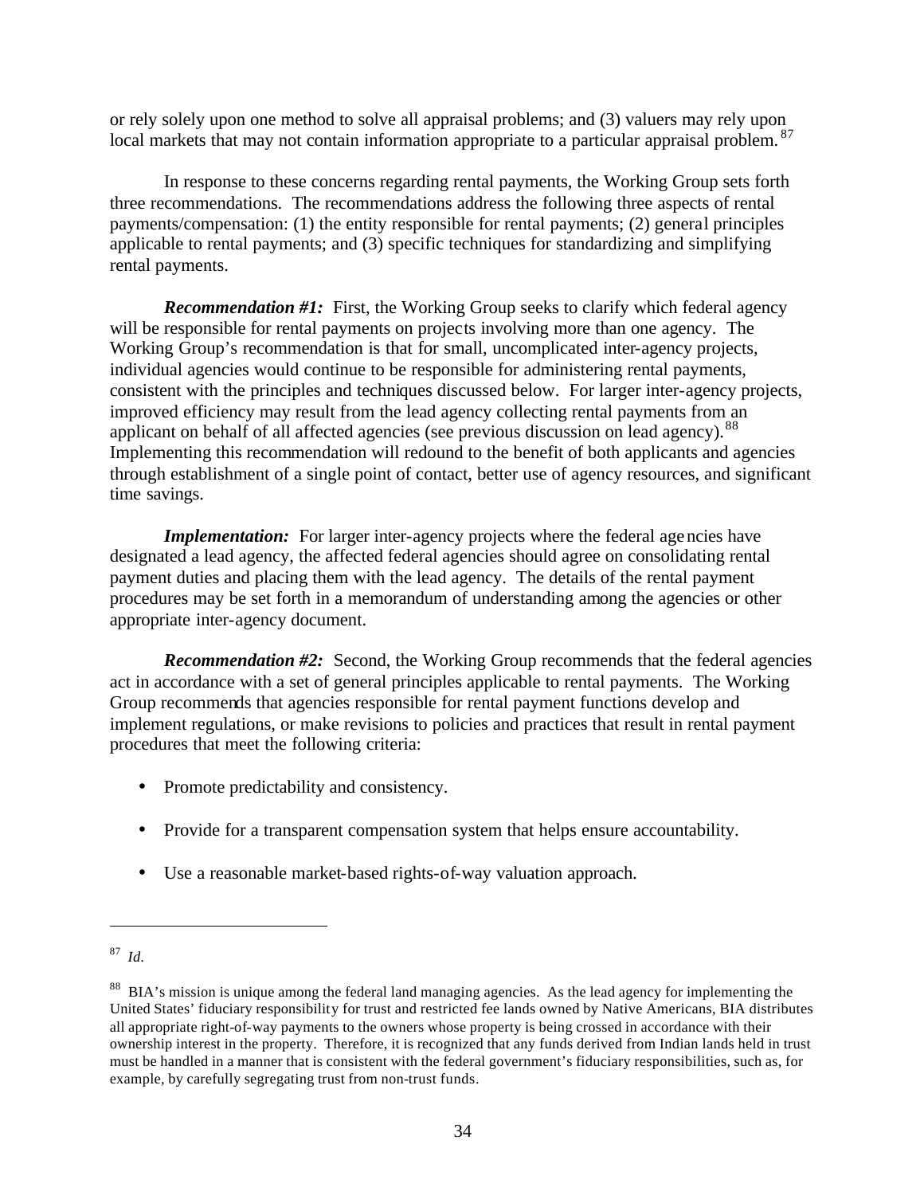or rely solely upon one method to solve all appraisal problems; and (3) valuers may rely upon local markets that may not contain information appropriate to a particular appraisal problem.[87]

In response to these concerns regarding rental payments, the Working Group sets forth three recommendations. The recommendations address the following three aspects of rental payments/compensation: (1) the entity responsible for rental payments; (2) general principles applicable to rental payments; and (3) specific techniques for standardizing and simplifying rental payments.

***Recommendation #1:*** First, the Working Group seeks to clarify which federal agency will be responsible for rental payments on projects involving more than one agency. The Working Group's recommendation is that for small, uncomplicated inter-agency projects, individual agencies would continue to be responsible for administering rental payments, consistent with the principles and techniques discussed below. For larger inter-agency projects, improved efficiency may result from the lead agency collecting rental payments from an applicant on behalf of all affected agencies (see previous discussion on lead agency).[88] Implementing this recommendation will redound to the benefit of both applicants and agencies through establishment of a single point of contact, better use of agency resources, and significant time savings.

***Implementation:*** For larger inter-agency projects where the federal agencies have designated a lead agency, the affected federal agencies should agree on consolidating rental payment duties and placing them with the lead agency. The details of the rental payment procedures may be set forth in a memorandum of understanding among the agencies or other appropriate inter-agency document.

***Recommendation #2:*** Second, the Working Group recommends that the federal agencies act in accordance with a set of general principles applicable to rental payments. The Working Group recommends that agencies responsible for rental payment functions develop and implement regulations, or make revisions to policies and practices that result in rental payment procedures that meet the following criteria:

- Promote predictability and consistency.
- Provide for a transparent compensation system that helps ensure accountability.
- Use a reasonable market-based rights-of-way valuation approach.

---

[87] *Id.*

[88] BIA's mission is unique among the federal land managing agencies. As the lead agency for implementing the United States' fiduciary responsibility for trust and restricted fee lands owned by Native Americans, BIA distributes all appropriate right-of-way payments to the owners whose property is being crossed in accordance with their ownership interest in the property. Therefore, it is recognized that any funds derived from Indian lands held in trust must be handled in a manner that is consistent with the federal government's fiduciary responsibilities, such as, for example, by carefully segregating trust from non-trust funds.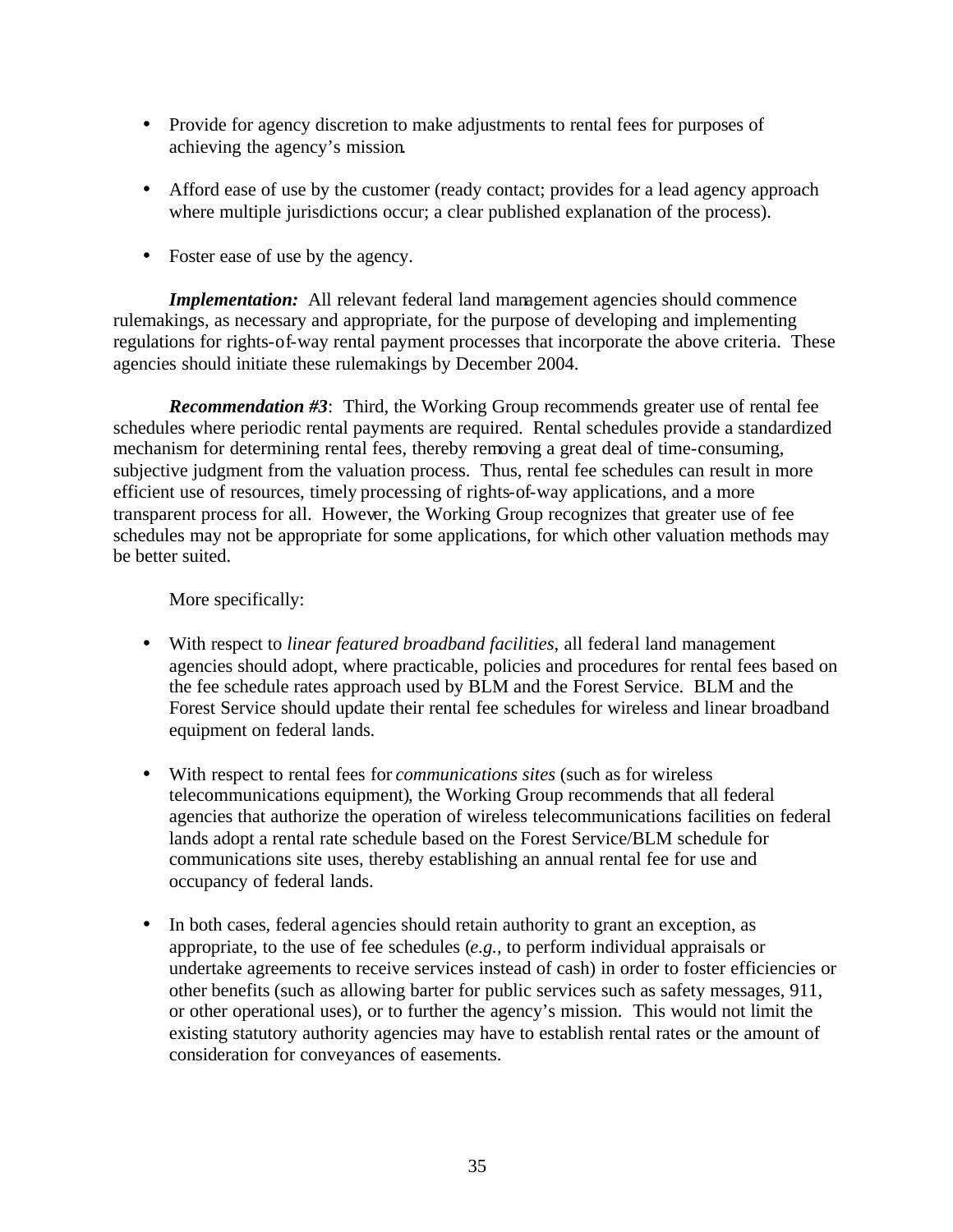- Provide for agency discretion to make adjustments to rental fees for purposes of achieving the agency's mission.

- Afford ease of use by the customer (ready contact; provides for a lead agency approach where multiple jurisdictions occur; a clear published explanation of the process).

- Foster ease of use by the agency.

***Implementation:*** All relevant federal land management agencies should commence rulemakings, as necessary and appropriate, for the purpose of developing and implementing regulations for rights-of-way rental payment processes that incorporate the above criteria. These agencies should initiate these rulemakings by December 2004.

***Recommendation #3***: Third, the Working Group recommends greater use of rental fee schedules where periodic rental payments are required. Rental schedules provide a standardized mechanism for determining rental fees, thereby removing a great deal of time-consuming, subjective judgment from the valuation process. Thus, rental fee schedules can result in more efficient use of resources, timely processing of rights-of-way applications, and a more transparent process for all. However, the Working Group recognizes that greater use of fee schedules may not be appropriate for some applications, for which other valuation methods may be better suited.

More specifically:

- With respect to *linear featured broadband facilities*, all federal land management agencies should adopt, where practicable, policies and procedures for rental fees based on the fee schedule rates approach used by BLM and the Forest Service. BLM and the Forest Service should update their rental fee schedules for wireless and linear broadband equipment on federal lands.

- With respect to rental fees for *communications sites* (such as for wireless telecommunications equipment), the Working Group recommends that all federal agencies that authorize the operation of wireless telecommunications facilities on federal lands adopt a rental rate schedule based on the Forest Service/BLM schedule for communications site uses, thereby establishing an annual rental fee for use and occupancy of federal lands.

- In both cases, federal agencies should retain authority to grant an exception, as appropriate, to the use of fee schedules (*e.g.*, to perform individual appraisals or undertake agreements to receive services instead of cash) in order to foster efficiencies or other benefits (such as allowing barter for public services such as safety messages, 911, or other operational uses), or to further the agency's mission. This would not limit the existing statutory authority agencies may have to establish rental rates or the amount of consideration for conveyances of easements.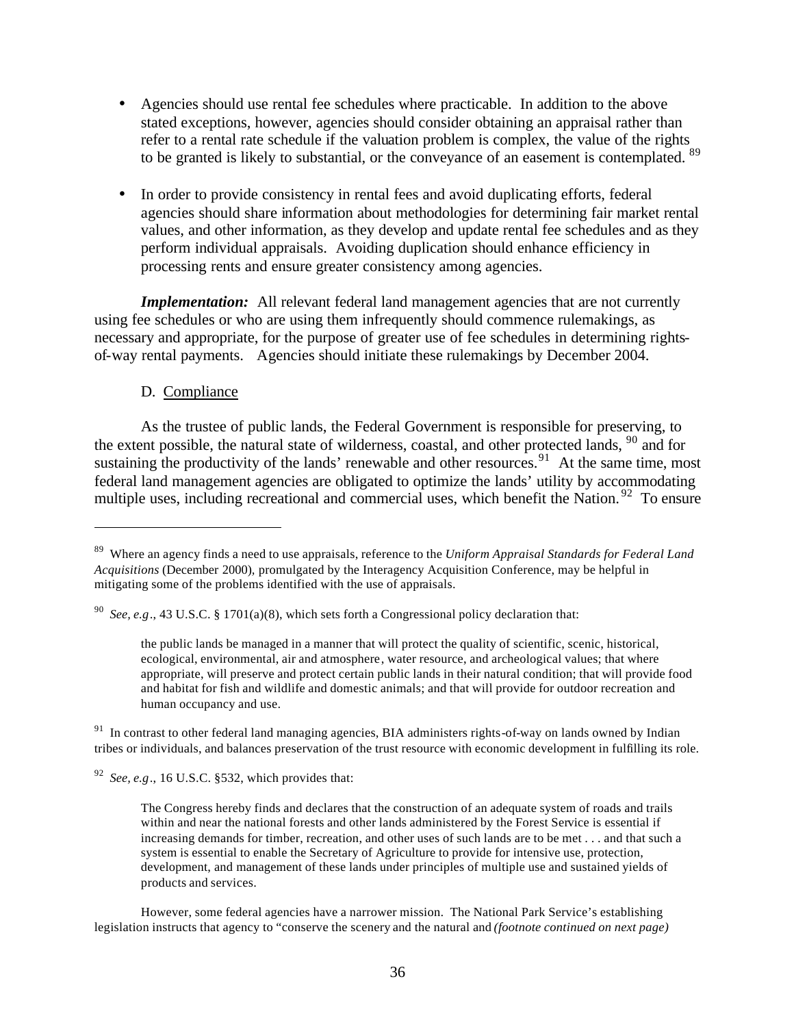- Agencies should use rental fee schedules where practicable. In addition to the above stated exceptions, however, agencies should consider obtaining an appraisal rather than refer to a rental rate schedule if the valuation problem is complex, the value of the rights to be granted is likely to substantial, or the conveyance of an easement is contemplated. [89]

- In order to provide consistency in rental fees and avoid duplicating efforts, federal agencies should share information about methodologies for determining fair market rental values, and other information, as they develop and update rental fee schedules and as they perform individual appraisals. Avoiding duplication should enhance efficiency in processing rents and ensure greater consistency among agencies.

***Implementation:*** All relevant federal land management agencies that are not currently using fee schedules or who are using them infrequently should commence rulemakings, as necessary and appropriate, for the purpose of greater use of fee schedules in determining rights-of-way rental payments. Agencies should initiate these rulemakings by December 2004.

D. Compliance

As the trustee of public lands, the Federal Government is responsible for preserving, to the extent possible, the natural state of wilderness, coastal, and other protected lands, [90] and for sustaining the productivity of the lands' renewable and other resources. [91] At the same time, most federal land management agencies are obligated to optimize the lands' utility by accommodating multiple uses, including recreational and commercial uses, which benefit the Nation. [92] To ensure

---

[89] Where an agency finds a need to use appraisals, reference to the *Uniform Appraisal Standards for Federal Land Acquisitions* (December 2000), promulgated by the Interagency Acquisition Conference, may be helpful in mitigating some of the problems identified with the use of appraisals.

[90] *See, e.g*., 43 U.S.C. § 1701(a)(8), which sets forth a Congressional policy declaration that:

> the public lands be managed in a manner that will protect the quality of scientific, scenic, historical, ecological, environmental, air and atmosphere, water resource, and archeological values; that where appropriate, will preserve and protect certain public lands in their natural condition; that will provide food and habitat for fish and wildlife and domestic animals; and that will provide for outdoor recreation and human occupancy and use.

[91] In contrast to other federal land managing agencies, BIA administers rights-of-way on lands owned by Indian tribes or individuals, and balances preservation of the trust resource with economic development in fulfilling its role.

[92] *See, e.g*., 16 U.S.C. §532, which provides that:

> The Congress hereby finds and declares that the construction of an adequate system of roads and trails within and near the national forests and other lands administered by the Forest Service is essential if increasing demands for timber, recreation, and other uses of such lands are to be met . . . and that such a system is essential to enable the Secretary of Agriculture to provide for intensive use, protection, development, and management of these lands under principles of multiple use and sustained yields of products and services.

However, some federal agencies have a narrower mission. The National Park Service's establishing legislation instructs that agency to "conserve the scenery and the natural and *(footnote continued on next page)*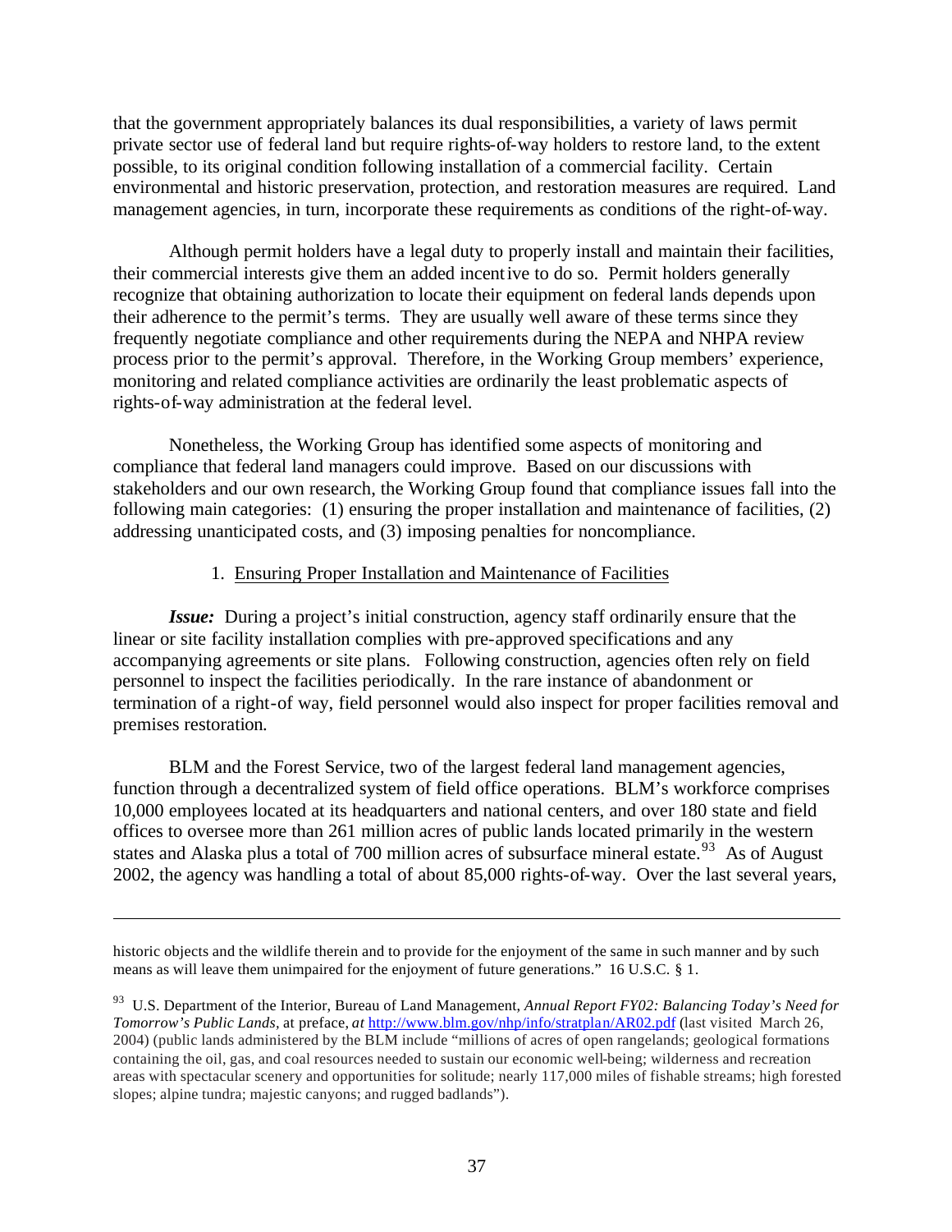that the government appropriately balances its dual responsibilities, a variety of laws permit private sector use of federal land but require rights-of-way holders to restore land, to the extent possible, to its original condition following installation of a commercial facility. Certain environmental and historic preservation, protection, and restoration measures are required. Land management agencies, in turn, incorporate these requirements as conditions of the right-of-way.

Although permit holders have a legal duty to properly install and maintain their facilities, their commercial interests give them an added incentive to do so. Permit holders generally recognize that obtaining authorization to locate their equipment on federal lands depends upon their adherence to the permit's terms. They are usually well aware of these terms since they frequently negotiate compliance and other requirements during the NEPA and NHPA review process prior to the permit's approval. Therefore, in the Working Group members' experience, monitoring and related compliance activities are ordinarily the least problematic aspects of rights-of-way administration at the federal level.

Nonetheless, the Working Group has identified some aspects of monitoring and compliance that federal land managers could improve. Based on our discussions with stakeholders and our own research, the Working Group found that compliance issues fall into the following main categories: (1) ensuring the proper installation and maintenance of facilities, (2) addressing unanticipated costs, and (3) imposing penalties for noncompliance.

1. Ensuring Proper Installation and Maintenance of Facilities

***Issue:*** During a project's initial construction, agency staff ordinarily ensure that the linear or site facility installation complies with pre-approved specifications and any accompanying agreements or site plans. Following construction, agencies often rely on field personnel to inspect the facilities periodically. In the rare instance of abandonment or termination of a right-of way, field personnel would also inspect for proper facilities removal and premises restoration.

BLM and the Forest Service, two of the largest federal land management agencies, function through a decentralized system of field office operations. BLM's workforce comprises 10,000 employees located at its headquarters and national centers, and over 180 state and field offices to oversee more than 261 million acres of public lands located primarily in the western states and Alaska plus a total of 700 million acres of subsurface mineral estate.[93] As of August 2002, the agency was handling a total of about 85,000 rights-of-way. Over the last several years,

---

historic objects and the wildlife therein and to provide for the enjoyment of the same in such manner and by such means as will leave them unimpaired for the enjoyment of future generations." 16 U.S.C. § 1.

[93] U.S. Department of the Interior, Bureau of Land Management, *Annual Report FY02: Balancing Today's Need for Tomorrow's Public Lands,* at preface, *at* http://www.blm.gov/nhp/info/stratplan/AR02.pdf (last visited March 26, 2004) (public lands administered by the BLM include "millions of acres of open rangelands; geological formations containing the oil, gas, and coal resources needed to sustain our economic well-being; wilderness and recreation areas with spectacular scenery and opportunities for solitude; nearly 117,000 miles of fishable streams; high forested slopes; alpine tundra; majestic canyons; and rugged badlands").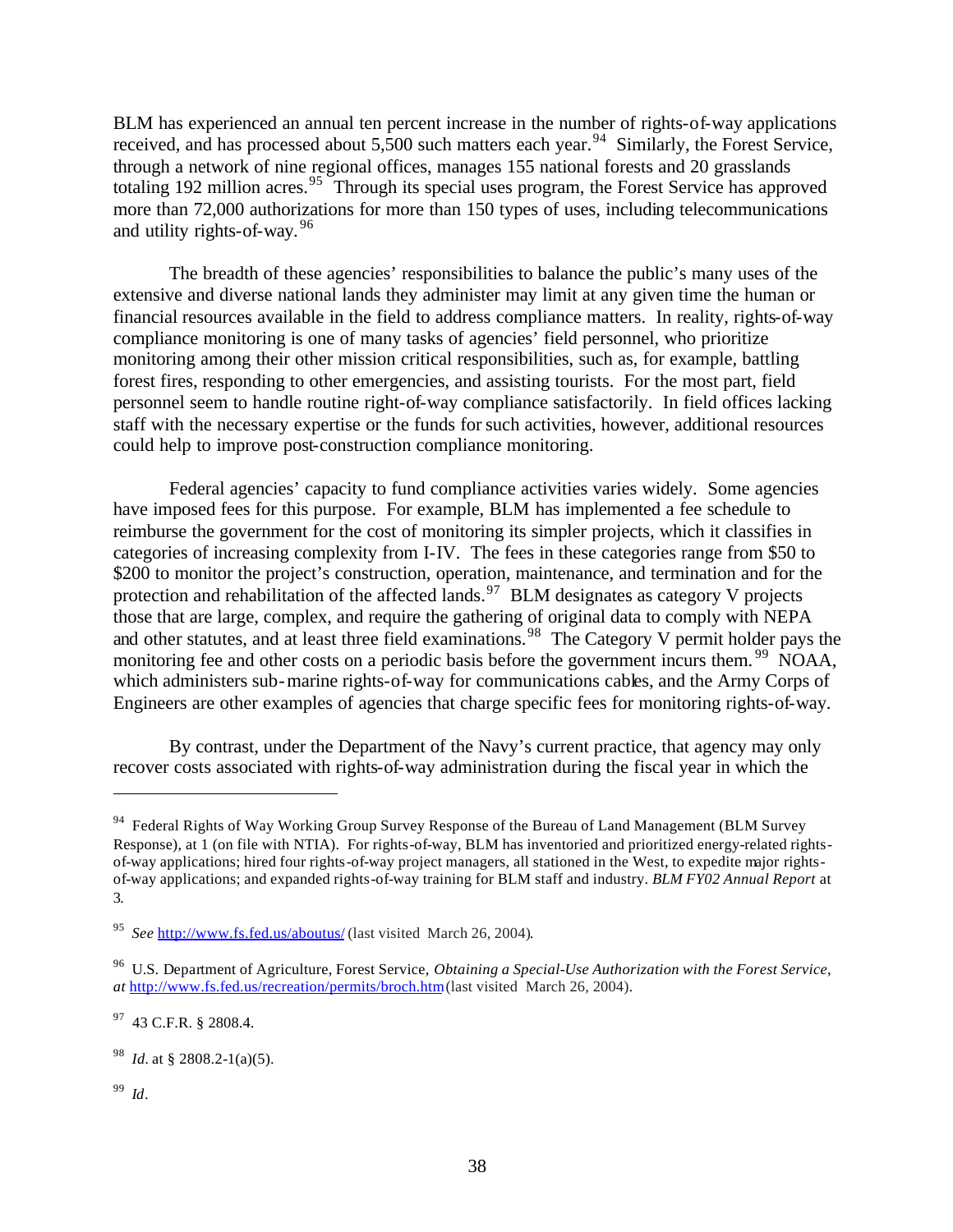BLM has experienced an annual ten percent increase in the number of rights-of-way applications received, and has processed about 5,500 such matters each year.[94] Similarly, the Forest Service, through a network of nine regional offices, manages 155 national forests and 20 grasslands totaling 192 million acres.[95] Through its special uses program, the Forest Service has approved more than 72,000 authorizations for more than 150 types of uses, including telecommunications and utility rights-of-way.[96]

The breadth of these agencies' responsibilities to balance the public's many uses of the extensive and diverse national lands they administer may limit at any given time the human or financial resources available in the field to address compliance matters. In reality, rights-of-way compliance monitoring is one of many tasks of agencies' field personnel, who prioritize monitoring among their other mission critical responsibilities, such as, for example, battling forest fires, responding to other emergencies, and assisting tourists. For the most part, field personnel seem to handle routine right-of-way compliance satisfactorily. In field offices lacking staff with the necessary expertise or the funds for such activities, however, additional resources could help to improve post-construction compliance monitoring.

Federal agencies' capacity to fund compliance activities varies widely. Some agencies have imposed fees for this purpose. For example, BLM has implemented a fee schedule to reimburse the government for the cost of monitoring its simpler projects, which it classifies in categories of increasing complexity from I-IV. The fees in these categories range from $50 to $200 to monitor the project's construction, operation, maintenance, and termination and for the protection and rehabilitation of the affected lands.[97] BLM designates as category V projects those that are large, complex, and require the gathering of original data to comply with NEPA and other statutes, and at least three field examinations.[98] The Category V permit holder pays the monitoring fee and other costs on a periodic basis before the government incurs them.[99] NOAA, which administers sub-marine rights-of-way for communications cables, and the Army Corps of Engineers are other examples of agencies that charge specific fees for monitoring rights-of-way.

By contrast, under the Department of the Navy's current practice, that agency may only recover costs associated with rights-of-way administration during the fiscal year in which the

---

[94] Federal Rights of Way Working Group Survey Response of the Bureau of Land Management (BLM Survey Response), at 1 (on file with NTIA). For rights-of-way, BLM has inventoried and prioritized energy-related rights-of-way applications; hired four rights-of-way project managers, all stationed in the West, to expedite major rights-of-way applications; and expanded rights-of-way training for BLM staff and industry. *BLM FY02 Annual Report* at 3.

[95] *See* http://www.fs.fed.us/aboutus/ (last visited March 26, 2004).

[96] U.S. Department of Agriculture, Forest Service, *Obtaining a Special-Use Authorization with the Forest Service*, *at* http://www.fs.fed.us/recreation/permits/broch.htm (last visited March 26, 2004).

[97] 43 C.F.R. § 2808.4.

[98] *Id*. at § 2808.2-1(a)(5).

[99] *Id*.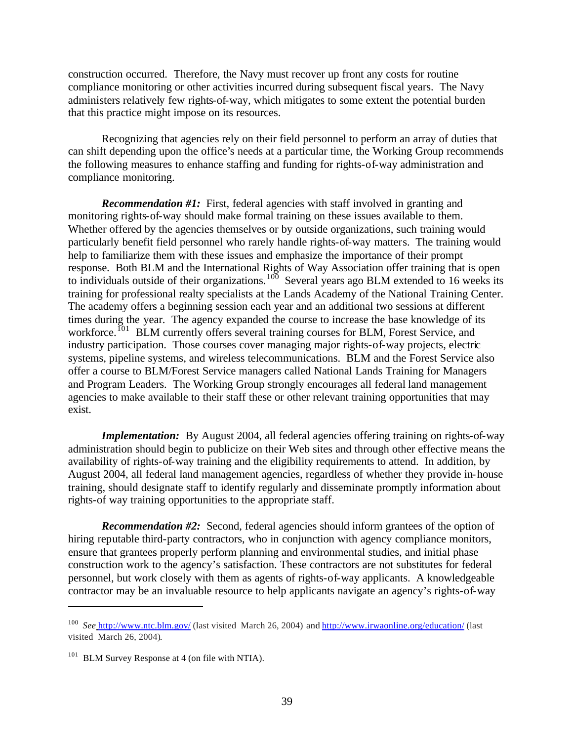construction occurred. Therefore, the Navy must recover up front any costs for routine compliance monitoring or other activities incurred during subsequent fiscal years. The Navy administers relatively few rights-of-way, which mitigates to some extent the potential burden that this practice might impose on its resources.

Recognizing that agencies rely on their field personnel to perform an array of duties that can shift depending upon the office's needs at a particular time, the Working Group recommends the following measures to enhance staffing and funding for rights-of-way administration and compliance monitoring.

***Recommendation #1:*** First, federal agencies with staff involved in granting and monitoring rights-of-way should make formal training on these issues available to them. Whether offered by the agencies themselves or by outside organizations, such training would particularly benefit field personnel who rarely handle rights-of-way matters. The training would help to familiarize them with these issues and emphasize the importance of their prompt response. Both BLM and the International Rights of Way Association offer training that is open to individuals outside of their organizations.[100] Several years ago BLM extended to 16 weeks its training for professional realty specialists at the Lands Academy of the National Training Center. The academy offers a beginning session each year and an additional two sessions at different times during the year. The agency expanded the course to increase the base knowledge of its workforce.[101] BLM currently offers several training courses for BLM, Forest Service, and industry participation. Those courses cover managing major rights-of-way projects, electric systems, pipeline systems, and wireless telecommunications. BLM and the Forest Service also offer a course to BLM/Forest Service managers called National Lands Training for Managers and Program Leaders. The Working Group strongly encourages all federal land management agencies to make available to their staff these or other relevant training opportunities that may exist.

***Implementation:*** By August 2004, all federal agencies offering training on rights-of-way administration should begin to publicize on their Web sites and through other effective means the availability of rights-of-way training and the eligibility requirements to attend. In addition, by August 2004, all federal land management agencies, regardless of whether they provide in-house training, should designate staff to identify regularly and disseminate promptly information about rights-of way training opportunities to the appropriate staff.

***Recommendation #2:*** Second, federal agencies should inform grantees of the option of hiring reputable third-party contractors, who in conjunction with agency compliance monitors, ensure that grantees properly perform planning and environmental studies, and initial phase construction work to the agency's satisfaction. These contractors are not substitutes for federal personnel, but work closely with them as agents of rights-of-way applicants. A knowledgeable contractor may be an invaluable resource to help applicants navigate an agency's rights-of-way

---

[100] *See* http://www.ntc.blm.gov/ (last visited March 26, 2004) and http://www.irwaonline.org/education/ (last visited March 26, 2004).

[101] BLM Survey Response at 4 (on file with NTIA).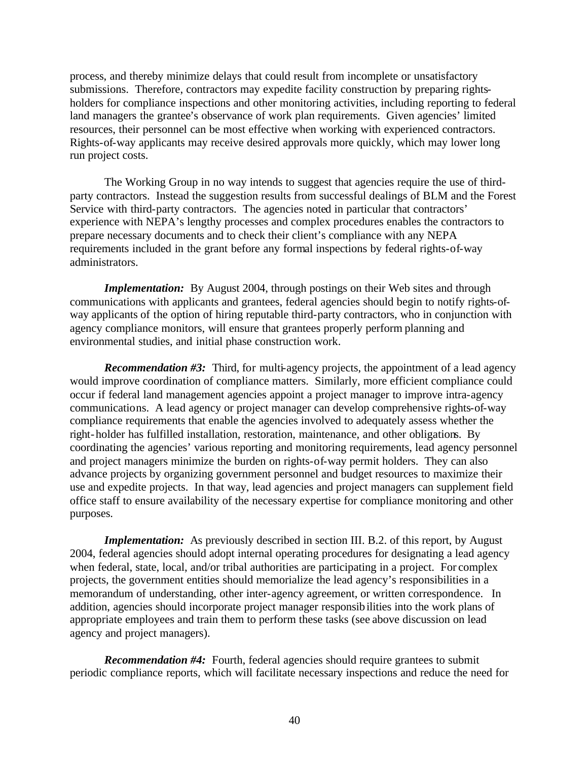process, and thereby minimize delays that could result from incomplete or unsatisfactory submissions. Therefore, contractors may expedite facility construction by preparing rights-holders for compliance inspections and other monitoring activities, including reporting to federal land managers the grantee's observance of work plan requirements. Given agencies' limited resources, their personnel can be most effective when working with experienced contractors. Rights-of-way applicants may receive desired approvals more quickly, which may lower long run project costs.

The Working Group in no way intends to suggest that agencies require the use of third-party contractors. Instead the suggestion results from successful dealings of BLM and the Forest Service with third-party contractors. The agencies noted in particular that contractors' experience with NEPA's lengthy processes and complex procedures enables the contractors to prepare necessary documents and to check their client's compliance with any NEPA requirements included in the grant before any formal inspections by federal rights-of-way administrators.

***Implementation:*** By August 2004, through postings on their Web sites and through communications with applicants and grantees, federal agencies should begin to notify rights-of-way applicants of the option of hiring reputable third-party contractors, who in conjunction with agency compliance monitors, will ensure that grantees properly perform planning and environmental studies, and initial phase construction work.

***Recommendation #3:*** Third, for multi-agency projects, the appointment of a lead agency would improve coordination of compliance matters. Similarly, more efficient compliance could occur if federal land management agencies appoint a project manager to improve intra-agency communications. A lead agency or project manager can develop comprehensive rights-of-way compliance requirements that enable the agencies involved to adequately assess whether the right-holder has fulfilled installation, restoration, maintenance, and other obligations. By coordinating the agencies' various reporting and monitoring requirements, lead agency personnel and project managers minimize the burden on rights-of-way permit holders. They can also advance projects by organizing government personnel and budget resources to maximize their use and expedite projects. In that way, lead agencies and project managers can supplement field office staff to ensure availability of the necessary expertise for compliance monitoring and other purposes.

***Implementation:*** As previously described in section III. B.2. of this report, by August 2004, federal agencies should adopt internal operating procedures for designating a lead agency when federal, state, local, and/or tribal authorities are participating in a project. For complex projects, the government entities should memorialize the lead agency's responsibilities in a memorandum of understanding, other inter-agency agreement, or written correspondence. In addition, agencies should incorporate project manager responsibilities into the work plans of appropriate employees and train them to perform these tasks (see above discussion on lead agency and project managers).

***Recommendation #4:*** Fourth, federal agencies should require grantees to submit periodic compliance reports, which will facilitate necessary inspections and reduce the need for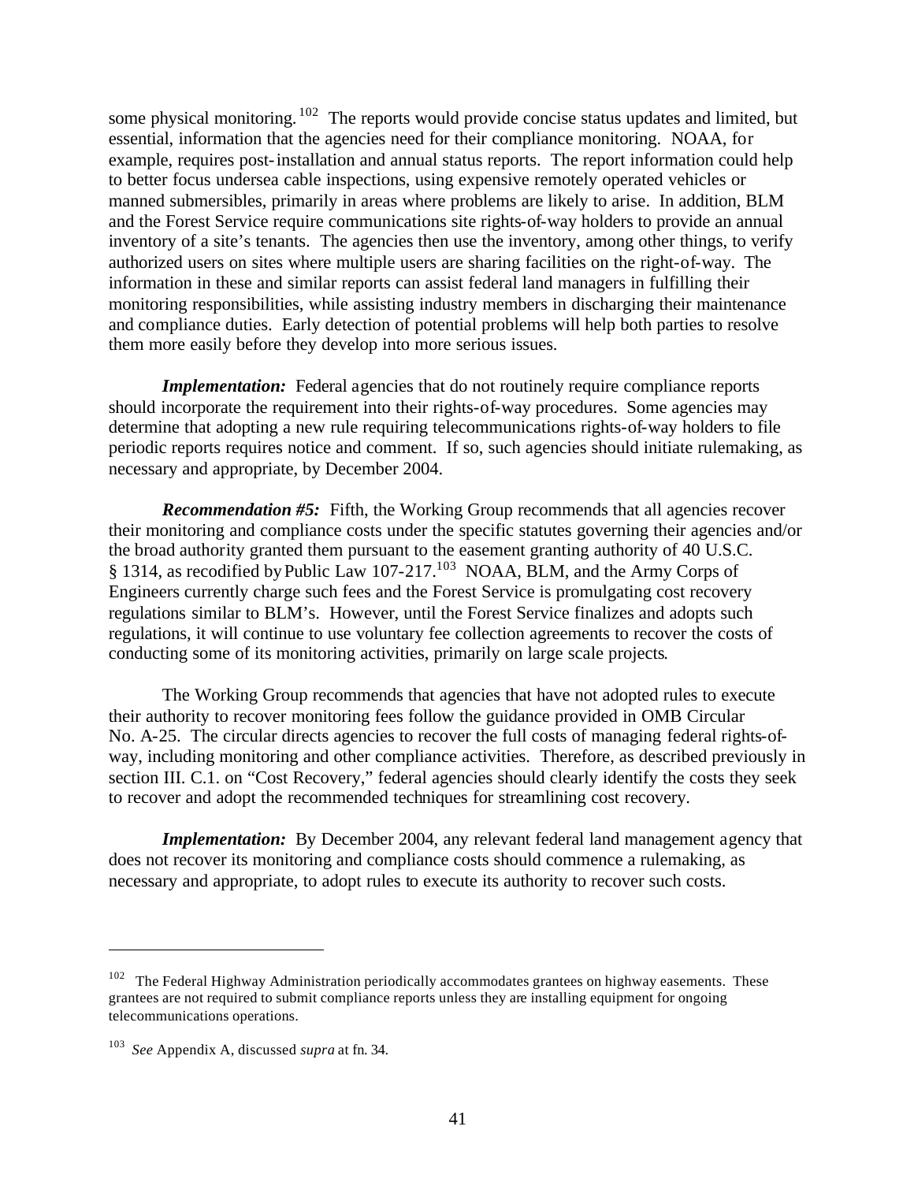some physical monitoring.[102] The reports would provide concise status updates and limited, but essential, information that the agencies need for their compliance monitoring. NOAA, for example, requires post-installation and annual status reports. The report information could help to better focus undersea cable inspections, using expensive remotely operated vehicles or manned submersibles, primarily in areas where problems are likely to arise. In addition, BLM and the Forest Service require communications site rights-of-way holders to provide an annual inventory of a site's tenants. The agencies then use the inventory, among other things, to verify authorized users on sites where multiple users are sharing facilities on the right-of-way. The information in these and similar reports can assist federal land managers in fulfilling their monitoring responsibilities, while assisting industry members in discharging their maintenance and compliance duties. Early detection of potential problems will help both parties to resolve them more easily before they develop into more serious issues.

***Implementation:*** Federal agencies that do not routinely require compliance reports should incorporate the requirement into their rights-of-way procedures. Some agencies may determine that adopting a new rule requiring telecommunications rights-of-way holders to file periodic reports requires notice and comment. If so, such agencies should initiate rulemaking, as necessary and appropriate, by December 2004.

***Recommendation #5:*** Fifth, the Working Group recommends that all agencies recover their monitoring and compliance costs under the specific statutes governing their agencies and/or the broad authority granted them pursuant to the easement granting authority of 40 U.S.C. § 1314, as recodified by Public Law 107-217.[103] NOAA, BLM, and the Army Corps of Engineers currently charge such fees and the Forest Service is promulgating cost recovery regulations similar to BLM's. However, until the Forest Service finalizes and adopts such regulations, it will continue to use voluntary fee collection agreements to recover the costs of conducting some of its monitoring activities, primarily on large scale projects.

The Working Group recommends that agencies that have not adopted rules to execute their authority to recover monitoring fees follow the guidance provided in OMB Circular No. A-25. The circular directs agencies to recover the full costs of managing federal rights-of-way, including monitoring and other compliance activities. Therefore, as described previously in section III. C.1. on "Cost Recovery," federal agencies should clearly identify the costs they seek to recover and adopt the recommended techniques for streamlining cost recovery.

***Implementation:*** By December 2004, any relevant federal land management agency that does not recover its monitoring and compliance costs should commence a rulemaking, as necessary and appropriate, to adopt rules to execute its authority to recover such costs.

---

[102] The Federal Highway Administration periodically accommodates grantees on highway easements. These grantees are not required to submit compliance reports unless they are installing equipment for ongoing telecommunications operations.

[103] *See* Appendix A, discussed *supra* at fn. 34.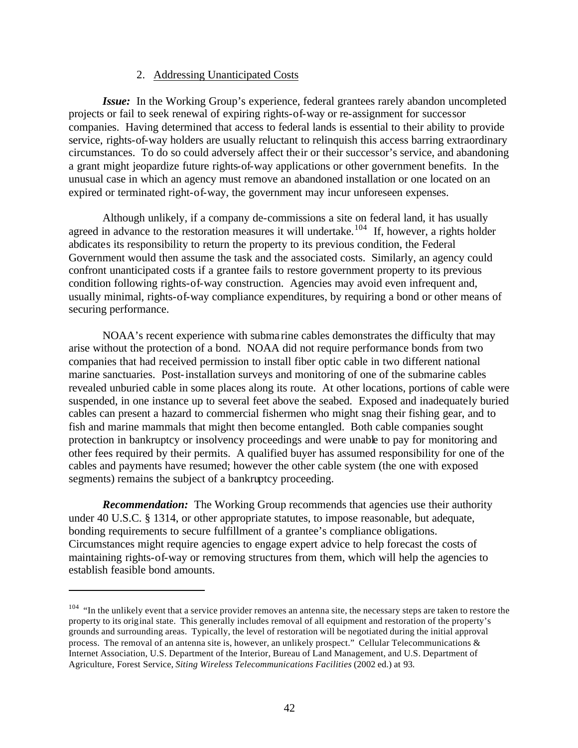### 2. Addressing Unanticipated Costs

***Issue:*** In the Working Group's experience, federal grantees rarely abandon uncompleted projects or fail to seek renewal of expiring rights-of-way or re-assignment for successor companies. Having determined that access to federal lands is essential to their ability to provide service, rights-of-way holders are usually reluctant to relinquish this access barring extraordinary circumstances. To do so could adversely affect their or their successor's service, and abandoning a grant might jeopardize future rights-of-way applications or other government benefits. In the unusual case in which an agency must remove an abandoned installation or one located on an expired or terminated right-of-way, the government may incur unforeseen expenses.

Although unlikely, if a company de-commissions a site on federal land, it has usually agreed in advance to the restoration measures it will undertake.[104] If, however, a rights holder abdicates its responsibility to return the property to its previous condition, the Federal Government would then assume the task and the associated costs. Similarly, an agency could confront unanticipated costs if a grantee fails to restore government property to its previous condition following rights-of-way construction. Agencies may avoid even infrequent and, usually minimal, rights-of-way compliance expenditures, by requiring a bond or other means of securing performance.

NOAA's recent experience with submarine cables demonstrates the difficulty that may arise without the protection of a bond. NOAA did not require performance bonds from two companies that had received permission to install fiber optic cable in two different national marine sanctuaries. Post-installation surveys and monitoring of one of the submarine cables revealed unburied cable in some places along its route. At other locations, portions of cable were suspended, in one instance up to several feet above the seabed. Exposed and inadequately buried cables can present a hazard to commercial fishermen who might snag their fishing gear, and to fish and marine mammals that might then become entangled. Both cable companies sought protection in bankruptcy or insolvency proceedings and were unable to pay for monitoring and other fees required by their permits. A qualified buyer has assumed responsibility for one of the cables and payments have resumed; however the other cable system (the one with exposed segments) remains the subject of a bankruptcy proceeding.

***Recommendation:*** The Working Group recommends that agencies use their authority under 40 U.S.C. § 1314, or other appropriate statutes, to impose reasonable, but adequate, bonding requirements to secure fulfillment of a grantee's compliance obligations. Circumstances might require agencies to engage expert advice to help forecast the costs of maintaining rights-of-way or removing structures from them, which will help the agencies to establish feasible bond amounts.

---

[104] "In the unlikely event that a service provider removes an antenna site, the necessary steps are taken to restore the property to its original state. This generally includes removal of all equipment and restoration of the property's grounds and surrounding areas. Typically, the level of restoration will be negotiated during the initial approval process. The removal of an antenna site is, however, an unlikely prospect." Cellular Telecommunications & Internet Association, U.S. Department of the Interior, Bureau of Land Management, and U.S. Department of Agriculture, Forest Service, *Siting Wireless Telecommunications Facilities* (2002 ed.) at 93.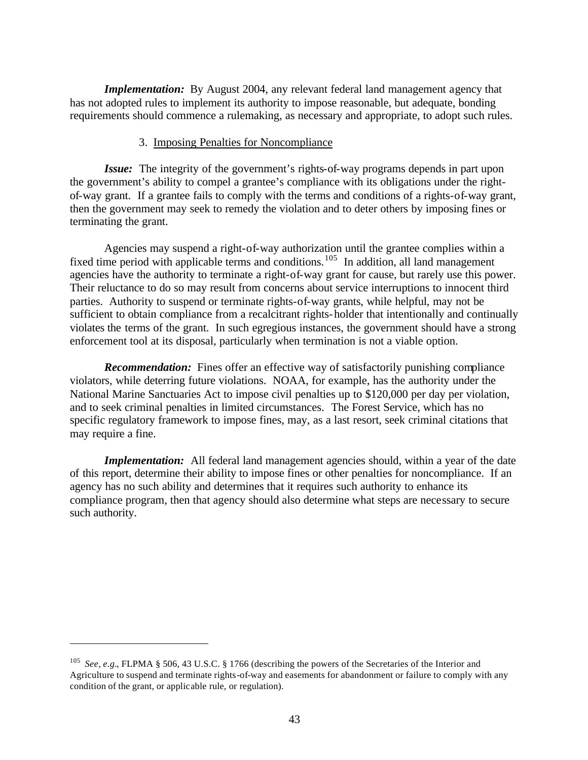***Implementation:*** By August 2004, any relevant federal land management agency that has not adopted rules to implement its authority to impose reasonable, but adequate, bonding requirements should commence a rulemaking, as necessary and appropriate, to adopt such rules.

### 3. Imposing Penalties for Noncompliance

***Issue:*** The integrity of the government's rights-of-way programs depends in part upon the government's ability to compel a grantee's compliance with its obligations under the right-of-way grant. If a grantee fails to comply with the terms and conditions of a rights-of-way grant, then the government may seek to remedy the violation and to deter others by imposing fines or terminating the grant.

Agencies may suspend a right-of-way authorization until the grantee complies within a fixed time period with applicable terms and conditions.[105] In addition, all land management agencies have the authority to terminate a right-of-way grant for cause, but rarely use this power. Their reluctance to do so may result from concerns about service interruptions to innocent third parties. Authority to suspend or terminate rights-of-way grants, while helpful, may not be sufficient to obtain compliance from a recalcitrant rights-holder that intentionally and continually violates the terms of the grant. In such egregious instances, the government should have a strong enforcement tool at its disposal, particularly when termination is not a viable option.

***Recommendation:*** Fines offer an effective way of satisfactorily punishing compliance violators, while deterring future violations. NOAA, for example, has the authority under the National Marine Sanctuaries Act to impose civil penalties up to $120,000 per day per violation, and to seek criminal penalties in limited circumstances. The Forest Service, which has no specific regulatory framework to impose fines, may, as a last resort, seek criminal citations that may require a fine.

***Implementation:*** All federal land management agencies should, within a year of the date of this report, determine their ability to impose fines or other penalties for noncompliance. If an agency has no such ability and determines that it requires such authority to enhance its compliance program, then that agency should also determine what steps are necessary to secure such authority.

---

[105] *See, e.g.*, FLPMA § 506, 43 U.S.C. § 1766 (describing the powers of the Secretaries of the Interior and Agriculture to suspend and terminate rights-of-way and easements for abandonment or failure to comply with any condition of the grant, or applicable rule, or regulation).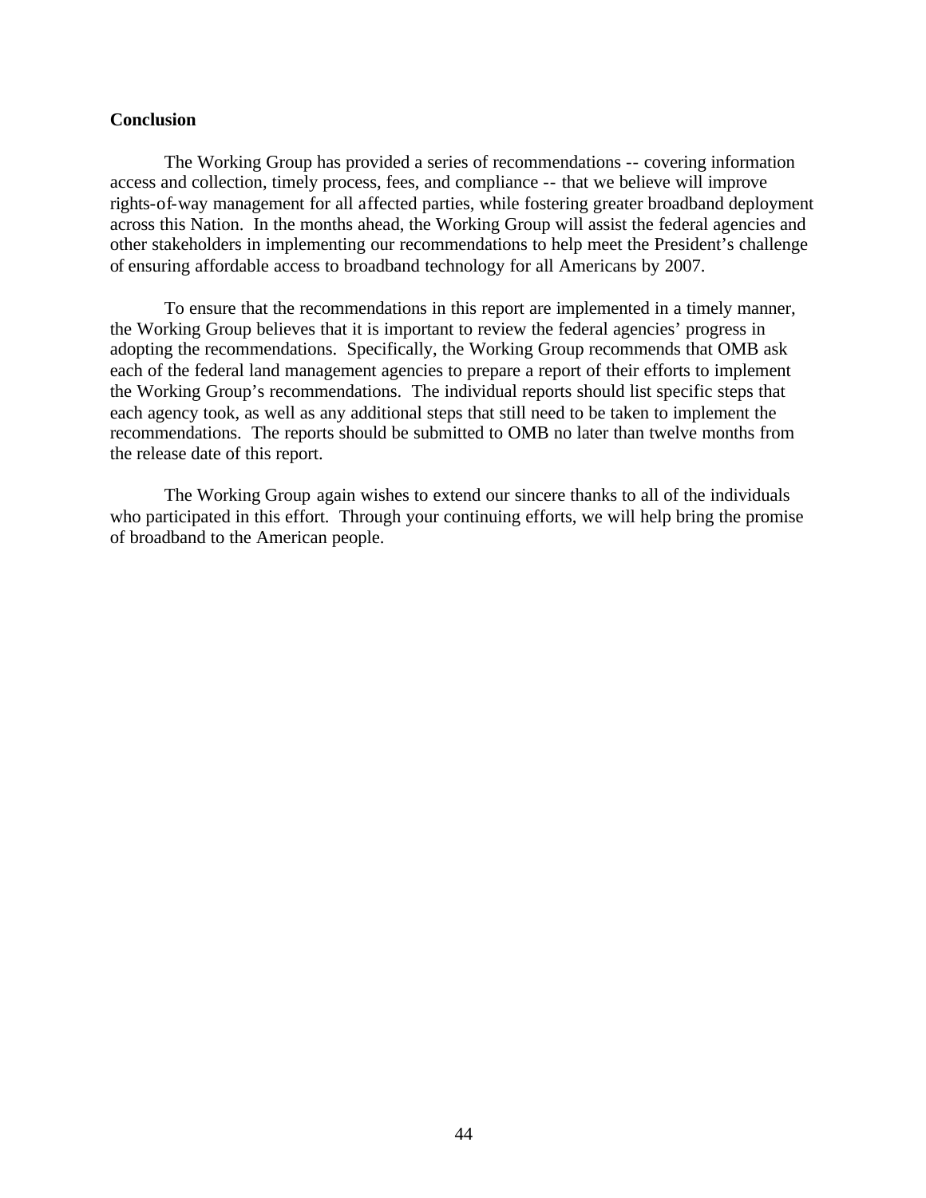**Conclusion**

The Working Group has provided a series of recommendations -- covering information access and collection, timely process, fees, and compliance -- that we believe will improve rights-of-way management for all affected parties, while fostering greater broadband deployment across this Nation. In the months ahead, the Working Group will assist the federal agencies and other stakeholders in implementing our recommendations to help meet the President's challenge of ensuring affordable access to broadband technology for all Americans by 2007.

To ensure that the recommendations in this report are implemented in a timely manner, the Working Group believes that it is important to review the federal agencies' progress in adopting the recommendations. Specifically, the Working Group recommends that OMB ask each of the federal land management agencies to prepare a report of their efforts to implement the Working Group's recommendations. The individual reports should list specific steps that each agency took, as well as any additional steps that still need to be taken to implement the recommendations. The reports should be submitted to OMB no later than twelve months from the release date of this report.

The Working Group again wishes to extend our sincere thanks to all of the individuals who participated in this effort. Through your continuing efforts, we will help bring the promise of broadband to the American people.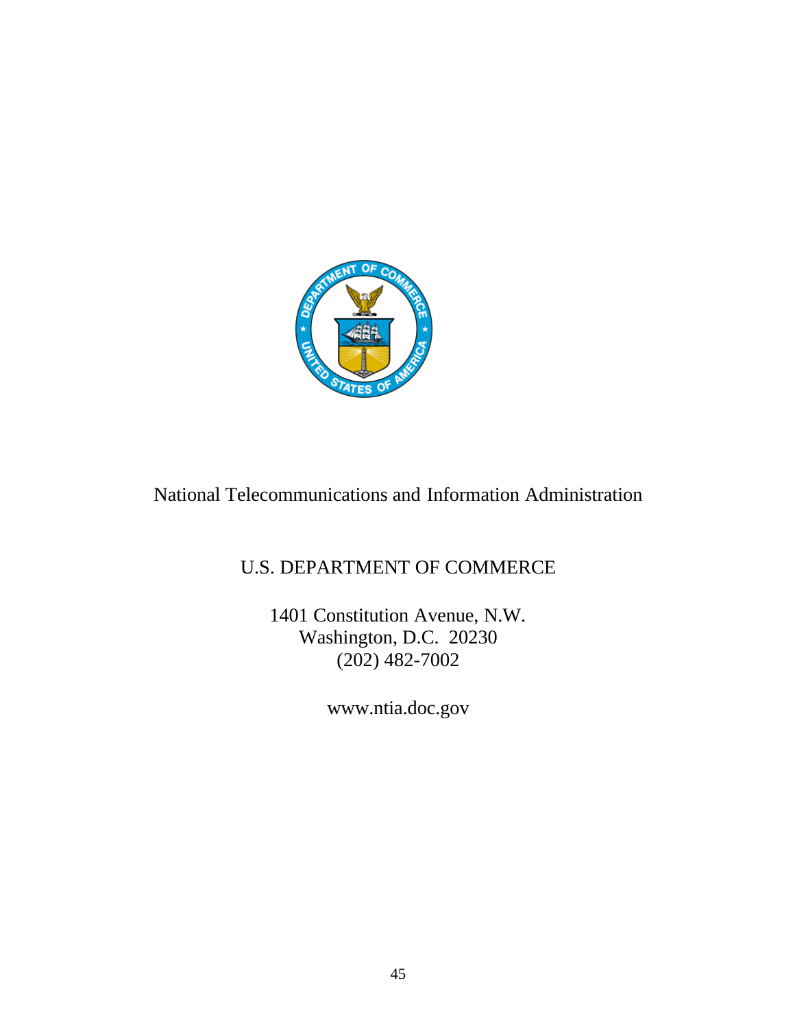National Telecommunications and Information Administration

U.S. DEPARTMENT OF COMMERCE

1401 Constitution Avenue, N.W.
Washington, D.C. 20230
(202) 482-7002

www.ntia.doc.gov